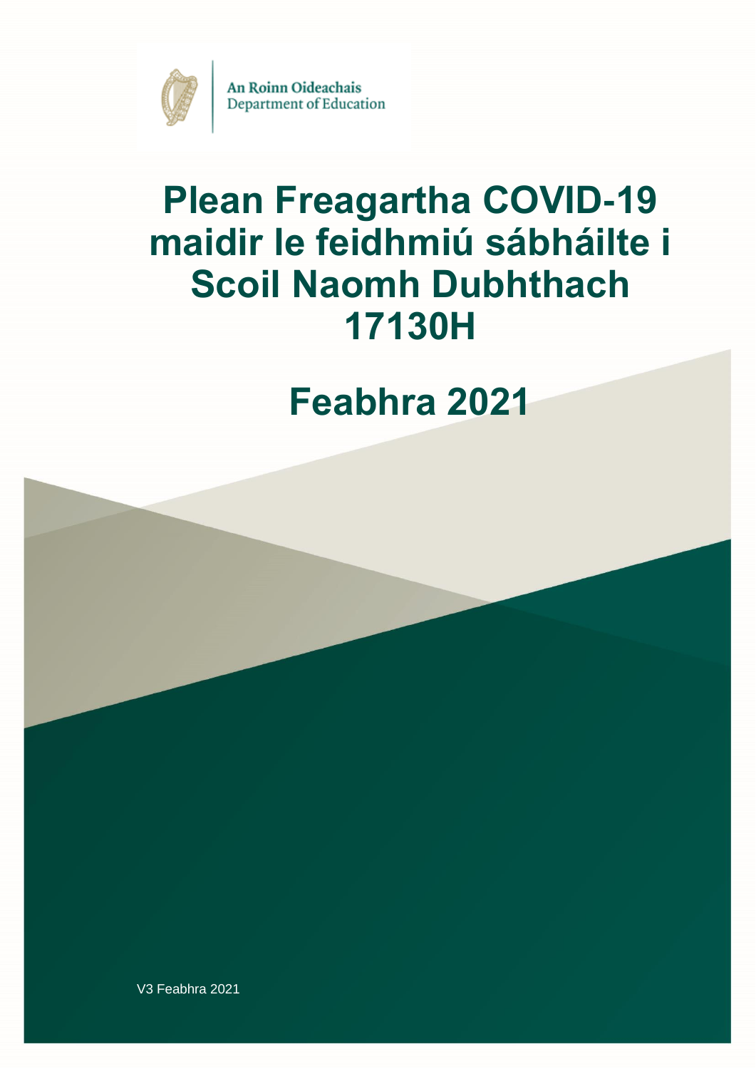An Roinn Oideachais
Department of Education

# Plean Freagartha COVID-19 maidir le feidhmiú sábháilte i Scoil Naomh Dubhthach 17130H

# Feabhra 2021

V3 Feabhra 2021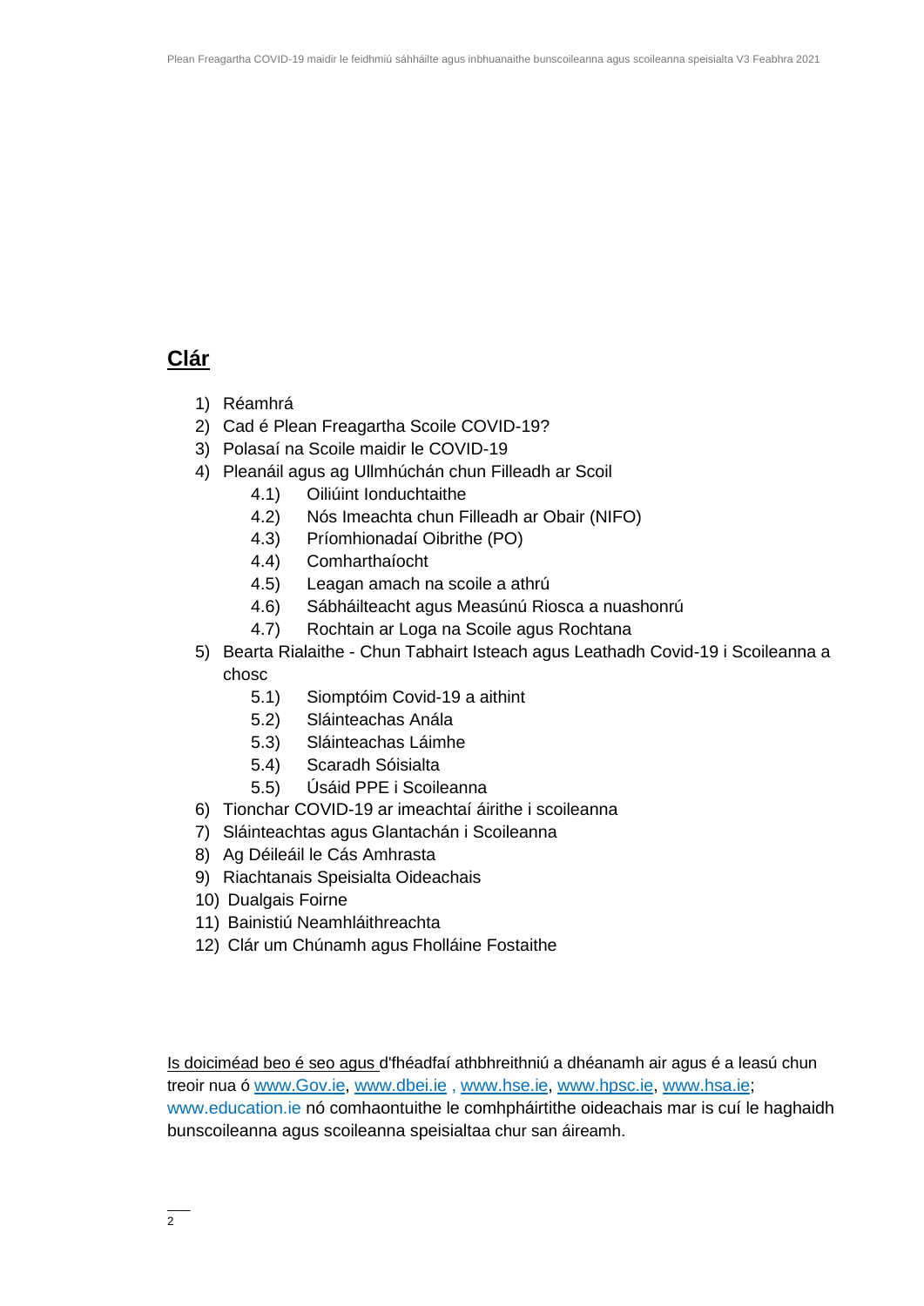## Clár

1) Réamhrá
2) Cad é Plean Freagartha Scoile COVID-19?
3) Polasaí na Scoile maidir le COVID-19
4) Pleanáil agus ag Ullmhúchán chun Filleadh ar Scoil
    4.1) Oiliúint Ionduchtaithe
    4.2) Nós Imeachta chun Filleadh ar Obair (NIFO)
    4.3) Príomhionadaí Oibrithe (PO)
    4.4) Comharthaíocht
    4.5) Leagan amach na scoile a athrú
    4.6) Sábháilteacht agus Measúnú Riosca a nuashonrú
    4.7) Rochtain ar Loga na Scoile agus Rochtana
5) Bearta Rialaithe - Chun Tabhairt Isteach agus Leathadh Covid-19 i Scoileanna a chosc
    5.1) Siomptóim Covid-19 a aithint
    5.2) Sláinteachas Anála
    5.3) Sláinteachas Láimhe
    5.4) Scaradh Sóisialta
    5.5) Úsáid PPE i Scoileanna
6) Tionchar COVID-19 ar imeachtaí áirithe i scoileanna
7) Sláinteachtas agus Glantachán i Scoileanna
8) Ag Déileáil le Cás Amhrasta
9) Riachtanais Speisialta Oideachais
10) Dualgais Foirne
11) Bainistiú Neamhláithreachta
12) Clár um Chúnamh agus Fholláine Fostaithe

Is doiciméad beo é seo agus d'fhéadfaí athbhreithniú a dhéanamh air agus é a leasú chun treoir nua ó www.Gov.ie, www.dbei.ie , www.hse.ie, www.hpsc.ie, www.hsa.ie; www.education.ie nó comhaontuithe le comhpháirtithe oideachais mar is cuí le haghaidh bunscoileanna agus scoileanna speisialtaa chur san áireamh.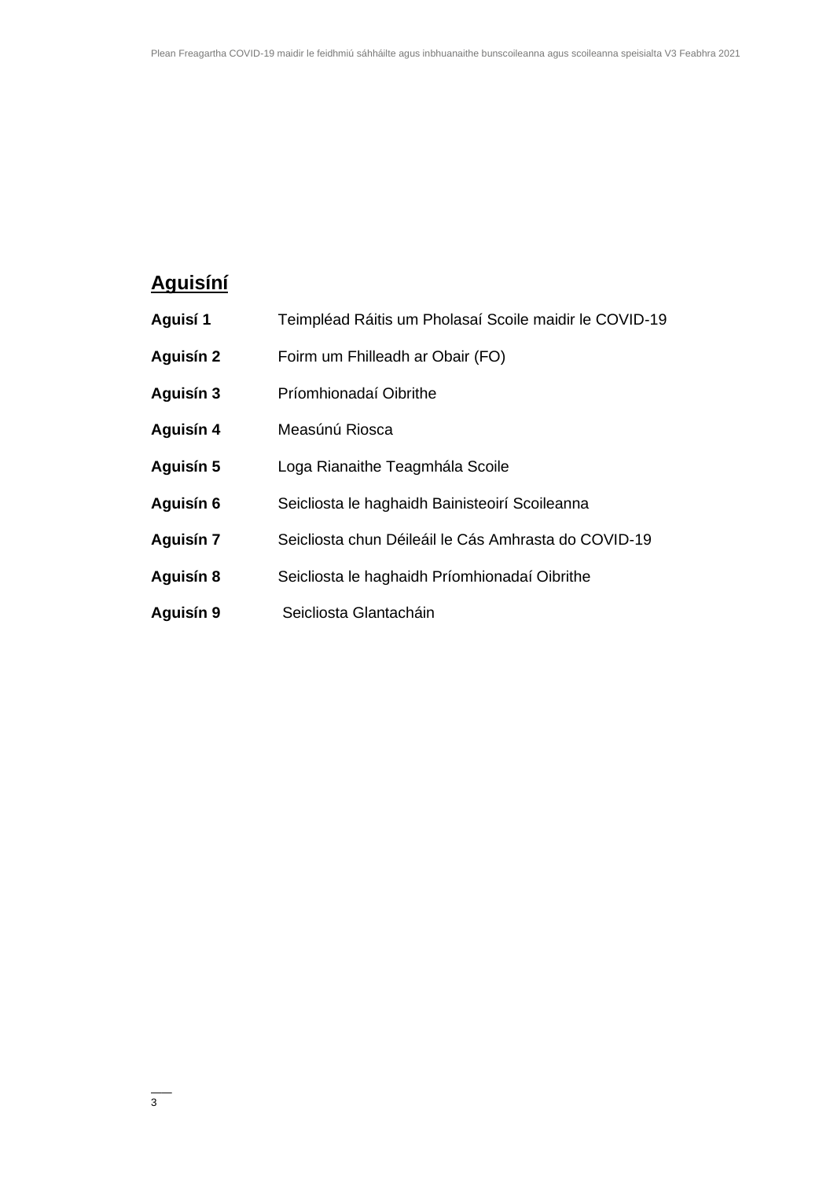## Aguisíní

| | |
|---|---|
| **Aguisí 1** | Teimpléad Ráitis um Pholasaí Scoile maidir le COVID-19 |
| **Aguisín 2** | Foirm um Fhilleadh ar Obair (FO) |
| **Aguisín 3** | Príomhionadaí Oibrithe |
| **Aguisín 4** | Measúnú Riosca |
| **Aguisín 5** | Loga Rianaithe Teagmhála Scoile |
| **Aguisín 6** | Seicliosta le haghaidh Bainisteoirí Scoileanna |
| **Aguisín 7** | Seicliosta chun Déileáil le Cás Amhrasta do COVID-19 |
| **Aguisín 8** | Seicliosta le haghaidh Príomhionadaí Oibrithe |
| **Aguisín 9** | Seicliosta Glantacháin |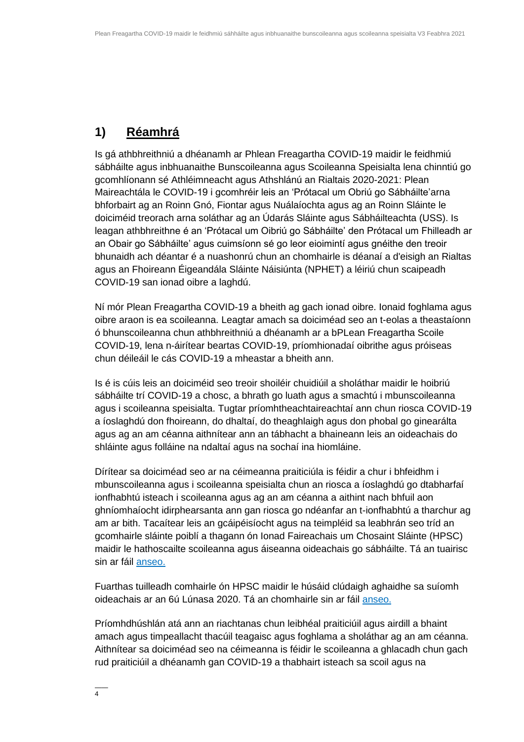## 1) **Réamhrá**

Is gá athbhreithniú a dhéanamh ar Phlean Freagartha COVID-19 maidir le feidhmiú sábháilte agus inbhuanaithe Bunscoileanna agus Scoileanna Speisialta lena chinntiú go gcomhlíonann sé Athléimneacht agus Athshlánú an Rialtais 2020-2021: Plean Maireachtála le COVID-19 i gcomhréir leis an 'Prótacal um Obriú go Sábháilte'arna bhforbairt ag an Roinn Gnó, Fiontar agus Nuálaíochta agus ag an Roinn Sláinte le doiciméid treorach arna soláthar ag an Údarás Sláinte agus Sábháilteachta (USS). Is leagan athbhreithne é an 'Prótacal um Oibriú go Sábháilte' den Prótacal um Fhilleadh ar an Obair go Sábháilte' agus cuimsíonn sé go leor eioimintí agus gnéithe den treoir bhunaidh ach déantar é a nuashonrú chun an chomhairle is déanaí a d'eisigh an Rialtas agus an Fhoireann Éigeandála Sláinte Náisiúnta (NPHET) a léiriú chun scaipeadh COVID-19 san ionad oibre a laghdú.

Ní mór Plean Freagartha COVID-19 a bheith ag gach ionad oibre. Ionaid foghlama agus oibre araon is ea scoileanna. Leagtar amach sa doiciméad seo an t-eolas a theastaíonn ó bhunscoileanna chun athbhreithniú a dhéanamh ar a bPLean Freagartha Scoile COVID-19, lena n-áirítear beartas COVID-19, príomhionadaí oibrithe agus próiseas chun déileáil le cás COVID-19 a mheastar a bheith ann.

Is é is cúis leis an doiciméid seo treoir shoiléir chuidiúil a sholáthar maidir le hoibriú sábháilte trí COVID-19 a chosc, a bhrath go luath agus a smachtú i mbunscoileanna agus i scoileanna speisialta. Tugtar príomhtheachtaireachtaí ann chun riosca COVID-19 a íoslaghdú don fhoireann, do dhaltaí, do theaghlaigh agus don phobal go ginearálta agus ag an am céanna aithnítear ann an tábhacht a bhaineann leis an oideachais do shláinte agus folláine na ndaltaí agus na sochaí ina hiomláine.

Dírítear sa doiciméad seo ar na céimeanna praiticiúla is féidir a chur i bhfeidhm i mbunscoileanna agus i scoileanna speisialta chun an riosca a íoslaghdú go dtabharfaí ionfhabhtú isteach i scoileanna agus ag an am céanna a aithint nach bhfuil aon ghníomhaíocht idirphearsanta ann gan riosca go ndéanfar an t-ionfhabhtú a tharchur ag am ar bith. Tacaítear leis an gcáipéisíocht agus na teimpléid sa leabhrán seo tríd an gcomhairle sláinte poiblí a thagann ón Ionad Faireachais um Chosaint Sláinte (HPSC) maidir le hathoscailte scoileanna agus áiseanna oideachais go sábháilte. Tá an tuairisc sin ar fáil [anseo.]

Fuarthas tuilleadh comhairle ón HPSC maidir le húsáid clúdaigh aghaidhe sa suíomh oideachais ar an 6ú Lúnasa 2020. Tá an chomhairle sin ar fáil [anseo.]

Príomhdhúshlán atá ann an riachtanas chun leibhéal praiticiúil agus airdill a bhaint amach agus timpeallacht thacúil teagaisc agus foghlama a sholáthar ag an am céanna. Aithnítear sa doiciméad seo na céimeanna is féidir le scoileanna a ghlacadh chun gach rud praiticiúil a dhéanamh gan COVID-19 a thabhairt isteach sa scoil agus na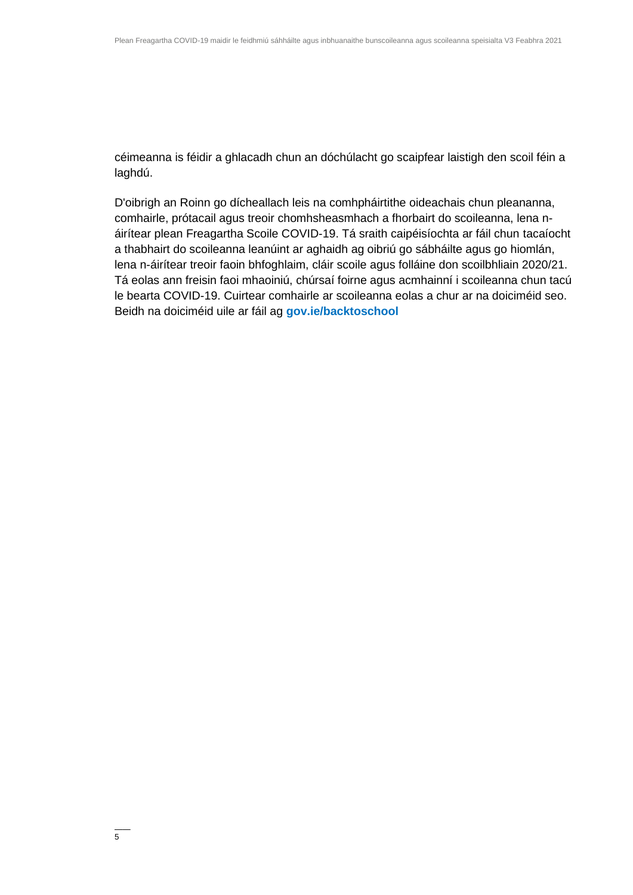céimeanna is féidir a ghlacadh chun an dóchúlacht go scaipfear laistigh den scoil féin a laghdú.

D'oibrigh an Roinn go dícheallach leis na comhpháirtithe oideachais chun pleananna, comhairle, prótacail agus treoir chomhsheasmhach a fhorbairt do scoileanna, lena n-áirítear plean Freagartha Scoile COVID-19. Tá sraith caipéisíochta ar fáil chun tacaíocht a thabhairt do scoileanna leanúint ar aghaidh ag oibriú go sábháilte agus go hiomlán, lena n-áirítear treoir faoin bhfoghlaim, cláir scoile agus folláine don scoilbhliain 2020/21. Tá eolas ann freisin faoi mhaoiniú, chúrsaí foirne agus acmhainní i scoileanna chun tacú le bearta COVID-19. Cuirtear comhairle ar scoileanna eolas a chur ar na doiciméid seo. Beidh na doiciméid uile ar fáil ag **gov.ie/backtoschool**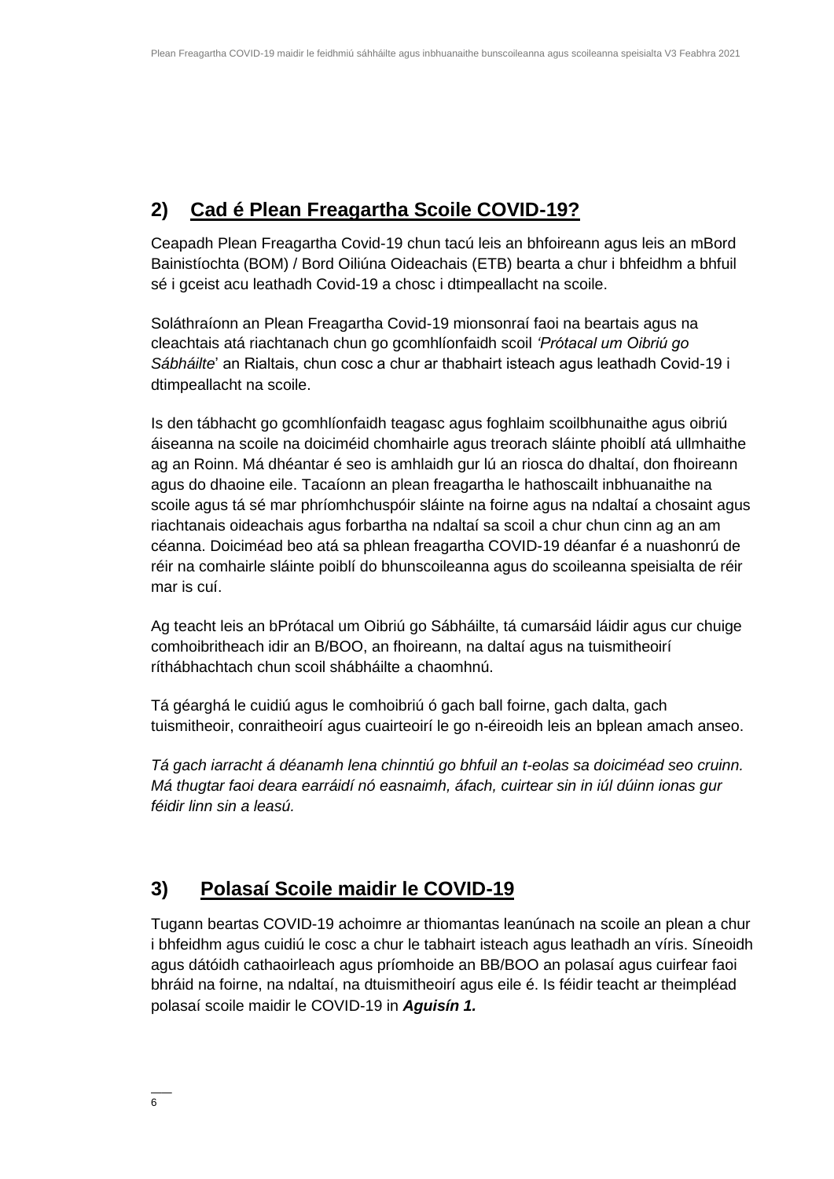## 2) Cad é Plean Freagartha Scoile COVID-19?

Ceapadh Plean Freagartha Covid-19 chun tacú leis an bhfoireann agus leis an mBord Bainistíochta (BOM) / Bord Oiliúna Oideachais (ETB) bearta a chur i bhfeidhm a bhfuil sé i gceist acu leathadh Covid-19 a chosc i dtimpeallacht na scoile.

Soláthraíonn an Plean Freagartha Covid-19 mionsonraí faoi na beartais agus na cleachtais atá riachtanach chun go gcomhlíonfaidh scoil *'Prótacal um Oibriú go Sábháilte*' an Rialtais, chun cosc a chur ar thabhairt isteach agus leathadh Covid-19 i dtimpeallacht na scoile.

Is den tábhacht go gcomhlíonfaidh teagasc agus foghlaim scoilbhunaithe agus oibriú áiseanna na scoile na doiciméid chomhairle agus treorach sláinte phoiblí atá ullmhaithe ag an Roinn. Má dhéantar é seo is amhlaidh gur lú an riosca do dhaltaí, don fhoireann agus do dhaoine eile. Tacaíonn an plean freagartha le hathoscailt inbhuanaithe na scoile agus tá sé mar phríomhchuspóir sláinte na foirne agus na ndaltaí a chosaint agus riachtanais oideachais agus forbartha na ndaltaí sa scoil a chur chun cinn ag an am céanna. Doiciméad beo atá sa phlean freagartha COVID-19 déanfar é a nuashonrú de réir na comhairle sláinte poiblí do bhunscoileanna agus do scoileanna speisialta de réir mar is cuí.

Ag teacht leis an bPrótacal um Oibriú go Sábháilte, tá cumarsáid láidir agus cur chuige comhoibritheach idir an B/BOO, an fhoireann, na daltaí agus na tuismitheoirí ríthábhachtach chun scoil shábháilte a chaomhnú.

Tá géarghá le cuidiú agus le comhoibriú ó gach ball foirne, gach dalta, gach tuismitheoir, conraitheoirí agus cuairteoirí le go n-éireoidh leis an bplean amach anseo.

*Tá gach iarracht á déanamh lena chinntiú go bhfuil an t-eolas sa doiciméad seo cruinn. Má thugtar faoi deara earráidí nó easnaimh, áfach, cuirtear sin in iúl dúinn ionas gur féidir linn sin a leasú.*

## 3) Polasaí Scoile maidir le COVID-19

Tugann beartas COVID-19 achoimre ar thiomantas leanúnach na scoile an plean a chur i bhfeidhm agus cuidiú le cosc a chur le tabhairt isteach agus leathadh an víris. Síneoidh agus dátóidh cathaoirleach agus príomhoide an BB/BOO an polasaí agus cuirfear faoi bhráid na foirne, na ndaltaí, na dtuismitheoirí agus eile é. Is féidir teacht ar theimpléad polasaí scoile maidir le COVID-19 in ***Aguisín 1.***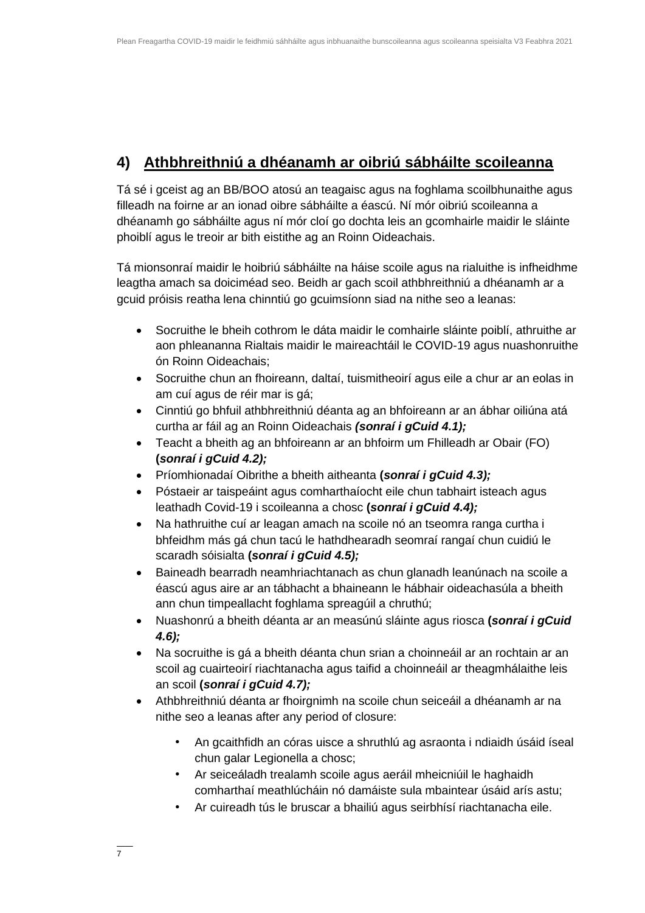## 4) Athbhreithniú a dhéanamh ar oibriú sábháilte scoileanna

Tá sé i gceist ag an BB/BOO atosú an teagaisc agus na foghlama scoilbhunaithe agus filleadh na foirne ar an ionad oibre sábháilte a éascú. Ní mór oibriú scoileanna a dhéanamh go sábháilte agus ní mór cloí go dochta leis an gcomhairle maidir le sláinte phoiblí agus le treoir ar bith eistithe ag an Roinn Oideachais.

Tá mionsonraí maidir le hoibriú sábháilte na háise scoile agus na rialuithe is infheidhme leagtha amach sa doiciméad seo. Beidh ar gach scoil athbhreithniú a dhéanamh ar a gcuid próisis reatha lena chinntiú go gcuimsíonn siad na nithe seo a leanas:

- Socruithe le bheih cothrom le dáta maidir le comhairle sláinte poiblí, athruithe ar aon phleananna Rialtais maidir le maireachtáil le COVID-19 agus nuashonruithe ón Roinn Oideachais;
- Socruithe chun an fhoireann, daltaí, tuismitheoirí agus eile a chur ar an eolas in am cuí agus de réir mar is gá;
- Cinntiú go bhfuil athbhreithniú déanta ag an bhfoireann ar an ábhar oiliúna atá curtha ar fáil ag an Roinn Oideachais ***(sonraí i gCuid 4.1);***
- Teacht a bheith ag an bhfoireann ar an bhfoirm um Fhilleadh ar Obair (FO) **(*sonraí i gCuid 4.2);***
- Príomhionadaí Oibrithe a bheith aitheanta **(*sonraí i gCuid 4.3);***
- Póstaeir ar taispeáint agus comharthaíocht eile chun tabhairt isteach agus leathadh Covid-19 i scoileanna a chosc **(*sonraí i gCuid 4.4);***
- Na hathruithe cuí ar leagan amach na scoile nó an tseomra ranga curtha i bhfeidhm más gá chun tacú le hathdhearadh seomraí rangaí chun cuidiú le scaradh sóisialta **(*sonraí i gCuid 4.5);***
- Baineadh bearradh neamhriachtanach as chun glanadh leanúnach na scoile a éascú agus aire ar an tábhacht a bhaineann le hábhair oideachasúla a bheith ann chun timpeallacht foghlama spreagúil a chruthú;
- Nuashonrú a bheith déanta ar an measúnú sláinte agus riosca **(*sonraí i gCuid 4.6);***
- Na socruithe is gá a bheith déanta chun srian a choinneáil ar an rochtain ar an scoil ag cuairteoirí riachtanacha agus taifid a choinneáil ar theagmhálaithe leis an scoil **(*sonraí i gCuid 4.7);***
- Athbhreithniú déanta ar fhoirgnimh na scoile chun seiceáil a dhéanamh ar na nithe seo a leanas after any period of closure:
  - An gcaithfidh an córas uisce a shruthlú ag asraonta i ndiaidh úsáid íseal chun galar Legionella a chosc;
  - Ar seiceáladh trealamh scoile agus aeráil mheicniúil le haghaidh comharthaí meathlúcháin nó damáiste sula mbaintear úsáid arís astu;
  - Ar cuireadh tús le bruscar a bhailiú agus seirbhísí riachtanacha eile.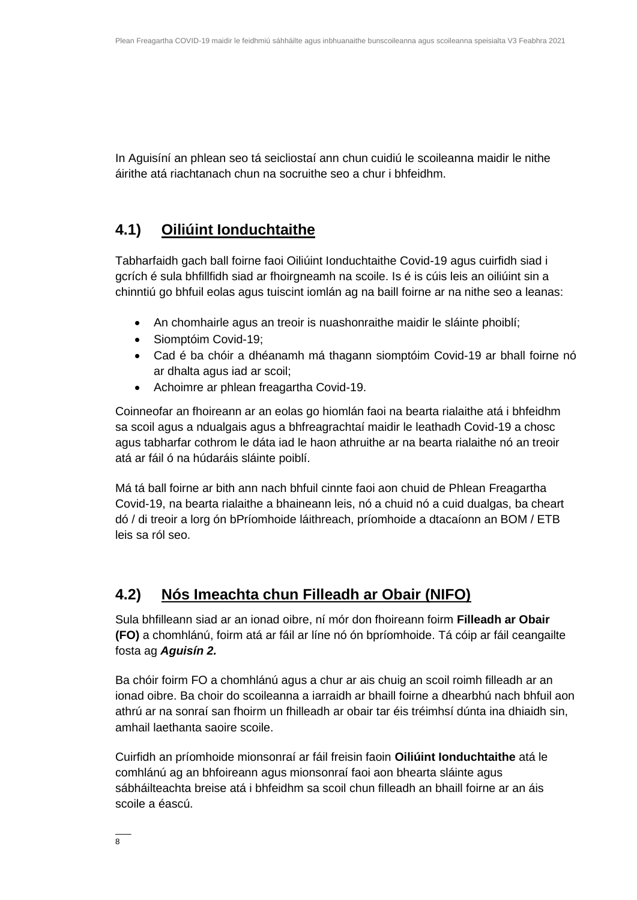In Aguisíní an phlean seo tá seicliostaí ann chun cuidiú le scoileanna maidir le nithe áirithe atá riachtanach chun na socruithe seo a chur i bhfeidhm.

## 4.1) Oiliúint Ionduchtaithe

Tabharfaidh gach ball foirne faoi Oiliúint Ionduchtaithe Covid-19 agus cuirfidh siad i gcrích é sula bhfillfidh siad ar fhoirgneamh na scoile. Is é is cúis leis an oiliúint sin a chinntiú go bhfuil eolas agus tuiscint iomlán ag na baill foirne ar na nithe seo a leanas:

- An chomhairle agus an treoir is nuashonraithe maidir le sláinte phoiblí;
- Siomptóim Covid-19;
- Cad é ba chóir a dhéanamh má thagann siomptóim Covid-19 ar bhall foirne nó ar dhalta agus iad ar scoil;
- Achoimre ar phlean freagartha Covid-19.

Coinneofar an fhoireann ar an eolas go hiomlán faoi na bearta rialaithe atá i bhfeidhm sa scoil agus a ndualgais agus a bhfreagrachtaí maidir le leathadh Covid-19 a chosc agus tabharfar cothrom le dáta iad le haon athruithe ar na bearta rialaithe nó an treoir atá ar fáil ó na húdaráis sláinte poiblí.

Má tá ball foirne ar bith ann nach bhfuil cinnte faoi aon chuid de Phlean Freagartha Covid-19, na bearta rialaithe a bhaineann leis, nó a chuid nó a cuid dualgas, ba cheart dó / di treoir a lorg ón bPríomhoide láithreach, príomhoide a dtacaíonn an BOM / ETB leis sa ról seo.

## 4.2) Nós Imeachta chun Filleadh ar Obair (NIFO)

Sula bhfilleann siad ar an ionad oibre, ní mór don fhoireann foirm **Filleadh ar Obair (FO)** a chomhlánú, foirm atá ar fáil ar líne nó ón bpríomhoide. Tá cóip ar fáil ceangailte fosta ag ***Aguisín 2.***

Ba chóir foirm FO a chomhlánú agus a chur ar ais chuig an scoil roimh filleadh ar an ionad oibre. Ba choir do scoileanna a iarraidh ar bhaill foirne a dhearbhú nach bhfuil aon athrú ar na sonraí san fhoirm un fhilleadh ar obair tar éis tréimhsí dúnta ina dhiaidh sin, amhail laethanta saoire scoile.

Cuirfidh an príomhoide mionsonraí ar fáil freisin faoin **Oiliúint Ionduchtaithe** atá le comhlánú ag an bhfoireann agus mionsonraí faoi aon bhearta sláinte agus sábháilteachta breise atá i bhfeidhm sa scoil chun filleadh an bhaill foirne ar an áis scoile a éascú.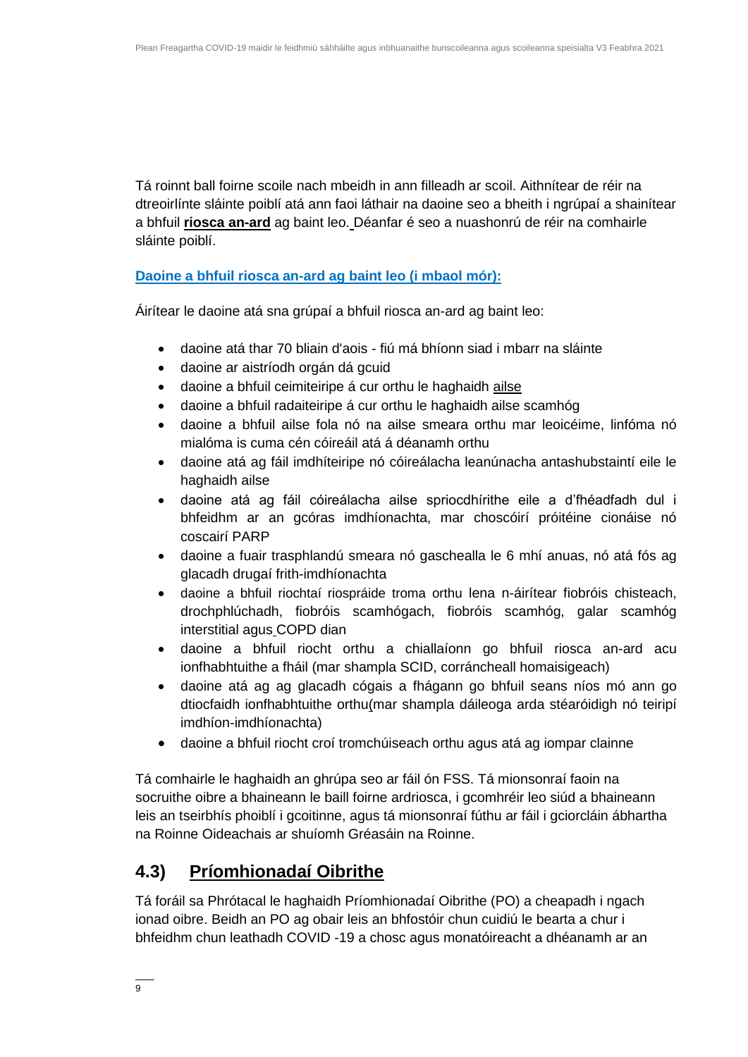Tá roinnt ball foirne scoile nach mbeidh in ann filleadh ar scoil. Aithnítear de réir na dtreoirlínte sláinte poiblí atá ann faoi láthair na daoine seo a bheith i ngrúpaí a shainítear a bhfuil **riosca an-ard** ag baint leo. Déanfar é seo a nuashonrú de réir na comhairle sláinte poiblí.

**Daoine a bhfuil riosca an-ard ag baint leo (i mbaol mór):**

Áirítear le daoine atá sna grúpaí a bhfuil riosca an-ard ag baint leo:

- daoine atá thar 70 bliain d'aois - fiú má bhíonn siad i mbarr na sláinte
- daoine ar aistríodh orgán dá gcuid
- daoine a bhfuil ceimiteiripe á cur orthu le haghaidh ailse
- daoine a bhfuil radaiteiripe á cur orthu le haghaidh ailse scamhóg
- daoine a bhfuil ailse fola nó na ailse smeara orthu mar leoicéime, linfóma nó mialóma is cuma cén cóireáil atá á déanamh orthu
- daoine atá ag fáil imdhíteiripe nó cóireálacha leanúnacha antashubstaintí eile le haghaidh ailse
- daoine atá ag fáil cóireálacha ailse spriocdhírithe eile a d'fhéadfadh dul i bhfeidhm ar an gcóras imdhíonachta, mar choscóirí próitéine cionáise nó coscairí PARP
- daoine a fuair trasphlandú smeara nó gaschealla le 6 mhí anuas, nó atá fós ag glacadh drugaí frith-imdhíonachta
- daoine a bhfuil riochtaí riospráide troma orthu lena n-áirítear fiobróis chisteach, drochphlúchadh, fiobróis scamhógach, fiobróis scamhóg, galar scamhóg interstitial agus COPD dian
- daoine a bhfuil riocht orthu a chiallaíonn go bhfuil riosca an-ard acu ionfhabhtuithe a fháil (mar shampla SCID, corráncheall homaisigeach)
- daoine atá ag ag glacadh cógais a fhágann go bhfuil seans níos mó ann go dtiocfaidh ionfhabhtuithe orthu(mar shampla dáileoga arda stéaróidigh nó teiripí imdhíon-imdhíonachta)
- daoine a bhfuil riocht croí tromchúiseach orthu agus atá ag iompar clainne

Tá comhairle le haghaidh an ghrúpa seo ar fáil ón FSS. Tá mionsonraí faoin na socruithe oibre a bhaineann le baill foirne ardriosca, i gcomhréir leo siúd a bhaineann leis an tseirbhís phoiblí i gcoitinne, agus tá mionsonraí fúthu ar fáil i gciorcláin ábhartha na Roinne Oideachais ar shuíomh Gréasáin na Roinne.

## 4.3) Príomhionadaí Oibrithe

Tá foráil sa Phrótacal le haghaidh Príomhionadaí Oibrithe (PO) a cheapadh i ngach ionad oibre. Beidh an PO ag obair leis an bhfostóir chun cuidiú le bearta a chur i bhfeidhm chun leathadh COVID -19 a chosc agus monatóireacht a dhéanamh ar an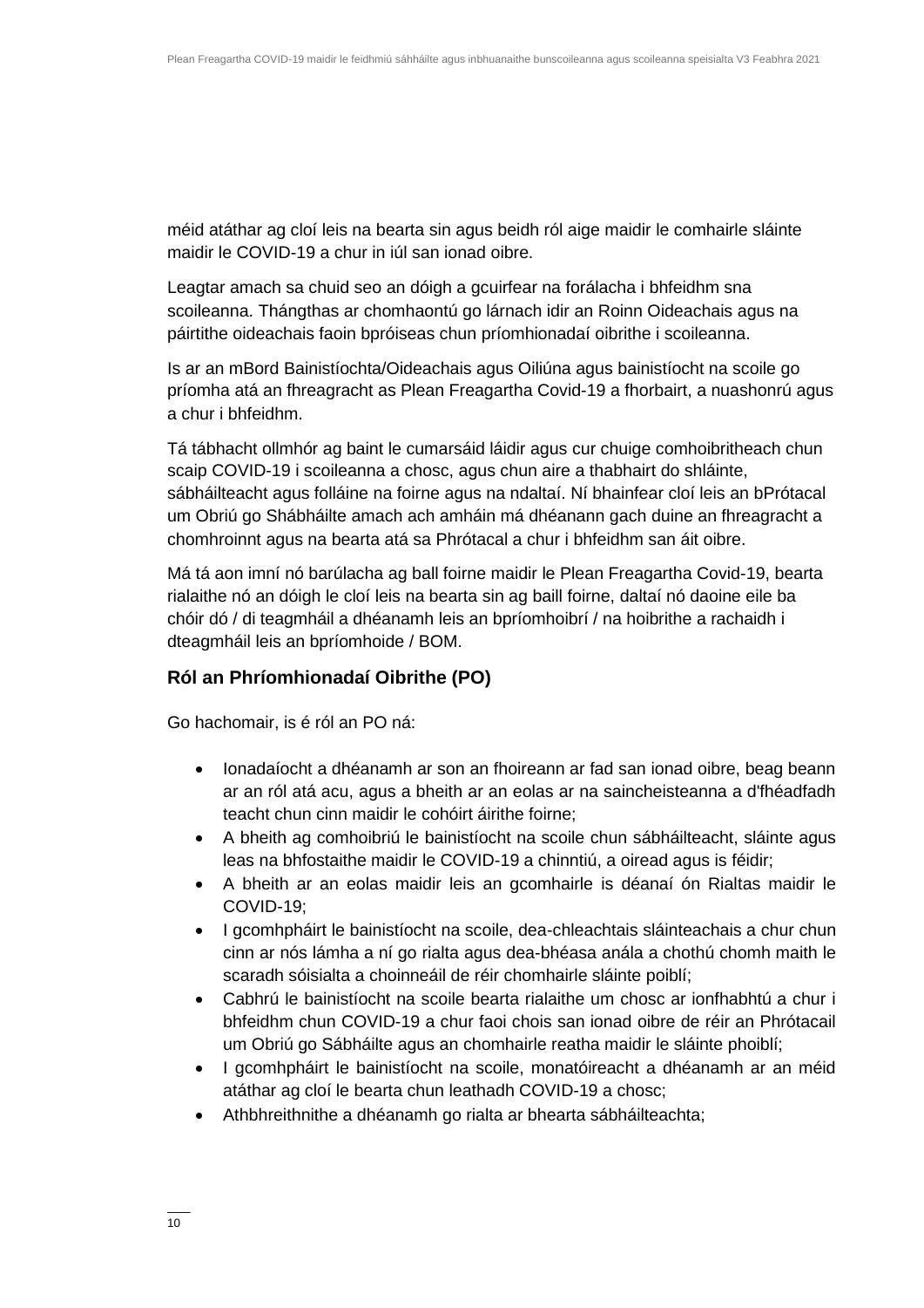méid atáthar ag cloí leis na bearta sin agus beidh ról aige maidir le comhairle sláinte maidir le COVID-19 a chur in iúl san ionad oibre.

Leagtar amach sa chuid seo an dóigh a gcuirfear na forálacha i bhfeidhm sna scoileanna. Thángthas ar chomhaontú go lárnach idir an Roinn Oideachais agus na páirtithe oideachais faoin bpróiseas chun príomhionadaí oibrithe i scoileanna.

Is ar an mBord Bainistíochta/Oideachais agus Oiliúna agus bainistíocht na scoile go príomha atá an fhreagracht as Plean Freagartha Covid-19 a fhorbairt, a nuashonrú agus a chur i bhfeidhm.

Tá tábhacht ollmhór ag baint le cumarsáid láidir agus cur chuige comhoibritheach chun scaip COVID-19 i scoileanna a chosc, agus chun aire a thabhairt do shláinte, sábháilteacht agus folláine na foirne agus na ndaltaí. Ní bhainfear cloí leis an bPrótacal um Obriú go Shábháilte amach ach amháin má dhéanann gach duine an fhreagracht a chomhroinnt agus na bearta atá sa Phrótacal a chur i bhfeidhm san áit oibre.

Má tá aon imní nó barúlacha ag ball foirne maidir le Plean Freagartha Covid-19, bearta rialaithe nó an dóigh le cloí leis na bearta sin ag baill foirne, daltaí nó daoine eile ba chóir dó / di teagmháil a dhéanamh leis an bpríomhoibrí / na hoibrithe a rachaidh i dteagmháil leis an bpríomhoide / BOM.

### Ról an Phríomhionadaí Oibrithe (PO)

Go hachomair, is é ról an PO ná:

- Ionadaíocht a dhéanamh ar son an fhoireann ar fad san ionad oibre, beag beann ar an ról atá acu, agus a bheith ar an eolas ar na saincheisteanna a d'fhéadfadh teacht chun cinn maidir le cohóirt áirithe foirne;
- A bheith ag comhoibriú le bainistíocht na scoile chun sábháilteacht, sláinte agus leas na bhfostaithe maidir le COVID-19 a chinntiú, a oiread agus is féidir;
- A bheith ar an eolas maidir leis an gcomhairle is déanaí ón Rialtas maidir le COVID-19;
- I gcomhpháirt le bainistíocht na scoile, dea-chleachtais sláinteachais a chur chun cinn ar nós lámha a ní go rialta agus dea-bhéasa anála a chothú chomh maith le scaradh sóisialta a choinneáil de réir chomhairle sláinte poiblí;
- Cabhrú le bainistíocht na scoile bearta rialaithe um chosc ar ionfhabhtú a chur i bhfeidhm chun COVID-19 a chur faoi chois san ionad oibre de réir an Phrótacail um Obriú go Sábháilte agus an chomhairle reatha maidir le sláinte phoiblí;
- I gcomhpháirt le bainistíocht na scoile, monatóireacht a dhéanamh ar an méid atáthar ag cloí le bearta chun leathadh COVID-19 a chosc;
- Athbhreithnithe a dhéanamh go rialta ar bhearta sábháilteachta;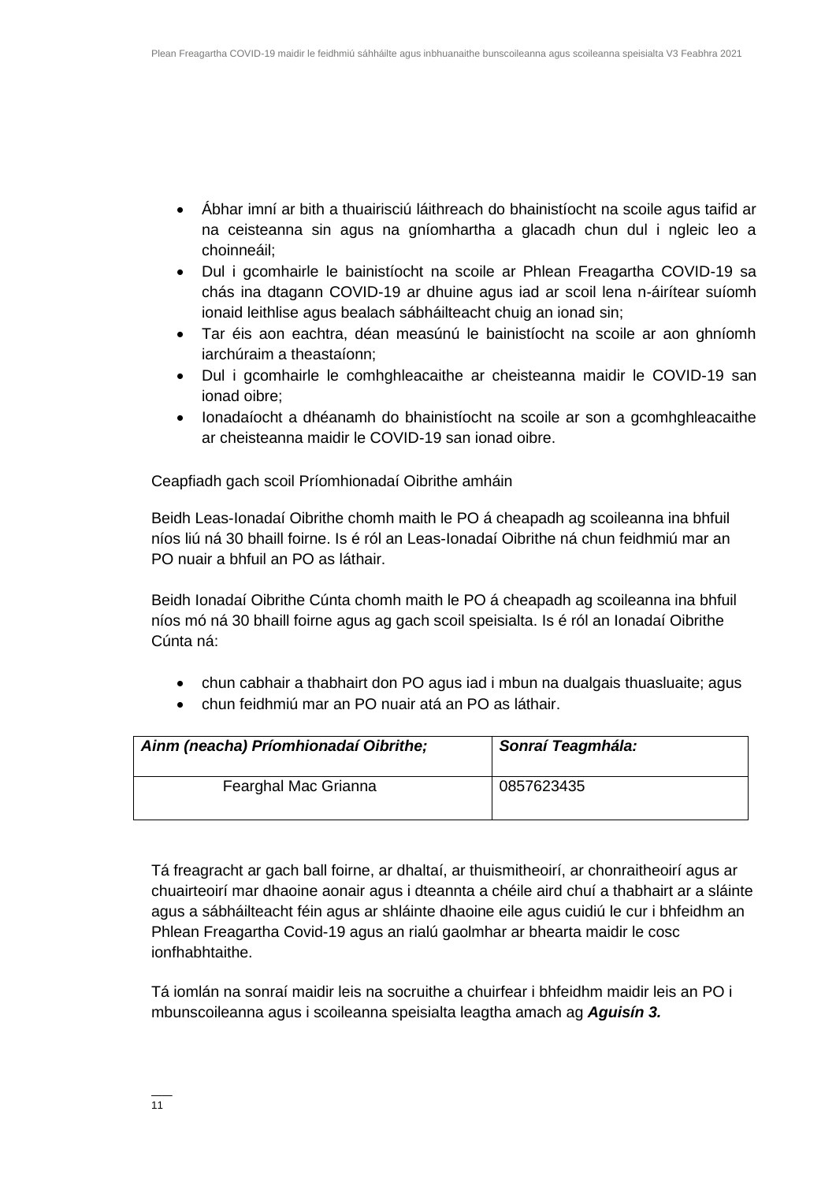- Ábhar imní ar bith a thuairisciú láithreach do bhainistíocht na scoile agus taifid ar na ceisteanna sin agus na gníomhartha a glacadh chun dul i ngleic leo a choinneáil;
- Dul i gcomhairle le bainistíocht na scoile ar Phlean Freagartha COVID-19 sa chás ina dtagann COVID-19 ar dhuine agus iad ar scoil lena n-áirítear suíomh ionaid leithlise agus bealach sábháilteacht chuig an ionad sin;
- Tar éis aon eachtra, déan measúnú le bainistíocht na scoile ar aon ghníomh iarchúraim a theastaíonn;
- Dul i gcomhairle le comhghleacaithe ar cheisteanna maidir le COVID-19 san ionad oibre;
- Ionadaíocht a dhéanamh do bhainistíocht na scoile ar son a gcomhghleacaithe ar cheisteanna maidir le COVID-19 san ionad oibre.

Ceapfiadh gach scoil Príomhionadaí Oibrithe amháin

Beidh Leas-Ionadaí Oibrithe chomh maith le PO á cheapadh ag scoileanna ina bhfuil níos liú ná 30 bhaill foirne. Is é ról an Leas-Ionadaí Oibrithe ná chun feidhmiú mar an PO nuair a bhfuil an PO as láthair.

Beidh Ionadaí Oibrithe Cúnta chomh maith le PO á cheapadh ag scoileanna ina bhfuil níos mó ná 30 bhaill foirne agus ag gach scoil speisialta. Is é ról an Ionadaí Oibrithe Cúnta ná:

- chun cabhair a thabhairt don PO agus iad i mbun na dualgais thuasluaite; agus
- chun feidhmiú mar an PO nuair atá an PO as láthair.

| ***Ainm (neacha) Príomhionadaí Oibrithe;*** | ***Sonraí Teagmhála:*** |
|---|---|
| Fearghal Mac Grianna | 0857623435 |

Tá freagracht ar gach ball foirne, ar dhaltaí, ar thuismitheoirí, ar chonraitheoirí agus ar chuairteoirí mar dhaoine aonair agus i dteannta a chéile aird chuí a thabhairt ar a sláinte agus a sábháilteacht féin agus ar shláinte dhaoine eile agus cuidiú le cur i bhfeidhm an Phlean Freagartha Covid-19 agus an rialú gaolmhar ar bhearta maidir le cosc ionfhabhtaithe.

Tá iomlán na sonraí maidir leis na socruithe a chuirfear i bhfeidhm maidir leis an PO i mbunscoileanna agus i scoileanna speisialta leagtha amach ag ***Aguisín 3.***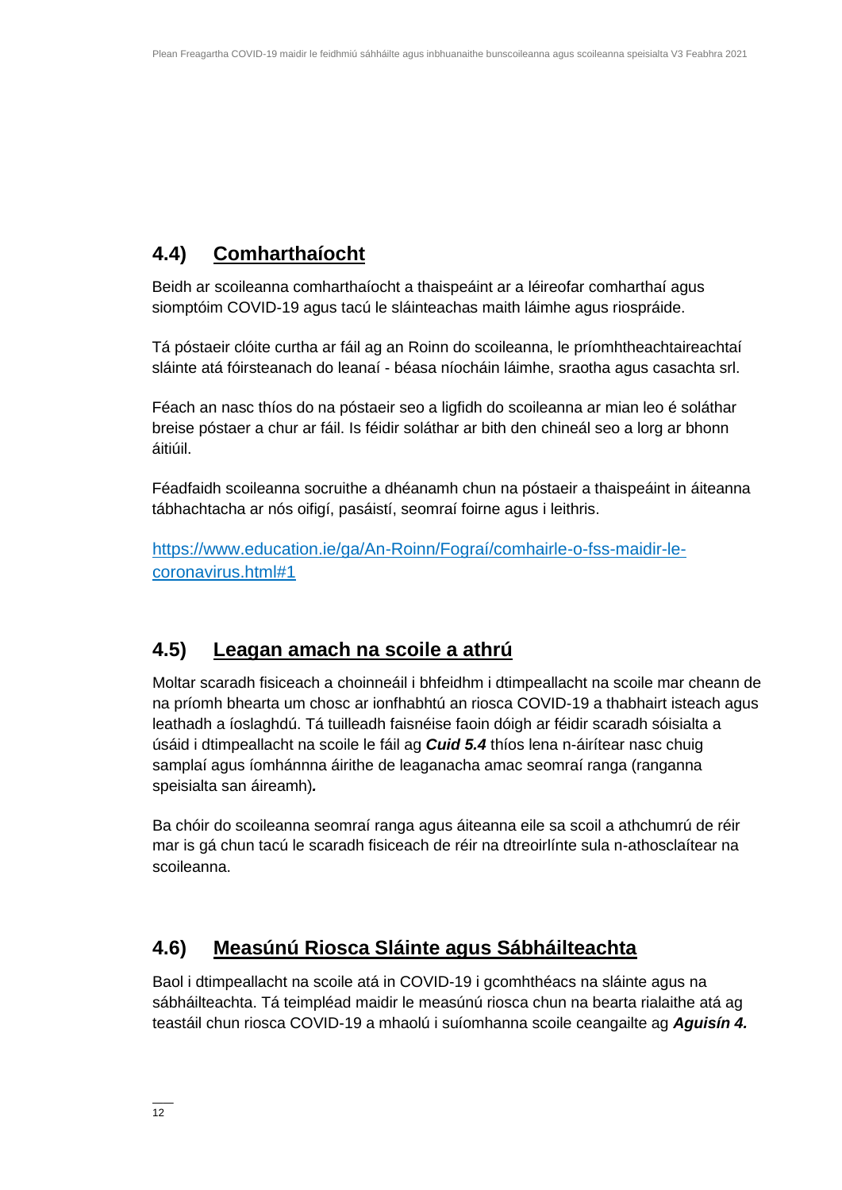## 4.4) Comharthaíocht

Beidh ar scoileanna comharthaíocht a thaispeáint ar a léireofar comharthaí agus siomptóim COVID-19 agus tacú le sláinteachas maith láimhe agus riospráide.

Tá póstaeir clóite curtha ar fáil ag an Roinn do scoileanna, le príomhtheachtaireachtaí sláinte atá fóirsteanach do leanaí - béasa níocháin láimhe, sraotha agus casachta srl.

Féach an nasc thíos do na póstaeir seo a ligfidh do scoileanna ar mian leo é soláthar breise póstaer a chur ar fáil. Is féidir soláthar ar bith den chineál seo a lorg ar bhonn áitiúil.

Féadfaidh scoileanna socruithe a dhéanamh chun na póstaeir a thaispeáint in áiteanna tábhachtacha ar nós oifigí, pasáistí, seomraí foirne agus i leithris.

https://www.education.ie/ga/An-Roinn/Fograí/comhairle-o-fss-maidir-le-coronavirus.html#1

## 4.5) Leagan amach na scoile a athrú

Moltar scaradh fisiceach a choinneáil i bhfeidhm i dtimpeallacht na scoile mar cheann de na príomh bhearta um chosc ar ionfhabhtú an riosca COVID-19 a thabhairt isteach agus leathadh a íoslaghdú. Tá tuilleadh faisnéise faoin dóigh ar féidir scaradh sóisialta a úsáid i dtimpeallacht na scoile le fáil ag ***Cuid 5.4*** thíos lena n-áirítear nasc chuig samplaí agus íomhánnna áirithe de leaganacha amac seomraí ranga (ranganna speisialta san áireamh)***.***

Ba chóir do scoileanna seomraí ranga agus áiteanna eile sa scoil a athchumrú de réir mar is gá chun tacú le scaradh fisiceach de réir na dtreoirlínte sula n-athosclaítear na scoileanna.

## 4.6) Measúnú Riosca Sláinte agus Sábháilteachta

Baol i dtimpeallacht na scoile atá in COVID-19 i gcomhthéacs na sláinte agus na sábháilteachta. Tá teimpléad maidir le measúnú riosca chun na bearta rialaithe atá ag teastáil chun riosca COVID-19 a mhaolú i suíomhanna scoile ceangailte ag ***Aguisín 4.***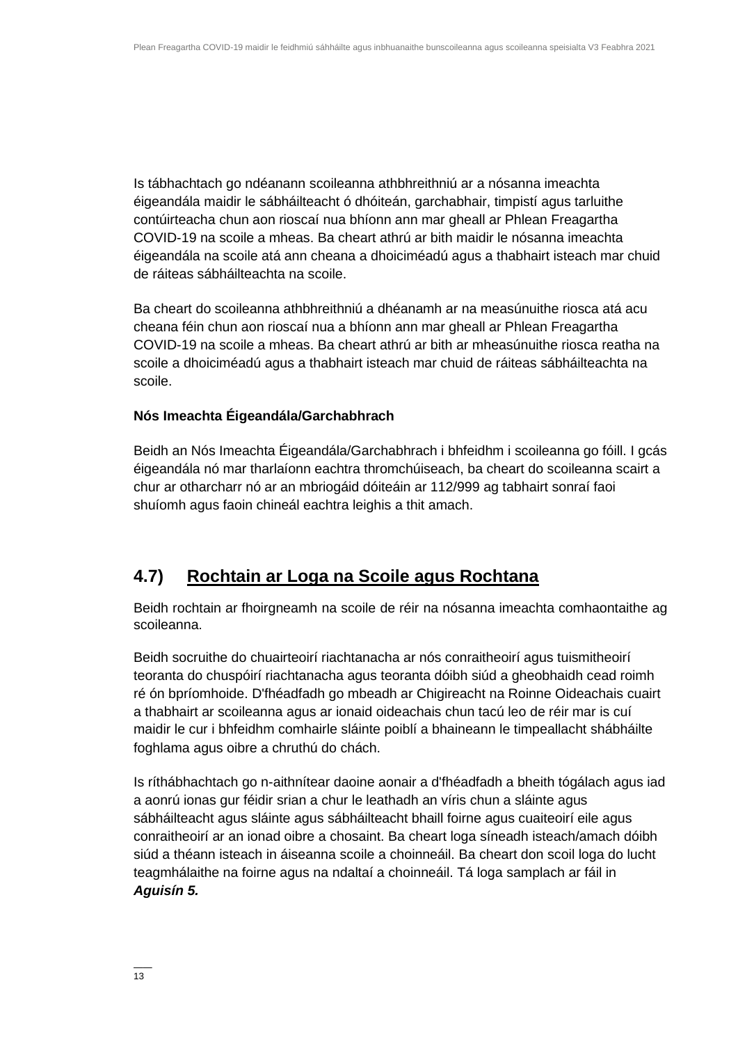Is tábhachtach go ndéanann scoileanna athbhreithniú ar a nósanna imeachta éigeandála maidir le sábháilteacht ó dhóiteán, garchabhair, timpistí agus tarluithe contúirteacha chun aon rioscaí nua bhíonn ann mar gheall ar Phlean Freagartha COVID-19 na scoile a mheas. Ba cheart athrú ar bith maidir le nósanna imeachta éigeandála na scoile atá ann cheana a dhoiciméadú agus a thabhairt isteach mar chuid de ráiteas sábháilteachta na scoile.

Ba cheart do scoileanna athbhreithniú a dhéanamh ar na measúnuithe riosca atá acu cheana féin chun aon rioscaí nua a bhíonn ann mar gheall ar Phlean Freagartha COVID-19 na scoile a mheas. Ba cheart athrú ar bith ar mheasúnuithe riosca reatha na scoile a dhoiciméadú agus a thabhairt isteach mar chuid de ráiteas sábháilteachta na scoile.

**Nós Imeachta Éigeandála/Garchabhrach**

Beidh an Nós Imeachta Éigeandála/Garchabhrach i bhfeidhm i scoileanna go fóill. I gcás éigeandála nó mar tharlaíonn eachtra thromchúiseach, ba cheart do scoileanna scairt a chur ar otharcharr nó ar an mbriogáid dóiteáin ar 112/999 ag tabhairt sonraí faoi shuíomh agus faoin chineál eachtra leighis a thit amach.

## 4.7) Rochtain ar Loga na Scoile agus Rochtana

Beidh rochtain ar fhoirgneamh na scoile de réir na nósanna imeachta comhaontaithe ag scoileanna.

Beidh socruithe do chuairteoirí riachtanacha ar nós conraitheoirí agus tuismitheoirí teoranta do chuspóirí riachtanacha agus teoranta dóibh siúd a gheobhaidh cead roimh ré ón bpríomhoide. D'fhéadfadh go mbeadh ar Chigireacht na Roinne Oideachais cuairt a thabhairt ar scoileanna agus ar ionaid oideachais chun tacú leo de réir mar is cuí maidir le cur i bhfeidhm comhairle sláinte poiblí a bhaineann le timpeallacht shábháilte foghlama agus oibre a chruthú do chách.

Is ríthábhachtach go n-aithnítear daoine aonair a d'fhéadfadh a bheith tógálach agus iad a aonrú ionas gur féidir srian a chur le leathadh an víris chun a sláinte agus sábháilteacht agus sláinte agus sábháilteacht bhaill foirne agus cuaiteoirí eile agus conraitheoirí ar an ionad oibre a chosaint. Ba cheart loga síneadh isteach/amach dóibh siúd a théann isteach in áiseanna scoile a choinneáil. Ba cheart don scoil loga do lucht teagmhálaithe na foirne agus na ndaltaí a choinneáil. Tá loga samplach ar fáil in ***Aguisín 5.***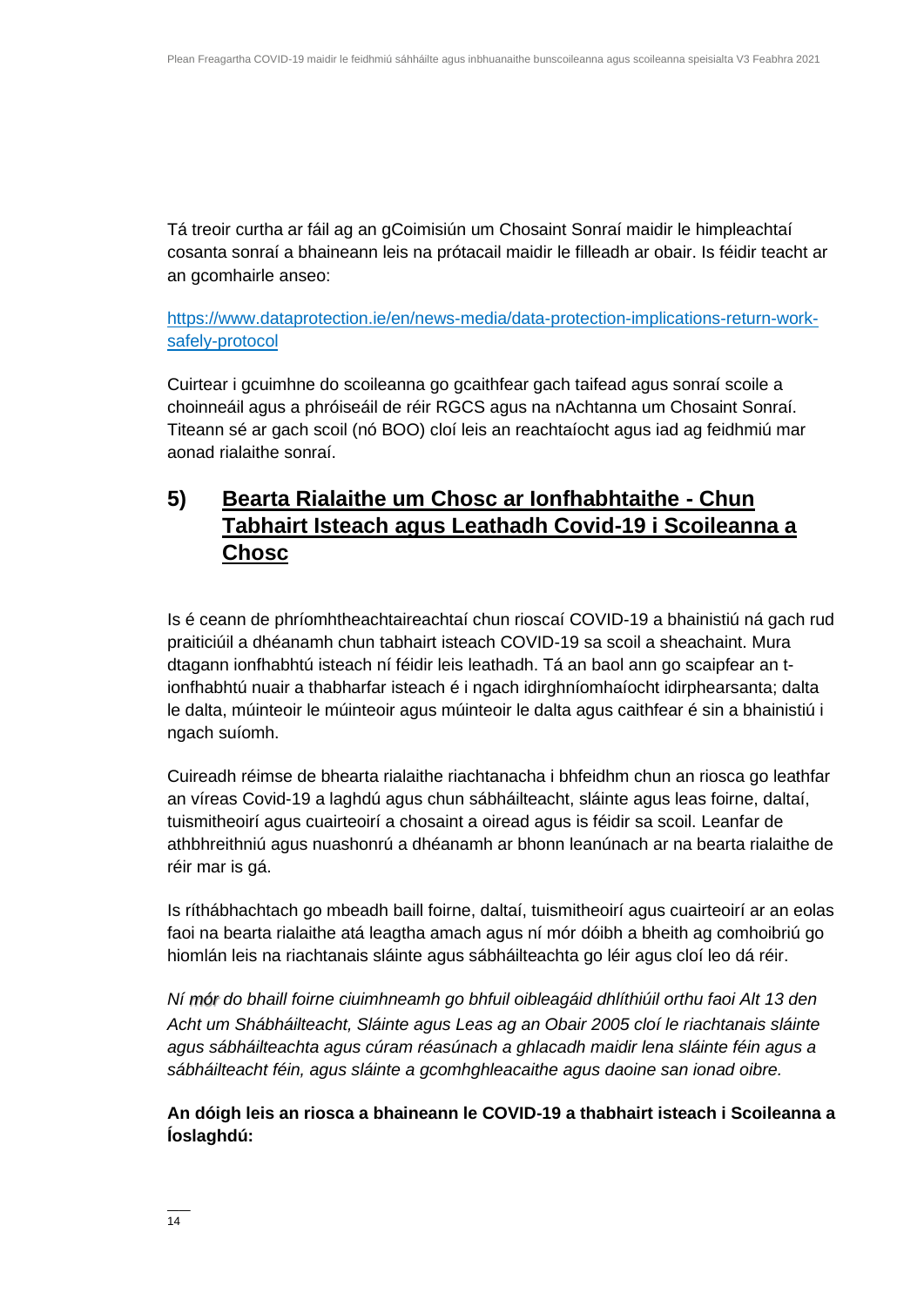Tá treoir curtha ar fáil ag an gCoimisiún um Chosaint Sonraí maidir le himpleachtaí cosanta sonraí a bhaineann leis na prótacail maidir le filleadh ar obair. Is féidir teacht ar an gcomhairle anseo:

[https://www.dataprotection.ie/en/news-media/data-protection-implications-return-work-safely-protocol](https://www.dataprotection.ie/en/news-media/data-protection-implications-return-work-safely-protocol)

Cuirtear i gcuimhne do scoileanna go gcaithfear gach taifead agus sonraí scoile a choinneáil agus a phróiseáil de réir RGCS agus na nAchtanna um Chosaint Sonraí. Titeann sé ar gach scoil (nó BOO) cloí leis an reachtaíocht agus iad ag feidhmiú mar aonad rialaithe sonraí.

## 5) Bearta Rialaithe um Chosc ar Ionfhabhtaithe - Chun Tabhairt Isteach agus Leathadh Covid-19 i Scoileanna a Chosc

Is é ceann de phríomhtheachtaireachtaí chun rioscaí COVID-19 a bhainistiú ná gach rud praiticiúil a dhéanamh chun tabhairt isteach COVID-19 sa scoil a sheachaint. Mura dtagann ionfhabhtú isteach ní féidir leis leathadh. Tá an baol ann go scaipfear an t-ionfhabhtú nuair a thabharfar isteach é i ngach idirghníomhaíocht idirphearsanta; dalta le dalta, múinteoir le múinteoir agus múinteoir le dalta agus caithfear é sin a bhainistiú i ngach suíomh.

Cuireadh réimse de bhearta rialaithe riachtanacha i bhfeidhm chun an riosca go leathfar an víreas Covid-19 a laghdú agus chun sábháilteacht, sláinte agus leas foirne, daltaí, tuismitheoirí agus cuairteoirí a chosaint a oiread agus is féidir sa scoil. Leanfar de athbhreithniú agus nuashonrú a dhéanamh ar bhonn leanúnach ar na bearta rialaithe de réir mar is gá.

Is ríthábhachtach go mbeadh baill foirne, daltaí, tuismitheoirí agus cuairteoirí ar an eolas faoi na bearta rialaithe atá leagtha amach agus ní mór dóibh a bheith ag comhoibriú go hiomlán leis na riachtanais sláinte agus sábháilteachta go léir agus cloí leo dá réir.

*Ní mór do bhaill foirne ciuimhneamh go bhfuil oibleagáid dhlíthiúil orthu faoi Alt 13 den Acht um Shábháilteacht, Sláinte agus Leas ag an Obair 2005 cloí le riachtanais sláinte agus sábháilteachta agus cúram réasúnach a ghlacadh maidir lena sláinte féin agus a sábháilteacht féin, agus sláinte a gcomhghleacaithe agus daoine san ionad oibre.*

**An dóigh leis an riosca a bhaineann le COVID-19 a thabhairt isteach i Scoileanna a Íoslaghdú:**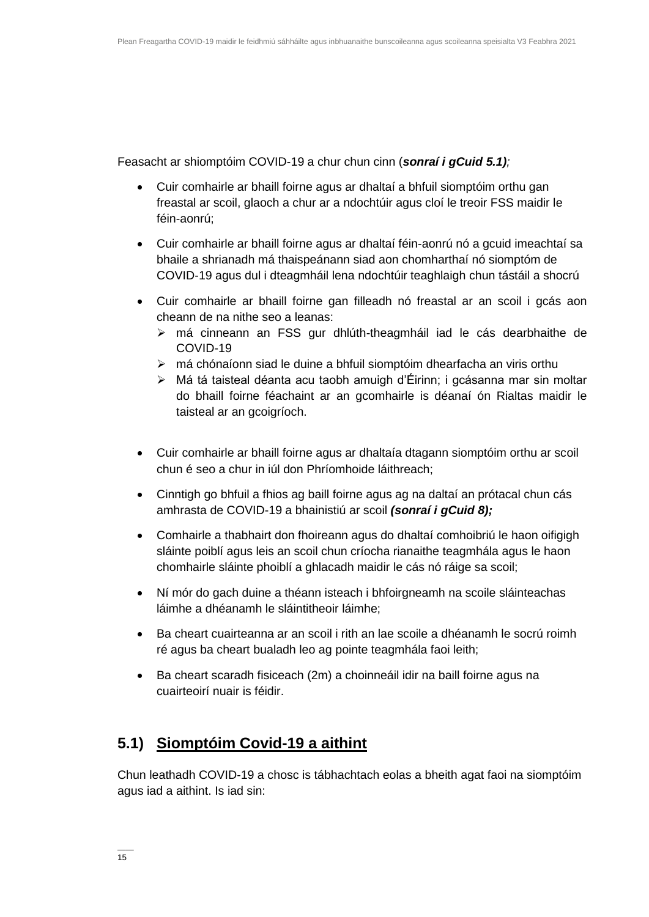Feasacht ar shiomptóim COVID-19 a chur chun cinn (***sonraí i gCuid 5.1)****;*

- Cuir comhairle ar bhaill foirne agus ar dhaltaí a bhfuil siomptóim orthu gan freastal ar scoil, glaoch a chur ar a ndochtúir agus cloí le treoir FSS maidir le féin-aonrú;
- Cuir comhairle ar bhaill foirne agus ar dhaltaí féin-aonrú nó a gcuid imeachtaí sa bhaile a shrianadh má thaispeánann siad aon chomharthaí nó siomptóm de COVID-19 agus dul i dteagmháil lena ndochtúir teaghlaigh chun tástáil a shocrú
- Cuir comhairle ar bhaill foirne gan filleadh nó freastal ar an scoil i gcás aon cheann de na nithe seo a leanas:
  - má cinneann an FSS gur dhlúth-theagmháil iad le cás dearbhaithe de COVID-19
  - má chónaíonn siad le duine a bhfuil siomptóim dhearfacha an viris orthu
  - Má tá taisteal déanta acu taobh amuigh d'Éirinn; i gcásanna mar sin moltar do bhaill foirne féachaint ar an gcomhairle is déanaí ón Rialtas maidir le taisteal ar an gcoigríoch.
- Cuir comhairle ar bhaill foirne agus ar dhaltaía dtagann siomptóim orthu ar scoil chun é seo a chur in iúl don Phríomhoide láithreach;
- Cinntigh go bhfuil a fhios ag baill foirne agus ag na daltaí an prótacal chun cás amhrasta de COVID-19 a bhainistiú ar scoil ***(sonraí i gCuid 8);***
- Comhairle a thabhairt don fhoireann agus do dhaltaí comhoibriú le haon oifigigh sláinte poiblí agus leis an scoil chun críocha rianaithe teagmhála agus le haon chomhairle sláinte phoiblí a ghlacadh maidir le cás nó ráige sa scoil;
- Ní mór do gach duine a théann isteach i bhfoirgneamh na scoile sláinteachas láimhe a dhéanamh le sláintitheoir láimhe;
- Ba cheart cuairteanna ar an scoil i rith an lae scoile a dhéanamh le socrú roimh ré agus ba cheart bualadh leo ag pointe teagmhála faoi leith;
- Ba cheart scaradh fisiceach (2m) a choinneáil idir na baill foirne agus na cuairteoirí nuair is féidir.

## 5.1) Siomptóim Covid-19 a aithint

Chun leathadh COVID-19 a chosc is tábhachtach eolas a bheith agat faoi na siomptóim agus iad a aithint. Is iad sin: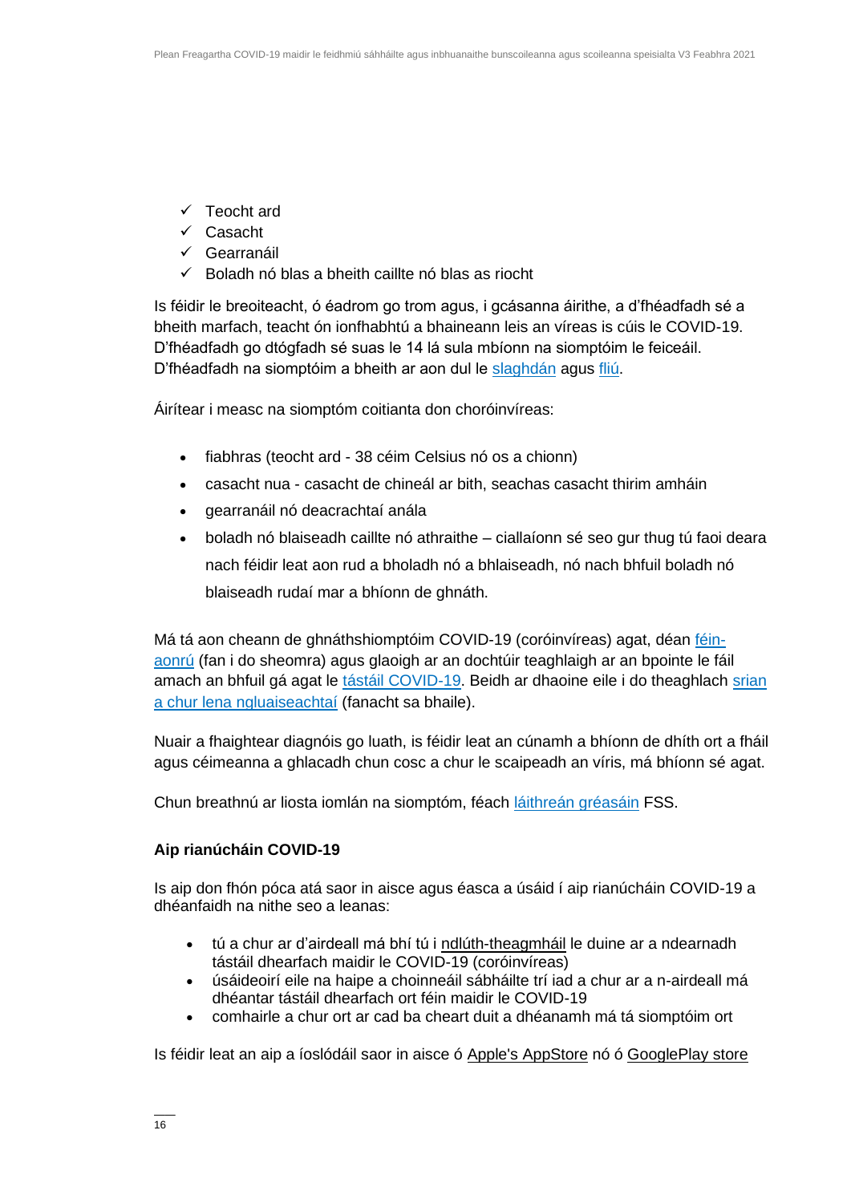- ✓ Teocht ard
- ✓ Casacht
- ✓ Gearranáil
- ✓ Boladh nó blas a bheith caillte nó blas as riocht

Is féidir le breoiteacht, ó éadrom go trom agus, i gcásanna áirithe, a d'fhéadfadh sé a bheith marfach, teacht ón ionfhabhtú a bhaineann leis an víreas is cúis le COVID-19. D'fhéadfadh go dtógfadh sé suas le 14 lá sula mbíonn na siomptóim le feiceáil. D'fhéadfadh na siomptóim a bheith ar aon dul le slaghdán agus fliú.

Áirítear i measc na siomptóm coitianta don choróinvíreas:

- fiabhras (teocht ard - 38 céim Celsius nó os a chionn)
- casacht nua - casacht de chineál ar bith, seachas casacht thirim amháin
- gearranáil nó deacrachtaí anála
- boladh nó blaiseadh caillte nó athraithe – ciallaíonn sé seo gur thug tú faoi deara nach féidir leat aon rud a bholadh nó a bhlaiseadh, nó nach bhfuil boladh nó blaiseadh rudaí mar a bhíonn de ghnáth.

Má tá aon cheann de ghnáthshiomptóim COVID-19 (coróinvíreas) agat, déan féin-aonrú (fan i do sheomra) agus glaoigh ar an dochtúir teaghlaigh ar an bpointe le fáil amach an bhfuil gá agat le tástáil COVID-19. Beidh ar dhaoine eile i do theaghlach srian a chur lena ngluaiseachtaí (fanacht sa bhaile).

Nuair a fhaightear diagnóis go luath, is féidir leat an cúnamh a bhíonn de dhíth ort a fháil agus céimeanna a ghlacadh chun cosc a chur le scaipeadh an víris, má bhíonn sé agat.

Chun breathnú ar liosta iomlán na siomptóm, féach láithreán gréasáin FSS.

**Aip rianúcháin COVID-19**

Is aip don fhón póca atá saor in aisce agus éasca a úsáid í aip rianúcháin COVID-19 a dhéanfaidh na nithe seo a leanas:

- tú a chur ar d'airdeall má bhí tú i ndlúth-theagmháil le duine ar a ndearnadh tástáil dhearfach maidir le COVID-19 (coróinvíreas)
- úsáideoirí eile na haipe a choinneáil sábháilte trí iad a chur ar a n-airdeall má dhéantar tástáil dhearfach ort féin maidir le COVID-19
- comhairle a chur ort ar cad ba cheart duit a dhéanamh má tá siomptóim ort

Is féidir leat an aip a íoslódáil saor in aisce ó Apple's AppStore nó ó GooglePlay store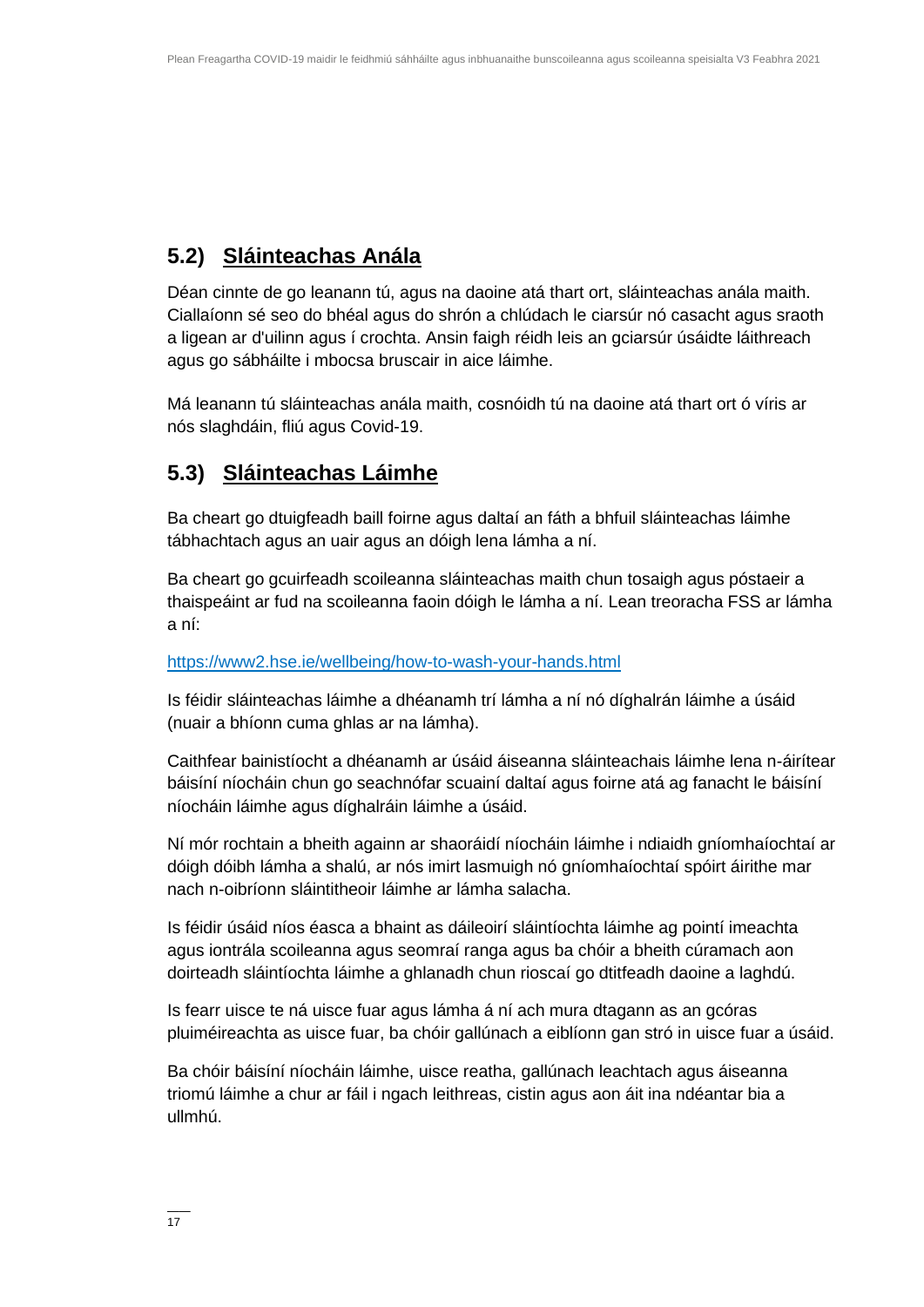## 5.2) Sláinteachas Anála

Déan cinnte de go leanann tú, agus na daoine atá thart ort, sláinteachas anála maith. Ciallaíonn sé seo do bhéal agus do shrón a chlúdach le ciarsúr nó casacht agus sraoth a ligean ar d'uilinn agus í crochta. Ansin faigh réidh leis an gciarsúr úsáidte láithreach agus go sábháilte i mbocsa bruscair in aice láimhe.

Má leanann tú sláinteachas anála maith, cosnóidh tú na daoine atá thart ort ó víris ar nós slaghdáin, fliú agus Covid-19.

## 5.3) Sláinteachas Láimhe

Ba cheart go dtuigfeadh baill foirne agus daltaí an fáth a bhfuil sláinteachas láimhe tábhachtach agus an uair agus an dóigh lena lámha a ní.

Ba cheart go gcuirfeadh scoileanna sláinteachas maith chun tosaigh agus póstaeir a thaispeáint ar fud na scoileanna faoin dóigh le lámha a ní. Lean treoracha FSS ar lámha a ní:

[https://www2.hse.ie/wellbeing/how-to-wash-your-hands.html](https://www2.hse.ie/wellbeing/how-to-wash-your-hands.html)

Is féidir sláinteachas láimhe a dhéanamh trí lámha a ní nó díghalrán láimhe a úsáid (nuair a bhíonn cuma ghlas ar na lámha).

Caithfear bainistíocht a dhéanamh ar úsáid áiseanna sláinteachais láimhe lena n-áirítear báisíní níocháin chun go seachnófar scuainí daltaí agus foirne atá ag fanacht le báisíní níocháin láimhe agus díghalráin láimhe a úsáid.

Ní mór rochtain a bheith againn ar shaoráidí níocháin láimhe i ndiaidh gníomhaíochtaí ar dóigh dóibh lámha a shalú, ar nós imirt lasmuigh nó gníomhaíochtaí spóirt áirithe mar nach n-oibríonn sláintitheoir láimhe ar lámha salacha.

Is féidir úsáid níos éasca a bhaint as dáileoirí sláintíochta láimhe ag pointí imeachta agus iontrála scoileanna agus seomraí ranga agus ba chóir a bheith cúramach aon doirteadh sláintíochta láimhe a ghlanadh chun rioscaí go dtitfeadh daoine a laghdú.

Is fearr uisce te ná uisce fuar agus lámha á ní ach mura dtagann as an gcóras pluiméireachta as uisce fuar, ba chóir gallúnach a eiblíonn gan stró in uisce fuar a úsáid.

Ba chóir báisíní níocháin láimhe, uisce reatha, gallúnach leachtach agus áiseanna triomú láimhe a chur ar fáil i ngach leithreas, cistin agus aon áit ina ndéantar bia a ullmhú.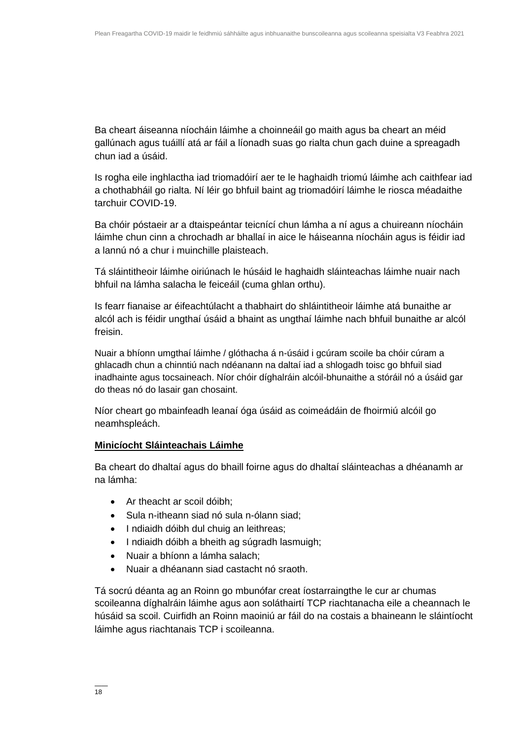Ba cheart áiseanna níocháin láimhe a choinneáil go maith agus ba cheart an méid gallúnach agus tuáillí atá ar fáil a líonadh suas go rialta chun gach duine a spreagadh chun iad a úsáid.

Is rogha eile inghlactha iad triomadóirí aer te le haghaidh triomú láimhe ach caithfear iad a chothabháil go rialta. Ní léir go bhfuil baint ag triomadóirí láimhe le riosca méadaithe tarchuir COVID-19.

Ba chóir póstaeir ar a dtaispeántar teicnící chun lámha a ní agus a chuireann níocháin láimhe chun cinn a chrochadh ar bhallaí in aice le háiseanna níocháin agus is féidir iad a lannú nó a chur i muinchille plaisteach.

Tá sláintitheoir láimhe oiriúnach le húsáid le haghaidh sláinteachas láimhe nuair nach bhfuil na lámha salacha le feiceáil (cuma ghlan orthu).

Is fearr fianaise ar éifeachtúlacht a thabhairt do shláintitheoir láimhe atá bunaithe ar alcól ach is féidir ungthaí úsáid a bhaint as ungthaí láimhe nach bhfuil bunaithe ar alcól freisin.

Nuair a bhíonn umgthaí láimhe / glóthacha á n-úsáid i gcúram scoile ba chóir cúram a ghlacadh chun a chinntiú nach ndéanann na daltaí iad a shlogadh toisc go bhfuil siad inadhainte agus tocsaineach. Níor chóir díghalráin alcóil-bhunaithe a stóráil nó a úsáid gar do theas nó do lasair gan chosaint.

Níor cheart go mbainfeadh leanaí óga úsáid as coimeádáin de fhoirmiú alcóil go neamhspleách.

**Minicíocht Sláinteachais Láimhe**

Ba cheart do dhaltaí agus do bhaill foirne agus do dhaltaí sláinteachas a dhéanamh ar na lámha:

- Ar theacht ar scoil dóibh;
- Sula n-itheann siad nó sula n-ólann siad;
- I ndiaidh dóibh dul chuig an leithreas;
- I ndiaidh dóibh a bheith ag súgradh lasmuigh;
- Nuair a bhíonn a lámha salach;
- Nuair a dhéanann siad castacht nó sraoth.

Tá socrú déanta ag an Roinn go mbunófar creat íostarraingthe le cur ar chumas scoileanna díghalráin láimhe agus aon soláthairtí TCP riachtanacha eile a cheannach le húsáid sa scoil. Cuirfidh an Roinn maoiniú ar fáil do na costais a bhaineann le sláintíocht láimhe agus riachtanais TCP i scoileanna.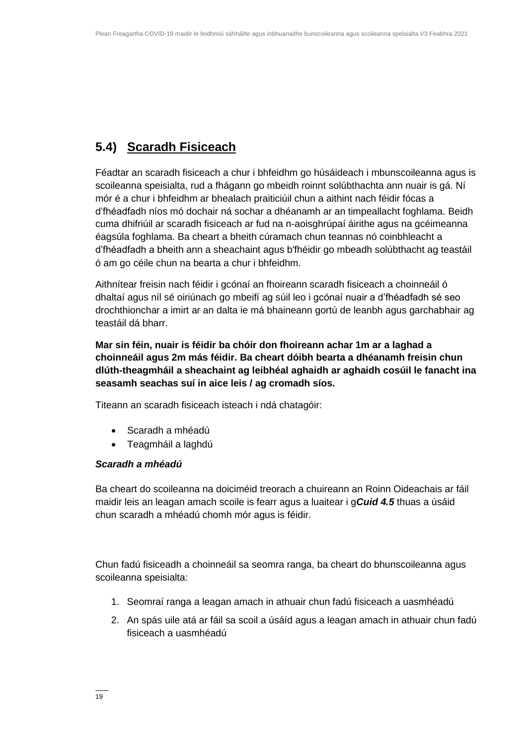## 5.4) Scaradh Fisiceach

Féadtar an scaradh fisiceach a chur i bhfeidhm go húsáideach i mbunscoileanna agus is scoileanna speisialta, rud a fhágann go mbeidh roinnt solúbthachta ann nuair is gá. Ní mór é a chur i bhfeidhm ar bhealach praiticiúil chun a aithint nach féidir fócas a d'fhéadfadh níos mó dochair ná sochar a dhéanamh ar an timpeallacht foghlama. Beidh cuma dhifriúil ar scaradh fisiceach ar fud na n-aoisghrúpaí áirithe agus na gcéimeanna éagsúla foghlama. Ba cheart a bheith cúramach chun teannas nó coinbhleacht a d'fhéadfadh a bheith ann a sheachaint agus b'fhéidir go mbeadh solúbthacht ag teastáil ó am go céile chun na bearta a chur i bhfeidhm.

Aithnítear freisin nach féidir i gcónaí an fhoireann scaradh fisiceach a choinneáil ó dhaltaí agus níl sé oiriúnach go mbeifí ag súil leo i gcónaí nuair a d'fhéadfadh sé seo drochthionchar a imirt ar an dalta ie má bhaineann gortú de leanbh agus garchabhair ag teastáil dá bharr.

**Mar sin féin, nuair is féidir ba chóir don fhoireann achar 1m ar a laghad a choinneáil agus 2m más féidir. Ba cheart dóibh bearta a dhéanamh freisin chun dlúth-theagmháil a sheachaint ag leibhéal aghaidh ar aghaidh cosúil le fanacht ina seasamh seachas suí in aice leis / ag cromadh síos.**

Titeann an scaradh fisiceach isteach i ndá chatagóir:

- Scaradh a mhéadú
- Teagmháil a laghdú

***Scaradh a mhéadú***

Ba cheart do scoileanna na doiciméid treorach a chuireann an Roinn Oideachais ar fáil maidir leis an leagan amach scoile is fearr agus a luaitear i g***Cuid 4.5*** thuas a úsáid chun scaradh a mhéadú chomh mór agus is féidir.

Chun fadú fisiceadh a choinneáil sa seomra ranga, ba cheart do bhunscoileanna agus scoileanna speisialta:

1. Seomraí ranga a leagan amach in athuair chun fadú fisiceach a uasmhéadú
2. An spás uile atá ar fáil sa scoil a úsáid agus a leagan amach in athuair chun fadú fisiceach a uasmhéadú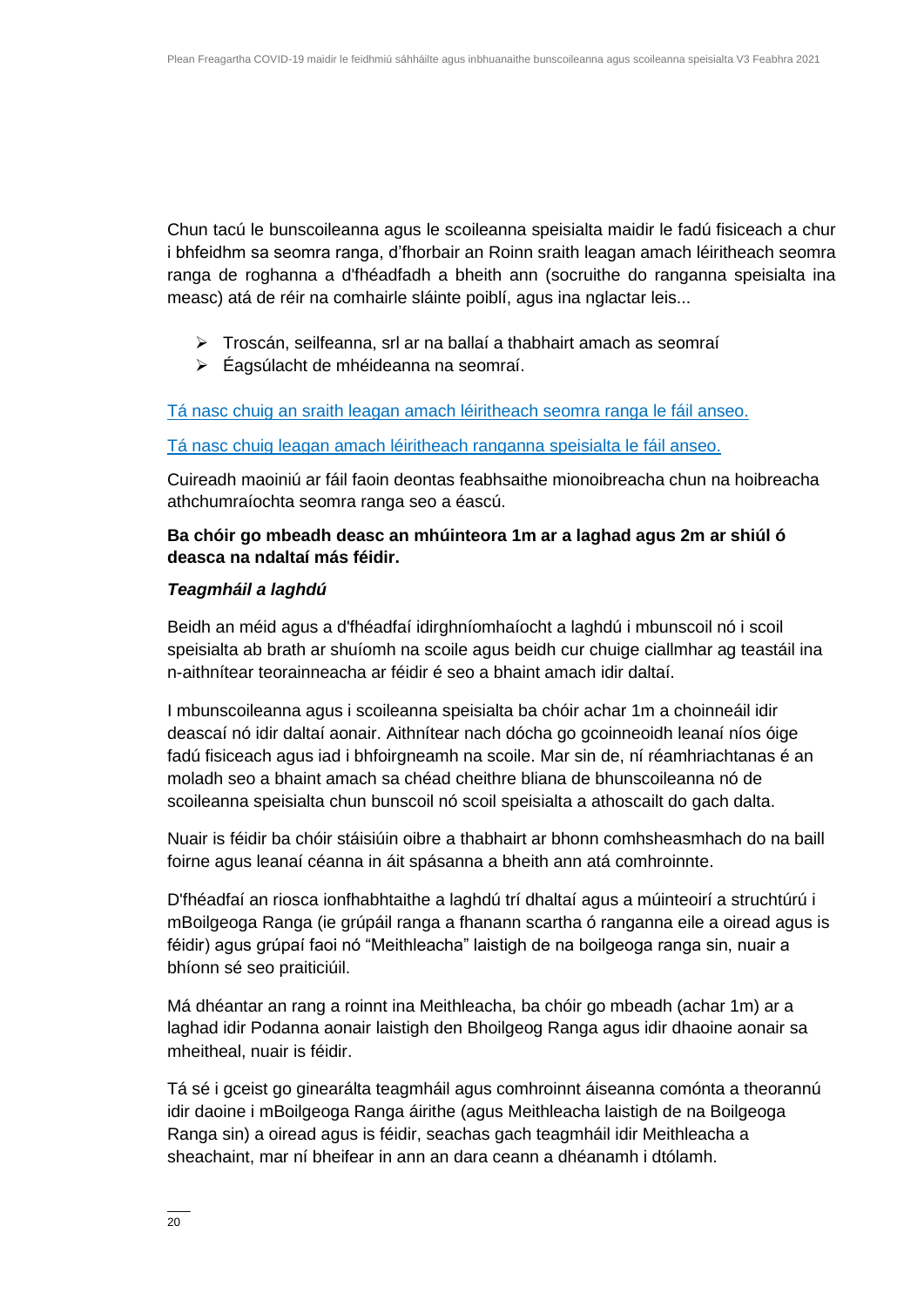Chun tacú le bunscoileanna agus le scoileanna speisialta maidir le fadú fisiceach a chur i bhfeidhm sa seomra ranga, d'fhorbair an Roinn sraith leagan amach léiritheach seomra ranga de roghanna a d'fhéadfadh a bheith ann (socruithe do ranganna speisialta ina measc) atá de réir na comhairle sláinte poiblí, agus ina nglactar leis...

- Troscán, seilfeanna, srl ar na ballaí a thabhairt amach as seomraí
- Éagsúlacht de mhéideanna na seomraí.

Tá nasc chuig an sraith leagan amach léiritheach seomra ranga le fáil anseo.

Tá nasc chuig leagan amach léiritheach ranganna speisialta le fáil anseo.

Cuireadh maoiniú ar fáil faoin deontas feabhsaithe mionoibreacha chun na hoibreacha athchumraíochta seomra ranga seo a éascú.

**Ba chóir go mbeadh deasc an mhúinteora 1m ar a laghad agus 2m ar shiúl ó deasca na ndaltaí más féidir.**

***Teagmháil a laghdú***

Beidh an méid agus a d'fhéadfaí idirghníomhaíocht a laghdú i mbunscoil nó i scoil speisialta ab brath ar shuíomh na scoile agus beidh cur chuige ciallmhar ag teastáil ina n-aithnítear teorainneacha ar féidir é seo a bhaint amach idir daltaí.

I mbunscoileanna agus i scoileanna speisialta ba chóir achar 1m a choinneáil idir deascaí nó idir daltaí aonair. Aithnítear nach dócha go gcoinneoidh leanaí níos óige fadú fisiceach agus iad i bhfoirgneamh na scoile. Mar sin de, ní réamhriachtanas é an moladh seo a bhaint amach sa chéad cheithre bliana de bhunscoileanna nó de scoileanna speisialta chun bunscoil nó scoil speisialta a athoscailt do gach dalta.

Nuair is féidir ba chóir stáisiúin oibre a thabhairt ar bhonn comhsheasmhach do na baill foirne agus leanaí céanna in áit spásanna a bheith ann atá comhroinnte.

D'fhéadfaí an riosca ionfhabhtaithe a laghdú trí dhaltaí agus a múinteoirí a struchtúrú i mBoilgeoga Ranga (ie grúpáil ranga a fhanann scartha ó ranganna eile a oiread agus is féidir) agus grúpaí faoi nó "Meithleacha" laistigh de na boilgeoga ranga sin, nuair a bhíonn sé seo praiticiúil.

Má dhéantar an rang a roinnt ina Meithleacha, ba chóir go mbeadh (achar 1m) ar a laghad idir Podanna aonair laistigh den Bhoilgeog Ranga agus idir dhaoine aonair sa mheitheal, nuair is féidir.

Tá sé i gceist go ginearálta teagmháil agus comhroinnt áiseanna comónta a theorannú idir daoine i mBoilgeoga Ranga áirithe (agus Meithleacha laistigh de na Boilgeoga Ranga sin) a oiread agus is féidir, seachas gach teagmháil idir Meithleacha a sheachaint, mar ní bheifear in ann an dara ceann a dhéanamh i dtólamh.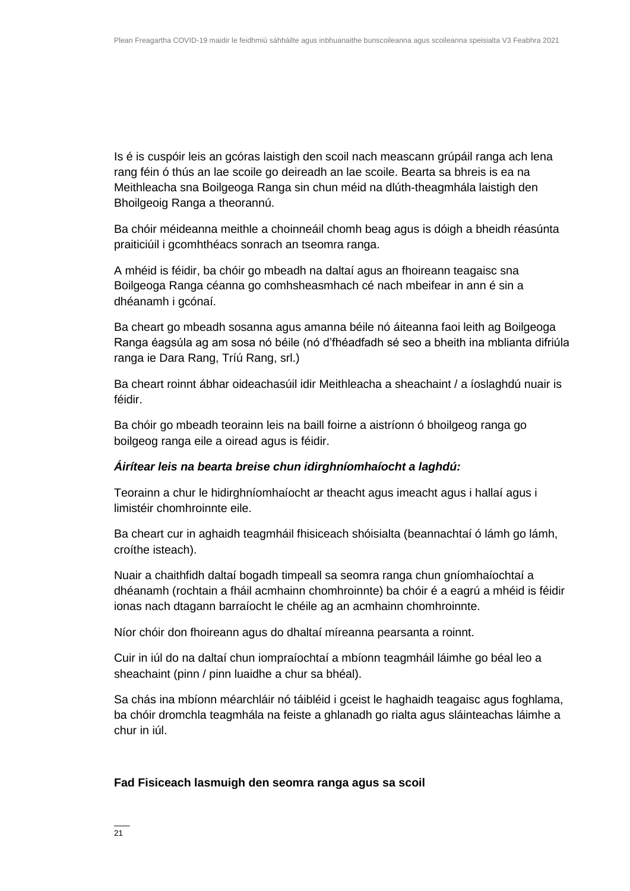Is é is cuspóir leis an gcóras laistigh den scoil nach meascann grúpáil ranga ach lena rang féin ó thús an lae scoile go deireadh an lae scoile. Bearta sa bhreis is ea na Meithleacha sna Boilgeoga Ranga sin chun méid na dlúth-theagmhála laistigh den Bhoilgeoig Ranga a theorannú.

Ba chóir méideanna meithle a choinneáil chomh beag agus is dóigh a bheidh réasúnta praiticiúil i gcomhthéacs sonrach an tseomra ranga.

A mhéid is féidir, ba chóir go mbeadh na daltaí agus an fhoireann teagaisc sna Boilgeoga Ranga céanna go comhsheasmhach cé nach mbeifear in ann é sin a dhéanamh i gcónaí.

Ba cheart go mbeadh sosanna agus amanna béile nó áiteanna faoi leith ag Boilgeoga Ranga éagsúla ag am sosa nó béile (nó d'fhéadfadh sé seo a bheith ina mblianta difriúla ranga ie Dara Rang, Tríú Rang, srl.)

Ba cheart roinnt ábhar oideachasúil idir Meithleacha a sheachaint / a íoslaghdú nuair is féidir.

Ba chóir go mbeadh teorainn leis na baill foirne a aistríonn ó bhoilgeog ranga go boilgeog ranga eile a oiread agus is féidir.

***Áirítear leis na bearta breise chun idirghníomhaíocht a laghdú:***

Teorainn a chur le hidirghníomhaíocht ar theacht agus imeacht agus i hallaí agus i limistéir chomhroinnte eile.

Ba cheart cur in aghaidh teagmháil fhisiceach shóisialta (beannachtaí ó lámh go lámh, croíthe isteach).

Nuair a chaithfidh daltaí bogadh timpeall sa seomra ranga chun gníomhaíochtaí a dhéanamh (rochtain a fháil acmhainn chomhroinnte) ba chóir é a eagrú a mhéid is féidir ionas nach dtagann barraíocht le chéile ag an acmhainn chomhroinnte.

Níor chóir don fhoireann agus do dhaltaí míreanna pearsanta a roinnt.

Cuir in iúl do na daltaí chun iompraíochtaí a mbíonn teagmháil láimhe go béal leo a sheachaint (pinn / pinn luaidhe a chur sa bhéal).

Sa chás ina mbíonn méarchláir nó táibléid i gceist le haghaidh teagaisc agus foghlama, ba chóir dromchla teagmhála na feiste a ghlanadh go rialta agus sláinteachas láimhe a chur in iúl.

**Fad Fisiceach lasmuigh den seomra ranga agus sa scoil**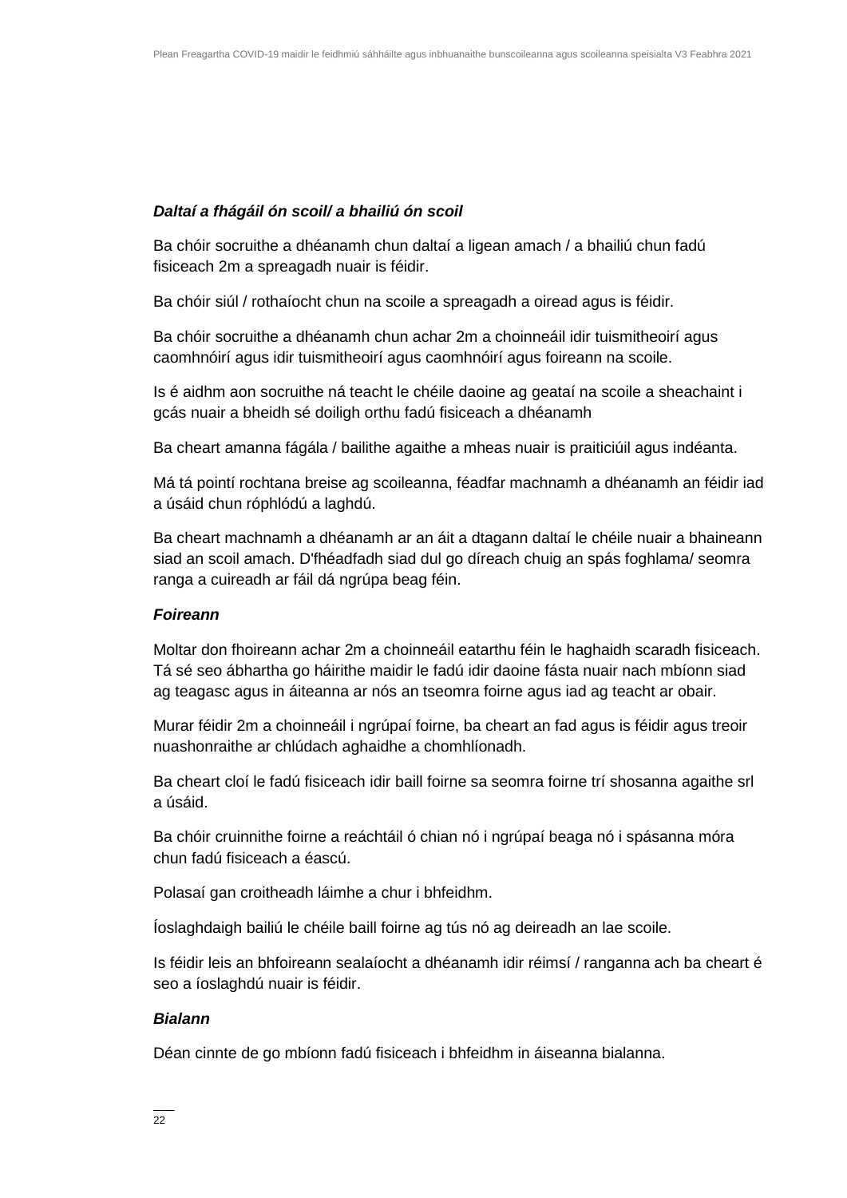***Daltaí a fhágáil ón scoil/ a bhailiú ón scoil***

Ba chóir socruithe a dhéanamh chun daltaí a ligean amach / a bhailiú chun fadú fisiceach 2m a spreagadh nuair is féidir.

Ba chóir siúl / rothaíocht chun na scoile a spreagadh a oiread agus is féidir.

Ba chóir socruithe a dhéanamh chun achar 2m a choinneáil idir tuismitheoirí agus caomhnóirí agus idir tuismitheoirí agus caomhnóirí agus foireann na scoile.

Is é aidhm aon socruithe ná teacht le chéile daoine ag geataí na scoile a sheachaint i gcás nuair a bheidh sé doiligh orthu fadú fisiceach a dhéanamh

Ba cheart amanna fágála / bailithe agaithe a mheas nuair is praiticiúil agus indéanta.

Má tá pointí rochtana breise ag scoileanna, féadfar machnamh a dhéanamh an féidir iad a úsáid chun róphlódú a laghdú.

Ba cheart machnamh a dhéanamh ar an áit a dtagann daltaí le chéile nuair a bhaineann siad an scoil amach. D'fhéadfadh siad dul go díreach chuig an spás foghlama/ seomra ranga a cuireadh ar fáil dá ngrúpa beag féin.

***Foireann***

Moltar don fhoireann achar 2m a choinneáil eatarthu féin le haghaidh scaradh fisiceach. Tá sé seo ábhartha go háirithe maidir le fadú idir daoine fásta nuair nach mbíonn siad ag teagasc agus in áiteanna ar nós an tseomra foirne agus iad ag teacht ar obair.

Murar féidir 2m a choinneáil i ngrúpaí foirne, ba cheart an fad agus is féidir agus treoir nuashonraithe ar chlúdach aghaidhe a chomhlíonadh.

Ba cheart cloí le fadú fisiceach idir baill foirne sa seomra foirne trí shosanna agaithe srl a úsáid.

Ba chóir cruinnithe foirne a reáchtáil ó chian nó i ngrúpaí beaga nó i spásanna móra chun fadú fisiceach a éascú.

Polasaí gan croitheadh láimhe a chur i bhfeidhm.

Íoslaghdaigh bailiú le chéile baill foirne ag tús nó ag deireadh an lae scoile.

Is féidir leis an bhfoireann sealaíocht a dhéanamh idir réimsí / ranganna ach ba cheart é seo a íoslaghdú nuair is féidir.

***Bialann***

Déan cinnte de go mbíonn fadú fisiceach i bhfeidhm in áiseanna bialanna.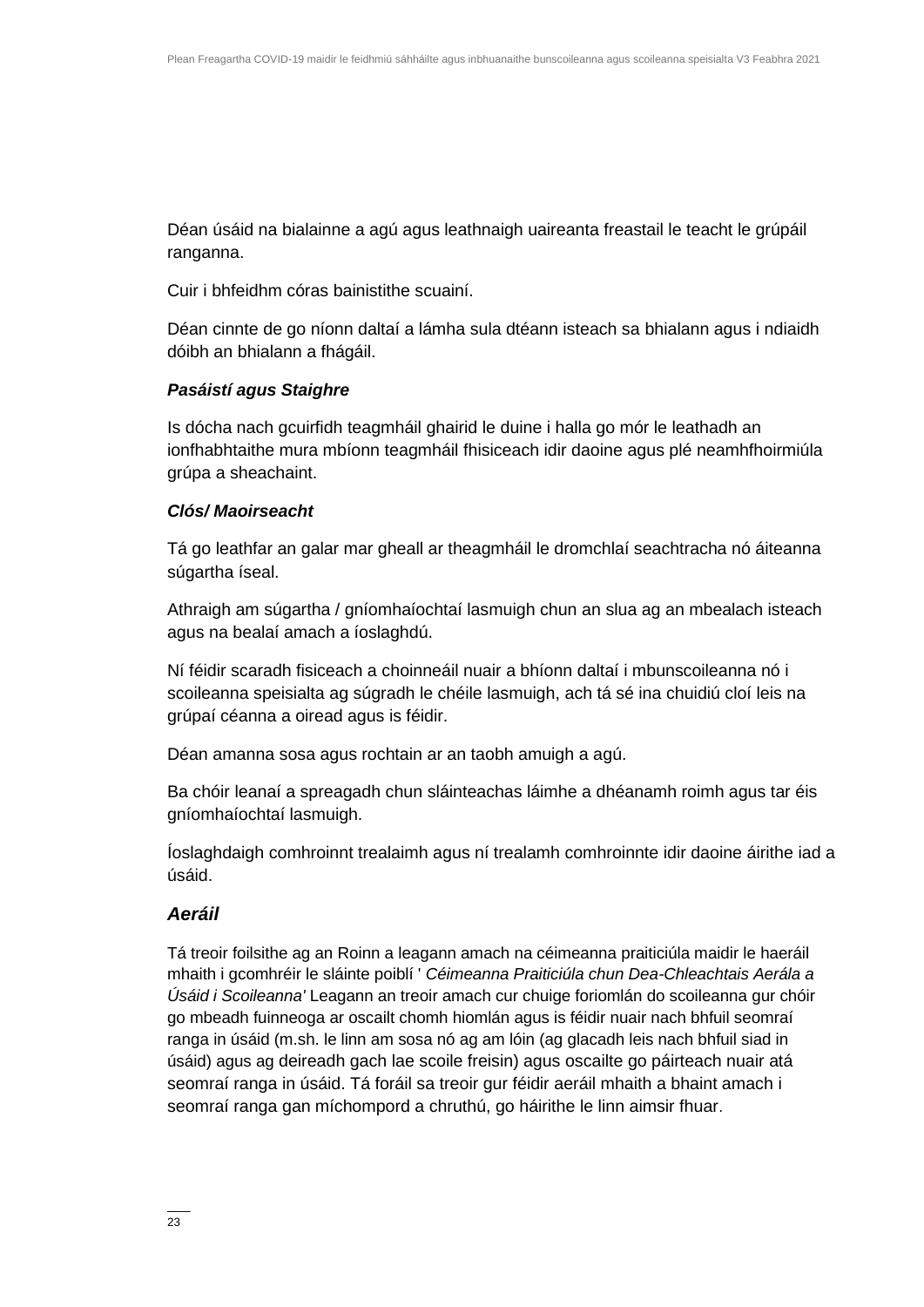Déan úsáid na bialainne a agú agus leathnaigh uaireanta freastail le teacht le grúpáil ranganna.

Cuir i bhfeidhm córas bainistithe scuainí.

Déan cinnte de go níonn daltaí a lámha sula dtéann isteach sa bhialann agus i ndiaidh dóibh an bhialann a fhágáil.

***Pasáistí agus Staighre***

Is dócha nach gcuirfidh teagmháil ghairid le duine i halla go mór le leathadh an ionfhabhtaithe mura mbíonn teagmháil fhisiceach idir daoine agus plé neamhfhoirmiúla grúpa a sheachaint.

***Clós/ Maoirseacht***

Tá go leathfar an galar mar gheall ar theagmháil le dromchlaí seachtracha nó áiteanna súgartha íseal.

Athraigh am súgartha / gníomhaíochtaí lasmuigh chun an slua ag an mbealach isteach agus na bealaí amach a íoslaghdú.

Ní féidir scaradh fisiceach a choinneáil nuair a bhíonn daltaí i mbunscoileanna nó i scoileanna speisialta ag súgradh le chéile lasmuigh, ach tá sé ina chuidiú cloí leis na grúpaí céanna a oiread agus is féidir.

Déan amanna sosa agus rochtain ar an taobh amuigh a agú.

Ba chóir leanaí a spreagadh chun sláinteachas láimhe a dhéanamh roimh agus tar éis gníomhaíochtaí lasmuigh.

Íoslaghdaigh comhroinnt trealaimh agus ní trealamh comhroinnte idir daoine áirithe iad a úsáid.

### *Aeráil*

Tá treoir foilsithe ag an Roinn a leagann amach na céimeanna praiticiúla maidir le haeráil mhaith i gcomhréir le sláinte poiblí ' *Céimeanna Praiticiúla chun Dea-Chleachtais Aerála a Úsáid i Scoileanna'* Leagann an treoir amach cur chuige foriomlán do scoileanna gur chóir go mbeadh fuinneoga ar oscailt chomh hiomlán agus is féidir nuair nach bhfuil seomraí ranga in úsáid (m.sh. le linn am sosa nó ag am lóin (ag glacadh leis nach bhfuil siad in úsáid) agus ag deireadh gach lae scoile freisin) agus oscailte go páirteach nuair atá seomraí ranga in úsáid. Tá foráil sa treoir gur féidir aeráil mhaith a bhaint amach i seomraí ranga gan míchompord a chruthú, go háirithe le linn aimsir fhuar.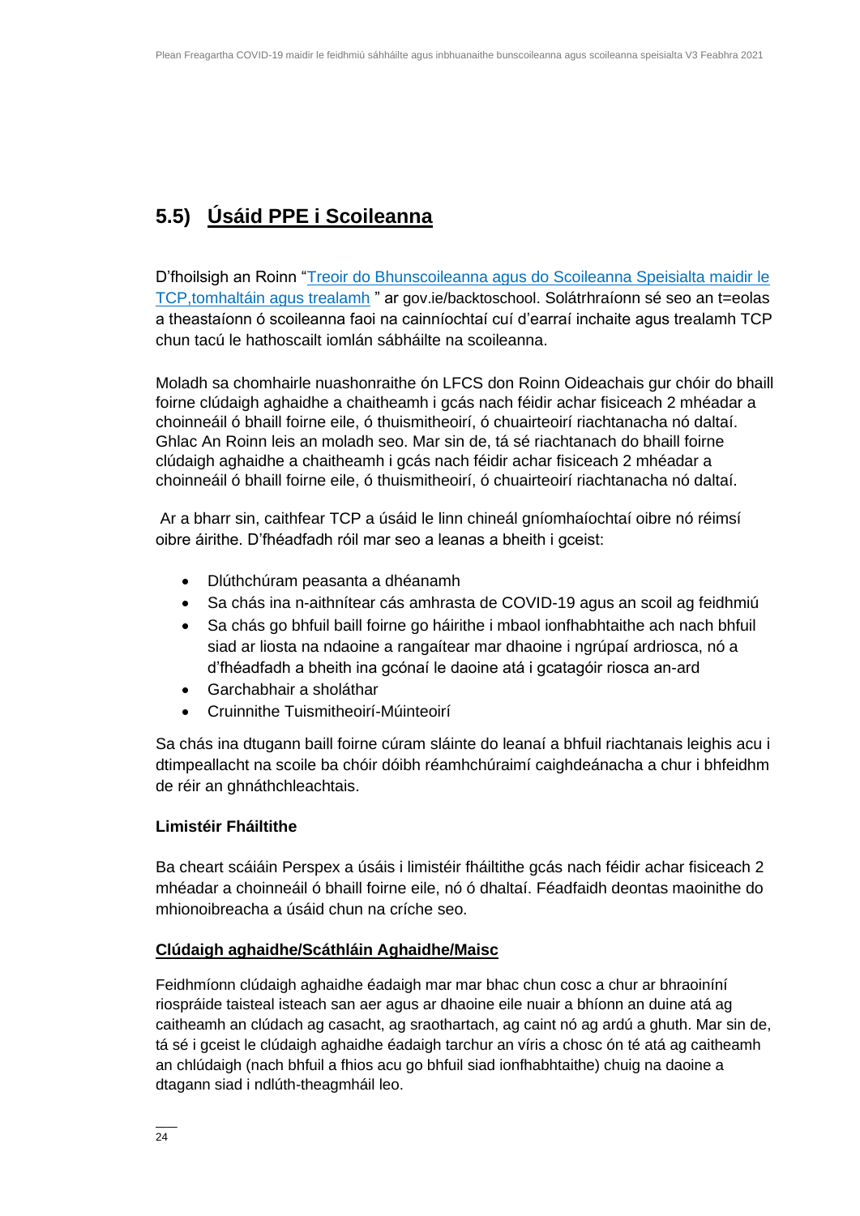## 5.5) Úsáid PPE i Scoileanna

D'fhoilsigh an Roinn "[Treoir do Bhunscoileanna agus do Scoileanna Speisialta maidir le TCP,tomhaltáin agus trealamh](#) " ar gov.ie/backtoschool. Solátrhraíonn sé seo an t=eolas a theastaíonn ó scoileanna faoi na cainníochtaí cuí d'earraí inchaite agus trealamh TCP chun tacú le hathoscailt iomlán sábháilte na scoileanna.

Moladh sa chomhairle nuashonraithe ón LFCS don Roinn Oideachais gur chóir do bhaill foirne clúdaigh aghaidhe a chaitheamh i gcás nach féidir achar fisiceach 2 mhéadar a choinneáil ó bhaill foirne eile, ó thuismitheoirí, ó chuairteoirí riachtanacha nó daltaí. Ghlac An Roinn leis an moladh seo. Mar sin de, tá sé riachtanach do bhaill foirne clúdaigh aghaidhe a chaitheamh i gcás nach féidir achar fisiceach 2 mhéadar a choinneáil ó bhaill foirne eile, ó thuismitheoirí, ó chuairteoirí riachtanacha nó daltaí.

Ar a bharr sin, caithfear TCP a úsáid le linn chineál gníomhaíochtaí oibre nó réimsí oibre áirithe. D'fhéadfadh róil mar seo a leanas a bheith i gceist:

- Dlúthchúram peasanta a dhéanamh
- Sa chás ina n-aithnítear cás amhrasta de COVID-19 agus an scoil ag feidhmiú
- Sa chás go bhfuil baill foirne go háirithe i mbaol ionfhabhtaithe ach nach bhfuil siad ar liosta na ndaoine a rangaítear mar dhaoine i ngrúpaí ardriosca, nó a d'fhéadfadh a bheith ina gcónaí le daoine atá i gcatagóir riosca an-ard
- Garchabhair a sholáthar
- Cruinnithe Tuismitheoirí-Múinteoirí

Sa chás ina dtugann baill foirne cúram sláinte do leanaí a bhfuil riachtanais leighis acu i dtimpeallacht na scoile ba chóir dóibh réamhchúraimí caighdeánacha a chur i bhfeidhm de réir an ghnáthchleachtais.

**Limistéir Fháiltithe**

Ba cheart scáiáin Perspex a úsáis i limistéir fháiltithe gcás nach féidir achar fisiceach 2 mhéadar a choinneáil ó bhaill foirne eile, nó ó dhaltaí. Féadfaidh deontas maoinithe do mhionoibreacha a úsáid chun na críche seo.

**Clúdaigh aghaidhe/Scáthláin Aghaidhe/Maisc**

Feidhmíonn clúdaigh aghaidhe éadaigh mar mar bhac chun cosc a chur ar bhraoiníní riospráide taisteal isteach san aer agus ar dhaoine eile nuair a bhíonn an duine atá ag caitheamh an clúdach ag casacht, ag sraothartach, ag caint nó ag ardú a ghuth. Mar sin de, tá sé i gceist le clúdaigh aghaidhe éadaigh tarchur an víris a chosc ón té atá ag caitheamh an chlúdaigh (nach bhfuil a fhios acu go bhfuil siad ionfhabhtaithe) chuig na daoine a dtagann siad i ndlúth-theagmháil leo.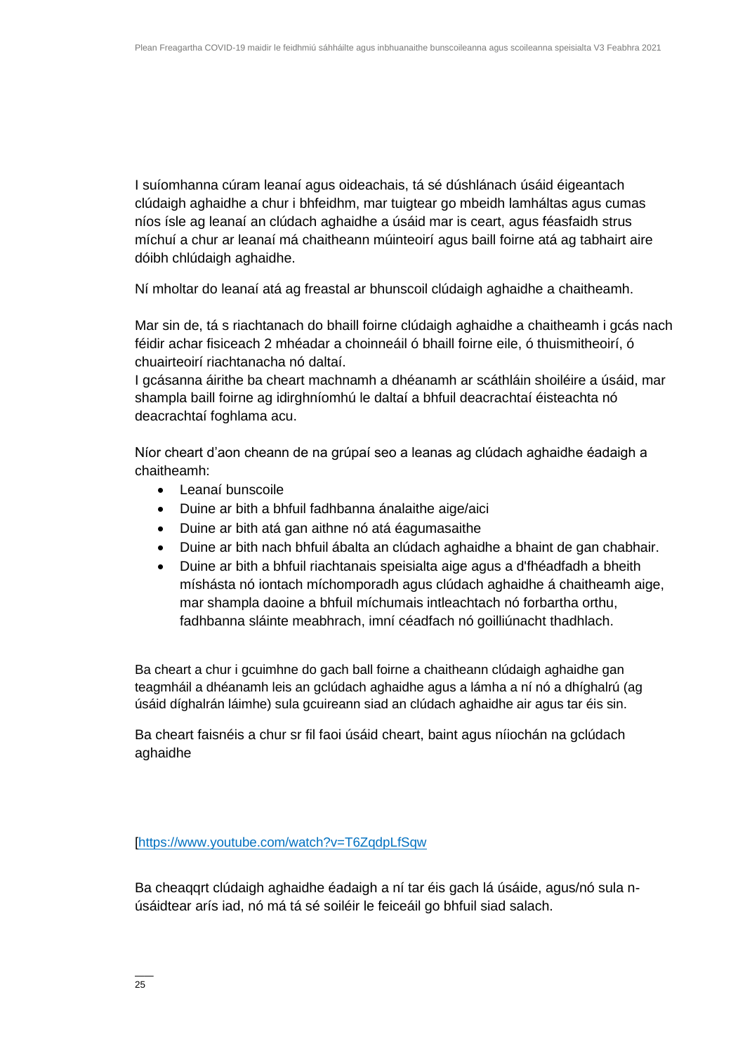I suíomhanna cúram leanaí agus oideachais, tá sé dúshlánach úsáid éigeantach clúdaigh aghaidhe a chur i bhfeidhm, mar tuigtear go mbeidh lamháltas agus cumas níos ísle ag leanaí an clúdach aghaidhe a úsáid mar is ceart, agus féasfaidh strus míchuí a chur ar leanaí má chaitheann múinteoirí agus baill foirne atá ag tabhairt aire dóibh chlúdaigh aghaidhe.

Ní mholtar do leanaí atá ag freastal ar bhunscoil clúdaigh aghaidhe a chaitheamh.

Mar sin de, tá s riachtanach do bhaill foirne clúdaigh aghaidhe a chaitheamh i gcás nach féidir achar fisiceach 2 mhéadar a choinneáil ó bhaill foirne eile, ó thuismitheoirí, ó chuairteoirí riachtanacha nó daltaí.
I gcásanna áirithe ba cheart machnamh a dhéanamh ar scáthláin shoiléire a úsáid, mar shampla baill foirne ag idirghníomhú le daltaí a bhfuil deacrachtaí éisteachta nó deacrachtaí foghlama acu.

Níor cheart d'aon cheann de na grúpaí seo a leanas ag clúdach aghaidhe éadaigh a chaitheamh:

- Leanaí bunscoile
- Duine ar bith a bhfuil fadhbanna ánalaithe aige/aici
- Duine ar bith atá gan aithne nó atá éagumasaithe
- Duine ar bith nach bhfuil ábalta an clúdach aghaidhe a bhaint de gan chabhair.
- Duine ar bith a bhfuil riachtanais speisialta aige agus a d'fhéadfadh a bheith míshásta nó iontach míchomporadh agus clúdach aghaidhe á chaitheamh aige, mar shampla daoine a bhfuil míchumais intleachtach nó forbartha orthu, fadhbanna sláinte meabhrach, imní céadfach nó goilliúnacht thadhlach.

Ba cheart a chur i gcuimhne do gach ball foirne a chaitheann clúdaigh aghaidhe gan teagmháil a dhéanamh leis an gclúdach aghaidhe agus a lámha a ní nó a dhíghalrú (ag úsáid díghalrán láimhe) sula gcuireann siad an clúdach aghaidhe air agus tar éis sin.

Ba cheart faisnéis a chur sr fil faoi úsáid cheart, baint agus níiochán na gclúdach aghaidhe

[https://www.youtube.com/watch?v=T6ZqdpLfSqw

Ba cheaqqrt clúdaigh aghaidhe éadaigh a ní tar éis gach lá úsáide, agus/nó sula n-úsáidtear arís iad, nó má tá sé soiléir le feiceáil go bhfuil siad salach.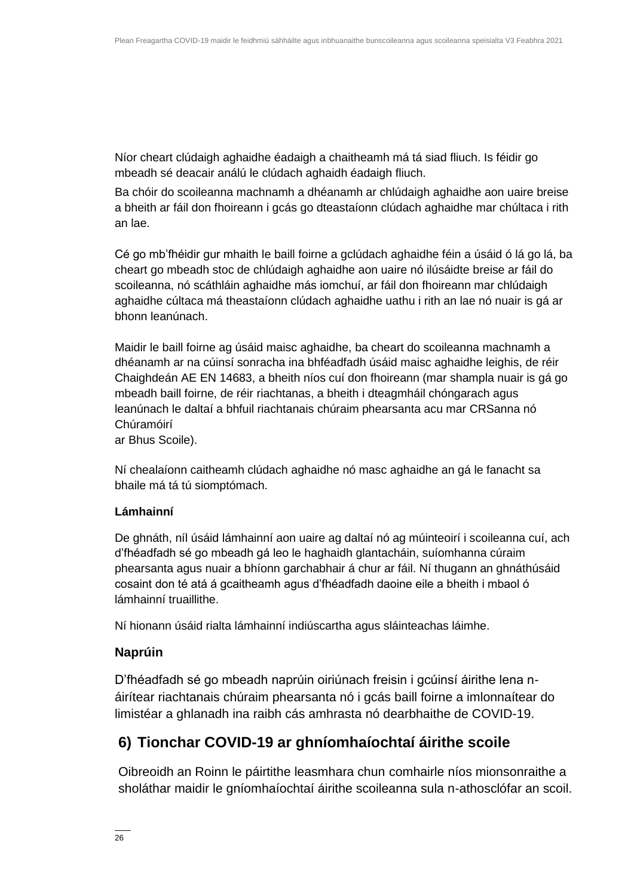Níor cheart clúdaigh aghaidhe éadaigh a chaitheamh má tá siad fliuch. Is féidir go mbeadh sé deacair análú le clúdach aghaidh éadaigh fliuch.

Ba chóir do scoileanna machnamh a dhéanamh ar chlúdaigh aghaidhe aon uaire breise a bheith ar fáil don fhoireann i gcás go dteastaíonn clúdach aghaidhe mar chúltaca i rith an lae.

Cé go mb'fhéidir gur mhaith le baill foirne a gclúdach aghaidhe féin a úsáid ó lá go lá, ba cheart go mbeadh stoc de chlúdaigh aghaidhe aon uaire nó ilúsáidte breise ar fáil do scoileanna, nó scáthláin aghaidhe más iomchuí, ar fáil don fhoireann mar chlúdaigh aghaidhe cúltaca má theastaíonn clúdach aghaidhe uathu i rith an lae nó nuair is gá ar bhonn leanúnach.

Maidir le baill foirne ag úsáid maisc aghaidhe, ba cheart do scoileanna machnamh a dhéanamh ar na cúinsí sonracha ina bhféadfadh úsáid maisc aghaidhe leighis, de réir Chaighdeán AE EN 14683, a bheith níos cuí don fhoireann (mar shampla nuair is gá go mbeadh baill foirne, de réir riachtanas, a bheith i dteagmháil chóngarach agus leanúnach le daltaí a bhfuil riachtanais chúraim phearsanta acu mar CRSanna nó Chúramóirí ar Bhus Scoile).

Ní chealaíonn caitheamh clúdach aghaidhe nó masc aghaidhe an gá le fanacht sa bhaile má tá tú siomptómach.

**Lámhainní**

De ghnáth, níl úsáid lámhainní aon uaire ag daltaí nó ag múinteoirí i scoileanna cuí, ach d'fhéadfadh sé go mbeadh gá leo le haghaidh glantacháin, suíomhanna cúraim phearsanta agus nuair a bhíonn garchabhair á chur ar fáil. Ní thugann an ghnáthúsáid cosaint don té atá á gcaitheamh agus d'fhéadfadh daoine eile a bheith i mbaol ó lámhainní truaillithe.

Ní hionann úsáid rialta lámhainní indiúscartha agus sláinteachas láimhe.

**Naprúin**

D'fhéadfadh sé go mbeadh naprúin oiriúnach freisin i gcúinsí áirithe lena n-áirítear riachtanais chúraim phearsanta nó i gcás baill foirne a imlonnaítear do limistéar a ghlanadh ina raibh cás amhrasta nó dearbhaithe de COVID-19.

## 6) Tionchar COVID-19 ar ghníomhaíochtaí áirithe scoile

Oibreoidh an Roinn le páirtithe leasmhara chun comhairle níos mionsonraithe a sholáthar maidir le gníomhaíochtaí áirithe scoileanna sula n-athosclófar an scoil.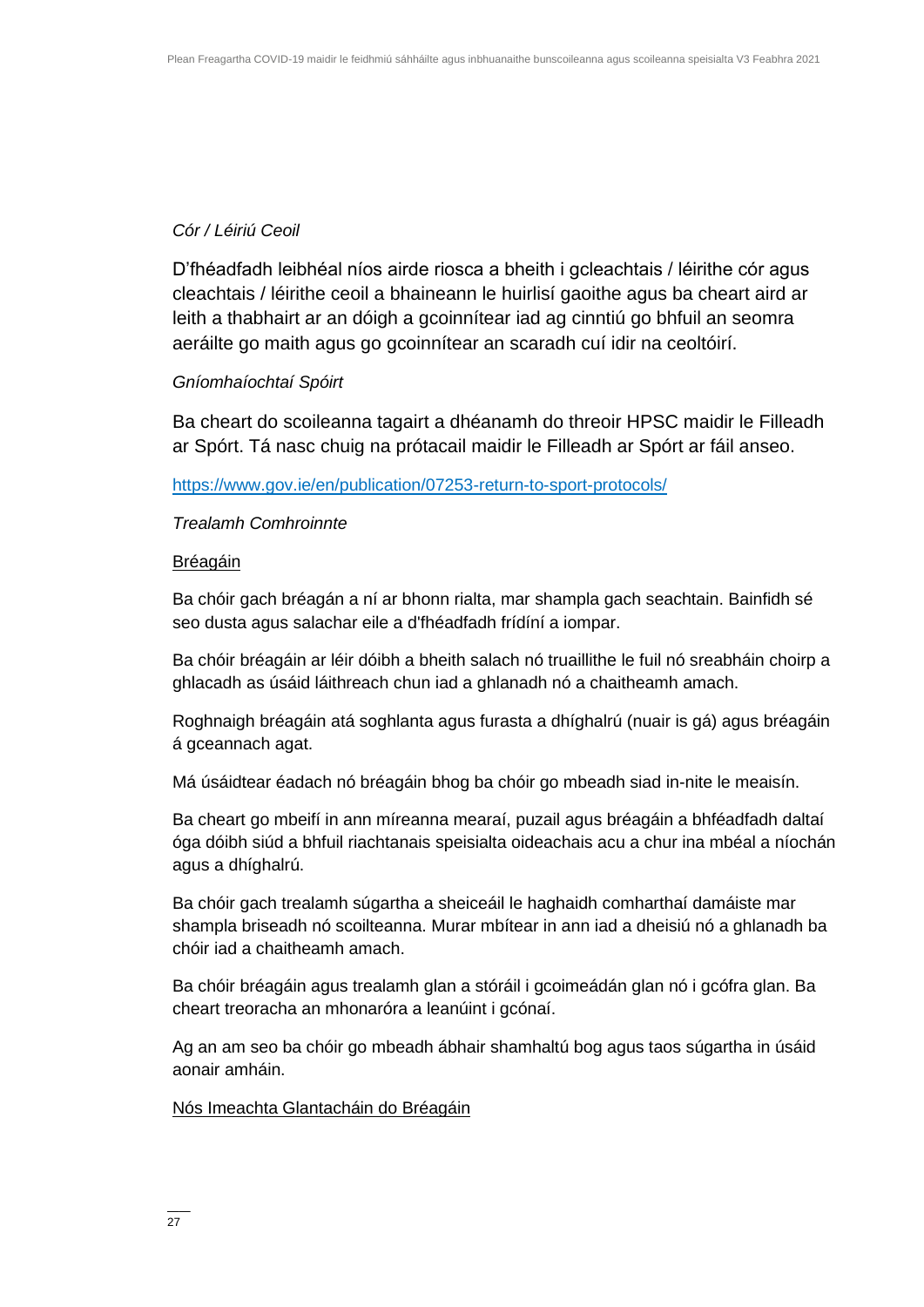*Cór / Léiriú Ceoil*

D'fhéadfadh leibhéal níos airde riosca a bheith i gcleachtais / léirithe cór agus cleachtais / léirithe ceoil a bhaineann le huirlisí gaoithe agus ba cheart aird ar leith a thabhairt ar an dóigh a gcoinnítear iad ag cinntiú go bhfuil an seomra aeráilte go maith agus go gcoinnítear an scaradh cuí idir na ceoltóirí.

*Gníomhaíochtaí Spóirt*

Ba cheart do scoileanna tagairt a dhéanamh do threoir HPSC maidir le Filleadh ar Spórt. Tá nasc chuig na prótacail maidir le Filleadh ar Spórt ar fáil anseo.

https://www.gov.ie/en/publication/07253-return-to-sport-protocols/

*Trealamh Comhroinnte*

Bréagáin

Ba chóir gach bréagán a ní ar bhonn rialta, mar shampla gach seachtain. Bainfidh sé seo dusta agus salachar eile a d'fhéadfadh frídíní a iompar.

Ba chóir bréagáin ar léir dóibh a bheith salach nó truaillithe le fuil nó sreabháin choirp a ghlacadh as úsáid láithreach chun iad a ghlanadh nó a chaitheamh amach.

Roghnaigh bréagáin atá soghlanta agus furasta a dhíghalrú (nuair is gá) agus bréagáin á gceannach agat.

Má úsáidtear éadach nó bréagáin bhog ba chóir go mbeadh siad in-nite le meaisín.

Ba cheart go mbeifí in ann míreanna mearaí, puzail agus bréagáin a bhféadfadh daltaí óga dóibh siúd a bhfuil riachtanais speisialta oideachais acu a chur ina mbéal a níochán agus a dhíghalrú.

Ba chóir gach trealamh súgartha a sheiceáil le haghaidh comharthaí damáiste mar shampla briseadh nó scoilteanna. Murar mbítear in ann iad a dheisiú nó a ghlanadh ba chóir iad a chaitheamh amach.

Ba chóir bréagáin agus trealamh glan a stóráil i gcoimeádán glan nó i gcófra glan. Ba cheart treoracha an mhonaróra a leanúint i gcónaí.

Ag an am seo ba chóir go mbeadh ábhair shamhaltú bog agus taos súgartha in úsáid aonair amháin.

Nós Imeachta Glantacháin do Bréagáin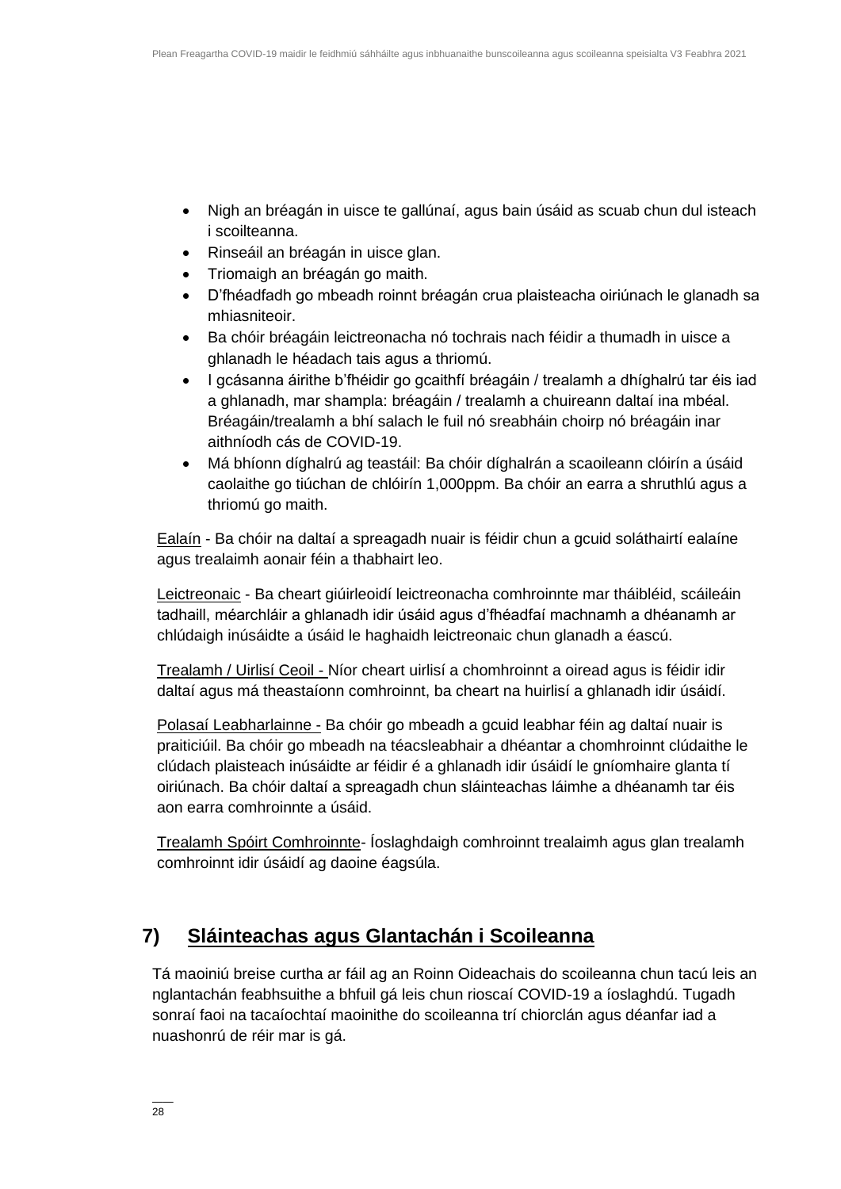- Nigh an bréagán in uisce te gallúnaí, agus bain úsáid as scuab chun dul isteach i scoilteanna.
- Rinseáil an bréagán in uisce glan.
- Triomaigh an bréagán go maith.
- D'fhéadfadh go mbeadh roinnt bréagán crua plaisteacha oiriúnach le glanadh sa mhiasniteoir.
- Ba chóir bréagáin leictreonacha nó tochrais nach féidir a thumadh in uisce a ghlanadh le héadach tais agus a thriomú.
- I gcásanna áirithe b'fhéidir go gcaithfí bréagáin / trealamh a dhíghalrú tar éis iad a ghlanadh, mar shampla: bréagáin / trealamh a chuireann daltaí ina mbéal. Bréagáin/trealamh a bhí salach le fuil nó sreabháin choirp nó bréagáin inar aithníodh cás de COVID-19.
- Má bhíonn díghalrú ag teastáil: Ba chóir díghalrán a scaoileann clóirín a úsáid caolaithe go tiúchan de chlóirín 1,000ppm. Ba chóir an earra a shruthlú agus a thriomú go maith.

Ealaín - Ba chóir na daltaí a spreagadh nuair is féidir chun a gcuid soláthairtí ealaíne agus trealaimh aonair féin a thabhairt leo.

Leictreonaic - Ba cheart giúirleoidí leictreonacha comhroinnte mar tháibléid, scáileáin tadhaill, méarchláir a ghlanadh idir úsáid agus d'fhéadfaí machnamh a dhéanamh ar chlúdaigh inúsáidte a úsáid le haghaidh leictreonaic chun glanadh a éascú.

Trealamh / Uirlisí Ceoil - Níor cheart uirlisí a chomhroinnt a oiread agus is féidir idir daltaí agus má theastaíonn comhroinnt, ba cheart na huirlisí a ghlanadh idir úsáidí.

Polasaí Leabharlainne - Ba chóir go mbeadh a gcuid leabhar féin ag daltaí nuair is praiticiúil. Ba chóir go mbeadh na téacsleabhair a dhéantar a chomhroinnt clúdaithe le clúdach plaisteach inúsáidte ar féidir é a ghlanadh idir úsáidí le gníomhaire glanta tí oiriúnach. Ba chóir daltaí a spreagadh chun sláinteachas láimhe a dhéanamh tar éis aon earra comhroinnte a úsáid.

Trealamh Spóirt Comhroinnte- Íoslaghdaigh comhroinnt trealaimh agus glan trealamh comhroinnt idir úsáidí ag daoine éagsúla.

## 7) Sláinteachas agus Glantachán i Scoileanna

Tá maoiniú breise curtha ar fáil ag an Roinn Oideachais do scoileanna chun tacú leis an nglantachán feabhsuithe a bhfuil gá leis chun rioscaí COVID-19 a íoslaghdú. Tugadh sonraí faoi na tacaíochtaí maoinithe do scoileanna trí chiorclán agus déanfar iad a nuashonrú de réir mar is gá.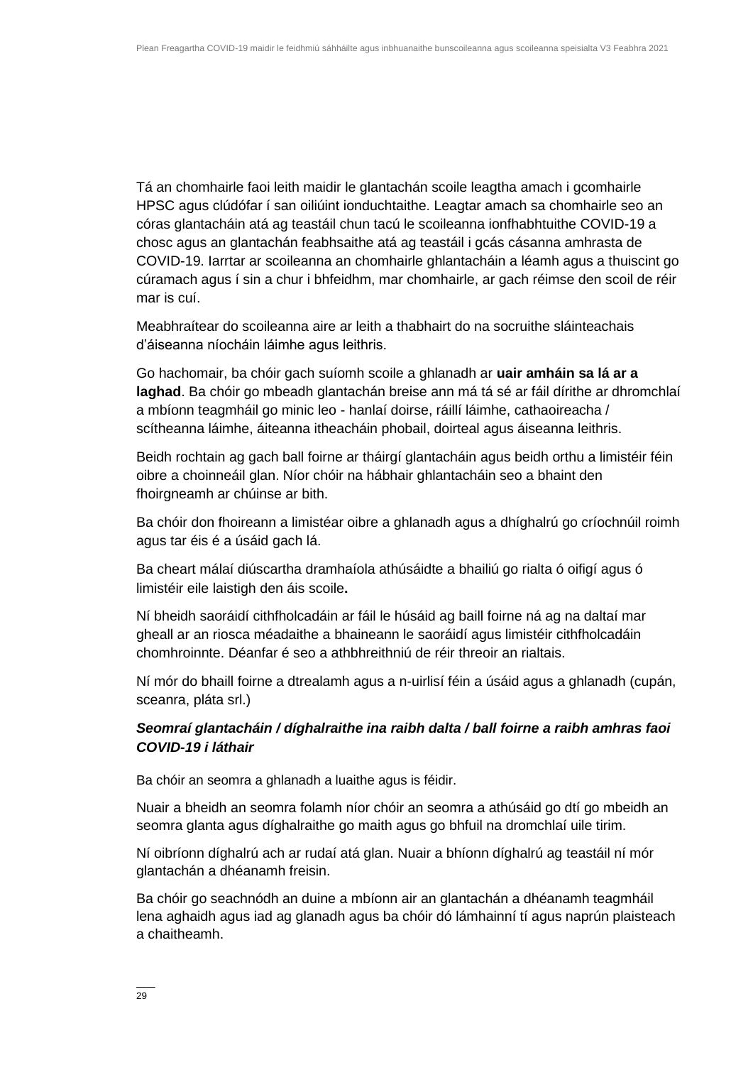Tá an chomhairle faoi leith maidir le glantachán scoile leagtha amach i gcomhairle HPSC agus clúdófar í san oiliúint ionduchtaithe. Leagtar amach sa chomhairle seo an córas glantacháin atá ag teastáil chun tacú le scoileanna ionfhabhtuithe COVID-19 a chosc agus an glantachán feabhsaithe atá ag teastáil i gcás cásanna amhrasta de COVID-19. Iarrtar ar scoileanna an chomhairle ghlantacháin a léamh agus a thuiscint go cúramach agus í sin a chur i bhfeidhm, mar chomhairle, ar gach réimse den scoil de réir mar is cuí.

Meabhraítear do scoileanna aire ar leith a thabhairt do na socruithe sláinteachais d'áiseanna níocháin láimhe agus leithris.

Go hachomair, ba chóir gach suíomh scoile a ghlanadh ar **uair amháin sa lá ar a laghad**. Ba chóir go mbeadh glantachán breise ann má tá sé ar fáil dírithe ar dhromchlaí a mbíonn teagmháil go minic leo - hanlaí doirse, ráillí láimhe, cathaoireacha / scítheanna láimhe, áiteanna itheacháin phobail, doirteal agus áiseanna leithris.

Beidh rochtain ag gach ball foirne ar tháirgí glantacháin agus beidh orthu a limistéir féin oibre a choinneáil glan. Níor chóir na hábhair ghlantacháin seo a bhaint den fhoirgneamh ar chúinse ar bith.

Ba chóir don fhoireann a limistéar oibre a ghlanadh agus a dhíghalrú go críochnúil roimh agus tar éis é a úsáid gach lá.

Ba cheart málaí diúscartha dramhaíola athúsáidte a bhailiú go rialta ó oifigí agus ó limistéir eile laistigh den áis scoile**.**

Ní bheidh saoráidí cithfholcadáin ar fáil le húsáid ag baill foirne ná ag na daltaí mar gheall ar an riosca méadaithe a bhaineann le saoráidí agus limistéir cithfholcadáin chomhroinnte. Déanfar é seo a athbhreithniú de réir threoir an rialtais.

Ní mór do bhaill foirne a dtrealamh agus a n-uirlisí féin a úsáid agus a ghlanadh (cupán, sceanra, pláta srl.)

***Seomraí glantacháin / díghalraithe ina raibh dalta / ball foirne a raibh amhras faoi COVID-19 i láthair***

Ba chóir an seomra a ghlanadh a luaithe agus is féidir.

Nuair a bheidh an seomra folamh níor chóir an seomra a athúsáid go dtí go mbeidh an seomra glanta agus díghalraithe go maith agus go bhfuil na dromchlaí uile tirim.

Ní oibríonn díghalrú ach ar rudaí atá glan. Nuair a bhíonn díghalrú ag teastáil ní mór glantachán a dhéanamh freisin.

Ba chóir go seachnódh an duine a mbíonn air an glantachán a dhéanamh teagmháil lena aghaidh agus iad ag glanadh agus ba chóir dó lámhainní tí agus naprún plaisteach a chaitheamh.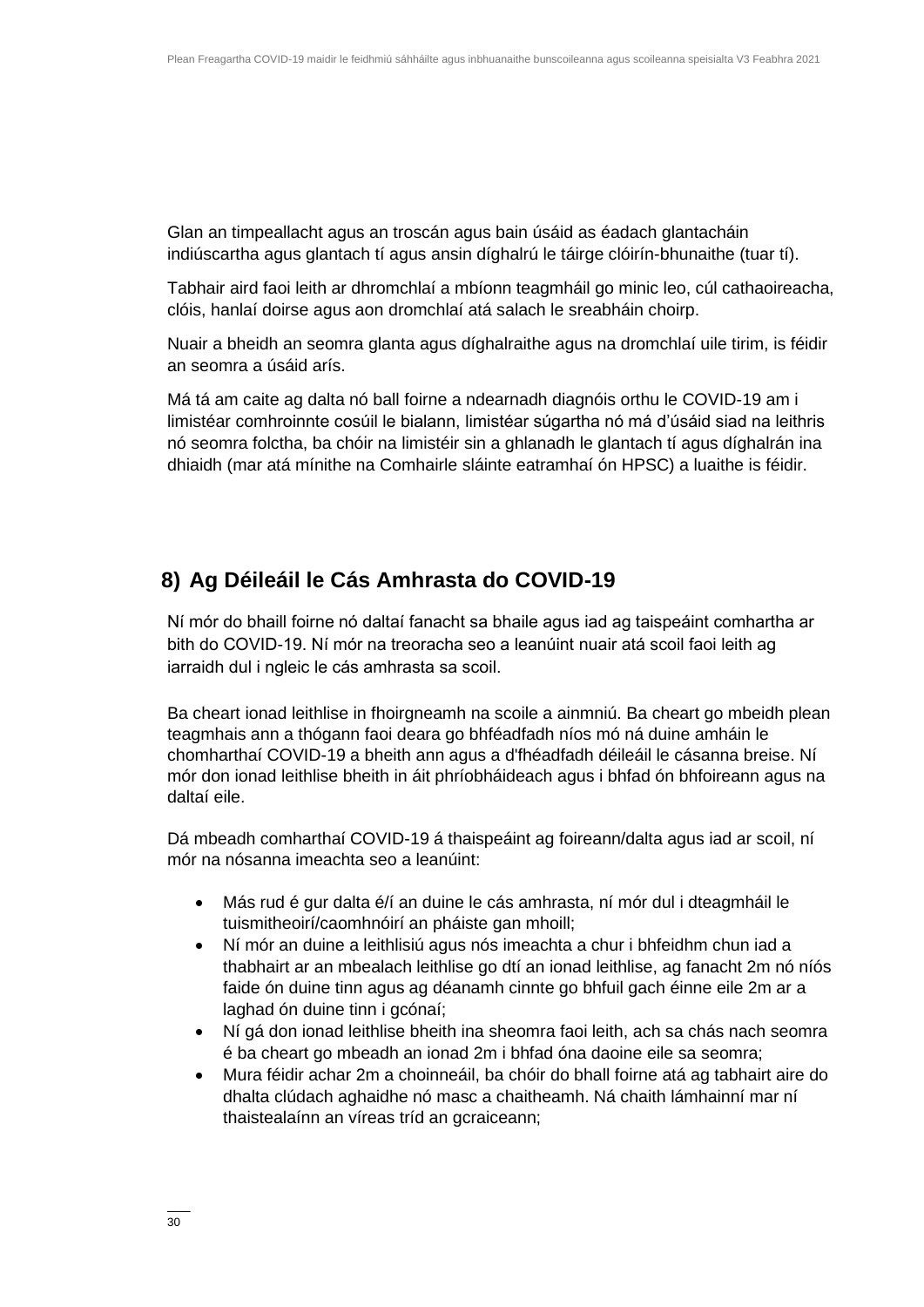Glan an timpeallacht agus an troscán agus bain úsáid as éadach glantacháin indiúscartha agus glantach tí agus ansin díghalrú le táirge clóirín-bhunaithe (tuar tí).

Tabhair aird faoi leith ar dhromchlaí a mbíonn teagmháil go minic leo, cúl cathaoireacha, clóis, hanlaí doirse agus aon dromchlaí atá salach le sreabháin choirp.

Nuair a bheidh an seomra glanta agus díghalraithe agus na dromchlaí uile tirim, is féidir an seomra a úsáid arís.

Má tá am caite ag dalta nó ball foirne a ndearnadh diagnóis orthu le COVID-19 am i limistéar comhroinnte cosúil le bialann, limistéar súgartha nó má d'úsáid siad na leithris nó seomra folctha, ba chóir na limistéir sin a ghlanadh le glantach tí agus díghalrán ina dhiaidh (mar atá mínithe na Comhairle sláinte eatramhaí ón HPSC) a luaithe is féidir.

## 8) Ag Déileáil le Cás Amhrasta do COVID-19

Ní mór do bhaill foirne nó daltaí fanacht sa bhaile agus iad ag taispeáint comhartha ar bith do COVID-19. Ní mór na treoracha seo a leanúint nuair atá scoil faoi leith ag iarraidh dul i ngleic le cás amhrasta sa scoil.

Ba cheart ionad leithlise in fhoirgneamh na scoile a ainmniú. Ba cheart go mbeidh plean teagmhais ann a thógann faoi deara go bhféadfadh níos mó ná duine amháin le chomharthaí COVID-19 a bheith ann agus a d'fhéadfadh déileáil le cásanna breise. Ní mór don ionad leithlise bheith in áit phríobháideach agus i bhfad ón bhfoireann agus na daltaí eile.

Dá mbeadh comharthaí COVID-19 á thaispeáint ag foireann/dalta agus iad ar scoil, ní mór na nósanna imeachta seo a leanúint:

- Más rud é gur dalta é/í an duine le cás amhrasta, ní mór dul i dteagmháil le tuismitheoirí/caomhnóirí an pháiste gan mhoill;
- Ní mór an duine a leithlisiú agus nós imeachta a chur i bhfeidhm chun iad a thabhairt ar an mbealach leithlise go dtí an ionad leithlise, ag fanacht 2m nó níos faide ón duine tinn agus ag déanamh cinnte go bhfuil gach éinne eile 2m ar a laghad ón duine tinn i gcónaí;
- Ní gá don ionad leithlise bheith ina sheomra faoi leith, ach sa chás nach seomra é ba cheart go mbeadh an ionad 2m i bhfad óna daoine eile sa seomra;
- Mura féidir achar 2m a choinneáil, ba chóir do bhall foirne atá ag tabhairt aire do dhalta clúdach aghaidhe nó masc a chaitheamh. Ná chaith lámhainní mar ní thaistealaínn an víreas tríd an gcraiceann;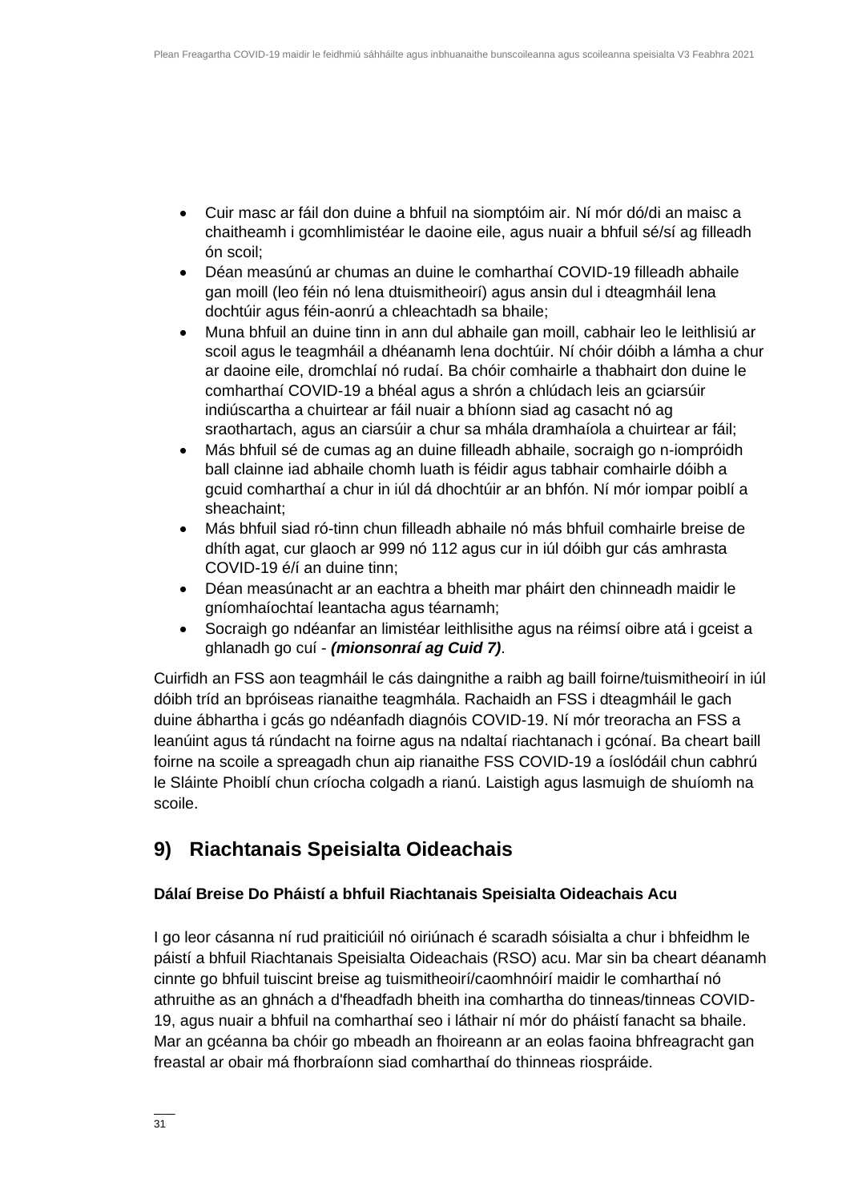- Cuir masc ar fáil don duine a bhfuil na siomptóim air. Ní mór dó/di an maisc a chaitheamh i gcomhlimistéar le daoine eile, agus nuair a bhfuil sé/sí ag filleadh ón scoil;
- Déan measúnú ar chumas an duine le comharthaí COVID-19 filleadh abhaile gan moill (leo féin nó lena dtuismitheoirí) agus ansin dul i dteagmháil lena dochtúir agus féin-aonrú a chleachtadh sa bhaile;
- Muna bhfuil an duine tinn in ann dul abhaile gan moill, cabhair leo le leithlisiú ar scoil agus le teagmháil a dhéanamh lena dochtúir. Ní chóir dóibh a lámha a chur ar daoine eile, dromchlaí nó rudaí. Ba chóir comhairle a thabhairt don duine le comharthaí COVID-19 a bhéal agus a shrón a chlúdach leis an gciarsúir indiúscartha a chuirtear ar fáil nuair a bhíonn siad ag casacht nó ag sraothartach, agus an ciarsúir a chur sa mhála dramhaíola a chuirtear ar fáil;
- Más bhfuil sé de cumas ag an duine filleadh abhaile, socraigh go n-iompróidh ball clainne iad abhaile chomh luath is féidir agus tabhair comhairle dóibh a gcuid comharthaí a chur in iúl dá dhochtúir ar an bhfón. Ní mór iompar poiblí a sheachaint;
- Más bhfuil siad ró-tinn chun filleadh abhaile nó más bhfuil comhairle breise de dhíth agat, cur glaoch ar 999 nó 112 agus cur in iúl dóibh gur cás amhrasta COVID-19 é/í an duine tinn;
- Déan measúnacht ar an eachtra a bheith mar pháirt den chinneadh maidir le gníomhaíochtaí leantacha agus téarnamh;
- Socraigh go ndéanfar an limistéar leithlisithe agus na réimsí oibre atá i gceist a ghlanadh go cuí - ***(mionsonraí ag Cuid 7)***.

Cuirfidh an FSS aon teagmháil le cás daingnithe a raibh ag baill foirne/tuismitheoirí in iúl dóibh tríd an bpróiseas rianaithe teagmhála. Rachaidh an FSS i dteagmháil le gach duine ábhartha i gcás go ndéanfadh diagnóis COVID-19. Ní mór treoracha an FSS a leanúint agus tá rúndacht na foirne agus na ndaltaí riachtanach i gcónaí. Ba cheart baill foirne na scoile a spreagadh chun aip rianaithe FSS COVID-19 a íoslódáil chun cabhrú le Sláinte Phoiblí chun críocha colgadh a rianú. Laistigh agus lasmuigh de shuíomh na scoile.

## 9) Riachtanais Speisialta Oideachais

**Dálaí Breise Do Pháistí a bhfuil Riachtanais Speisialta Oideachais Acu**

I go leor cásanna ní rud praiticiúil nó oiriúnach é scaradh sóisialta a chur i bhfeidhm le páistí a bhfuil Riachtanais Speisialta Oideachais (RSO) acu. Mar sin ba cheart déanamh cinnte go bhfuil tuiscint breise ag tuismitheoirí/caomhnóirí maidir le comharthaí nó athruithe as an ghnách a d'fheadfadh bheith ina comhartha do tinneas/tinneas COVID-19, agus nuair a bhfuil na comharthaí seo i láthair ní mór do pháistí fanacht sa bhaile. Mar an gcéanna ba chóir go mbeadh an fhoireann ar an eolas faoina bhfreagracht gan freastal ar obair má fhorbraíonn siad comharthaí do thinneas riospráide.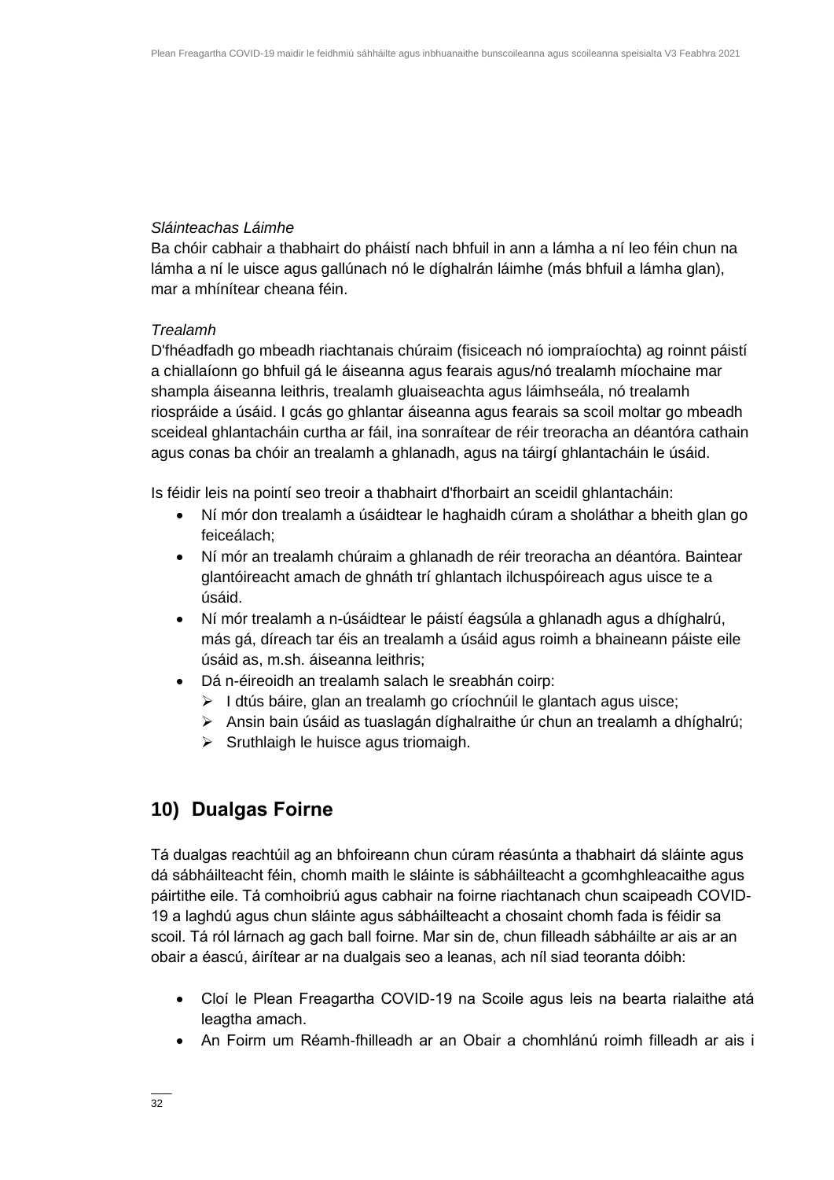*Sláinteachas Láimhe*

Ba chóir cabhair a thabhairt do pháistí nach bhfuil in ann a lámha a ní leo féin chun na lámha a ní le uisce agus gallúnach nó le díghalrán láimhe (más bhfuil a lámha glan), mar a mhínítear cheana féin.

*Trealamh*

D'fhéadfadh go mbeadh riachtanais chúraim (fisiceach nó iompraíochta) ag roinnt páistí a chiallaíonn go bhfuil gá le áiseanna agus fearais agus/nó trealamh míochaine mar shampla áiseanna leithris, trealamh gluaiseachta agus láimhseála, nó trealamh riospráide a úsáid. I gcás go ghlantar áiseanna agus fearais sa scoil moltar go mbeadh sceideal ghlantacháin curtha ar fáil, ina sonraítear de réir treoracha an déantóra cathain agus conas ba chóir an trealamh a ghlanadh, agus na táirgí ghlantacháin le úsáid.

Is féidir leis na pointí seo treoir a thabhairt d'fhorbairt an sceidil ghlantacháin:

- Ní mór don trealamh a úsáidtear le haghaidh cúram a sholáthar a bheith glan go feiceálach;
- Ní mór an trealamh chúraim a ghlanadh de réir treoracha an déantóra. Baintear glantóireacht amach de ghnáth trí ghlantach ilchuspóireach agus uisce te a úsáid.
- Ní mór trealamh a n-úsáidtear le páistí éagsúla a ghlanadh agus a dhíghalrú, más gá, díreach tar éis an trealamh a úsáid agus roimh a bhaineann páiste eile úsáid as, m.sh. áiseanna leithris;
- Dá n-éireoidh an trealamh salach le sreabhán coirp:
  - I dtús báire, glan an trealamh go críochnúil le glantach agus uisce;
  - Ansin bain úsáid as tuaslagán díghalraithe úr chun an trealamh a dhíghalrú;
  - Sruthlaigh le huisce agus triomaigh.

## 10) Dualgas Foirne

Tá dualgas reachtúil ag an bhfoireann chun cúram réasúnta a thabhairt dá sláinte agus dá sábháilteacht féin, chomh maith le sláinte is sábháilteacht a gcomhghleacaithe agus páirtithe eile. Tá comhoibriú agus cabhair na foirne riachtanach chun scaipeadh COVID-19 a laghdú agus chun sláinte agus sábháilteacht a chosaint chomh fada is féidir sa scoil. Tá ról lárnach ag gach ball foirne. Mar sin de, chun filleadh sábháilte ar ais ar an obair a éascú, áirítear ar na dualgais seo a leanas, ach níl siad teoranta dóibh:

- Cloí le Plean Freagartha COVID-19 na Scoile agus leis na bearta rialaithe atá leagtha amach.
- An Foirm um Réamh-fhilleadh ar an Obair a chomhlánú roimh filleadh ar ais i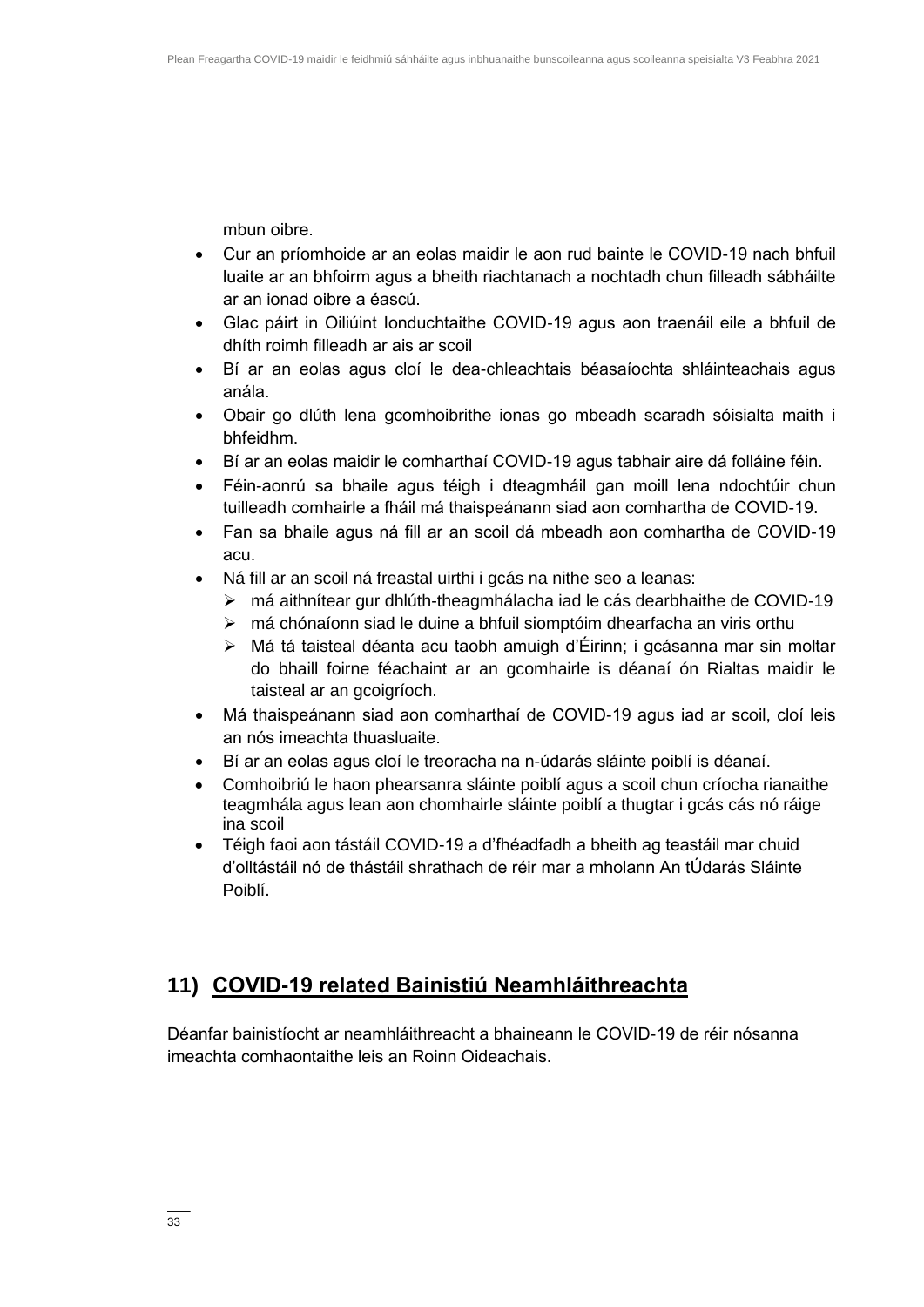mbun oibre.

- Cur an príomhoide ar an eolas maidir le aon rud bainte le COVID-19 nach bhfuil luaite ar an bhfoirm agus a bheith riachtanach a nochtadh chun filleadh sábháilte ar an ionad oibre a éascú.
- Glac páirt in Oiliúint Ionduchtaithe COVID-19 agus aon traenáil eile a bhfuil de dhíth roimh filleadh ar ais ar scoil
- Bí ar an eolas agus cloí le dea-chleachtais béasaíochta shláinteachais agus anála.
- Obair go dlúth lena gcomhoibrithe ionas go mbeadh scaradh sóisialta maith i bhfeidhm.
- Bí ar an eolas maidir le comharthaí COVID-19 agus tabhair aire dá folláine féin.
- Féin-aonrú sa bhaile agus téigh i dteagmháil gan moill lena ndochtúir chun tuilleadh comhairle a fháil má thaispeánann siad aon comhartha de COVID-19.
- Fan sa bhaile agus ná fill ar an scoil dá mbeadh aon comhartha de COVID-19 acu.
- Ná fill ar an scoil ná freastal uirthi i gcás na nithe seo a leanas:
  - má aithnítear gur dhlúth-theagmhálacha iad le cás dearbhaithe de COVID-19
  - má chónaíonn siad le duine a bhfuil siomptóim dhearfacha an viris orthu
  - Má tá taisteal déanta acu taobh amuigh d'Éirinn; i gcásanna mar sin moltar do bhaill foirne féachaint ar an gcomhairle is déanaí ón Rialtas maidir le taisteal ar an gcoigríoch.
- Má thaispeánann siad aon comharthaí de COVID-19 agus iad ar scoil, cloí leis an nós imeachta thuasluaite.
- Bí ar an eolas agus cloí le treoracha na n-údarás sláinte poiblí is déanaí.
- Comhoibriú le haon phearsanra sláinte poiblí agus a scoil chun críocha rianaithe teagmhála agus lean aon chomhairle sláinte poiblí a thugtar i gcás cás nó ráige ina scoil
- Téigh faoi aon tástáil COVID-19 a d'fhéadfadh a bheith ag teastáil mar chuid d'olltástáil nó de thástáil shrathach de réir mar a mholann An tÚdarás Sláinte Poiblí.

## 11) COVID-19 related Bainistiú Neamhláithreachta

Déanfar bainistíocht ar neamhláithreacht a bhaineann le COVID-19 de réir nósanna imeachta comhaontaithe leis an Roinn Oideachais.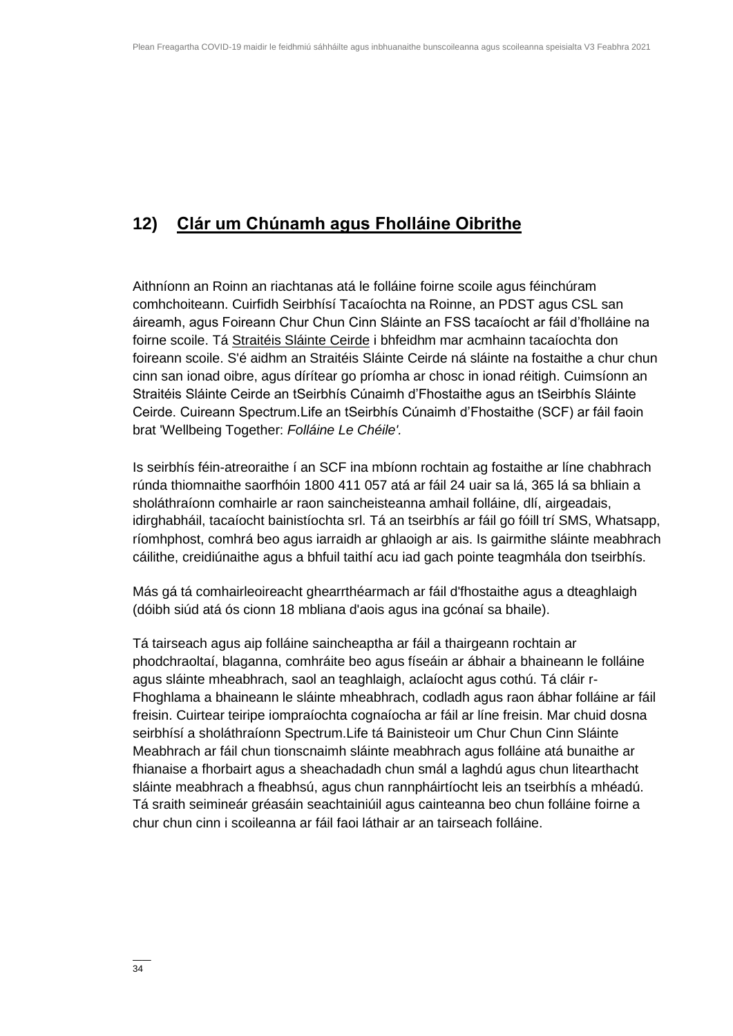## 12) Clár um Chúnamh agus Fholláine Oibrithe

Aithníonn an Roinn an riachtanas atá le folláine foirne scoile agus féinchúram comhchoiteann. Cuirfidh Seirbhísí Tacaíochta na Roinne, an PDST agus CSL san áireamh, agus Foireann Chur Chun Cinn Sláinte an FSS tacaíocht ar fáil d'fholláine na foirne scoile. Tá Straitéis Sláinte Ceirde i bhfeidhm mar acmhainn tacaíochta don foireann scoile. S'é aidhm an Straitéis Sláinte Ceirde ná sláinte na fostaithe a chur chun cinn san ionad oibre, agus dírítear go príomha ar chosc in ionad réitigh. Cuimsíonn an Straitéis Sláinte Ceirde an tSeirbhís Cúnaimh d'Fhostaithe agus an tSeirbhís Sláinte Ceirde. Cuireann Spectrum.Life an tSeirbhís Cúnaimh d'Fhostaithe (SCF) ar fáil faoin brat 'Wellbeing Together: *Folláine Le Chéile'.*

Is seirbhís féin-atreoraithe í an SCF ina mbíonn rochtain ag fostaithe ar líne chabhrach rúnda thiomnaithe saorfhóin 1800 411 057 atá ar fáil 24 uair sa lá, 365 lá sa bhliain a sholáthraíonn comhairle ar raon saincheisteanna amhail folláine, dlí, airgeadais, idirghabháil, tacaíocht bainistíochta srl. Tá an tseirbhís ar fáil go fóill trí SMS, Whatsapp, ríomhphost, comhrá beo agus iarraidh ar ghlaoigh ar ais. Is gairmithe sláinte meabhrach cáilithe, creidiúnaithe agus a bhfuil taithí acu iad gach pointe teagmhála don tseirbhís.

Más gá tá comhairleoireacht ghearrthéarmach ar fáil d'fhostaithe agus a dteaghlaigh (dóibh siúd atá ós cionn 18 mbliana d'aois agus ina gcónaí sa bhaile).

Tá tairseach agus aip folláine saincheaptha ar fáil a thairgeann rochtain ar phodchraoltaí, blaganna, comhráite beo agus físeáin ar ábhair a bhaineann le folláine agus sláinte mheabhrach, saol an teaghlaigh, aclaíocht agus cothú. Tá cláir r-Fhoghlama a bhaineann le sláinte mheabhrach, codladh agus raon ábhar folláine ar fáil freisin. Cuirtear teiripe iompraíochta cognaíocha ar fáil ar líne freisin. Mar chuid dosna seirbhísí a sholáthraíonn Spectrum.Life tá Bainisteoir um Chur Chun Cinn Sláinte Meabhrach ar fáil chun tionscnaimh sláinte meabhrach agus folláine atá bunaithe ar fhianaise a fhorbairt agus a sheachadadh chun smál a laghdú agus chun litearthacht sláinte meabhrach a fheabhsú, agus chun rannpháirtíocht leis an tseirbhís a mhéadú. Tá sraith seimineár gréasáin seachtainiúil agus cainteanna beo chun folláine foirne a chur chun cinn i scoileanna ar fáil faoi láthair ar an tairseach folláine.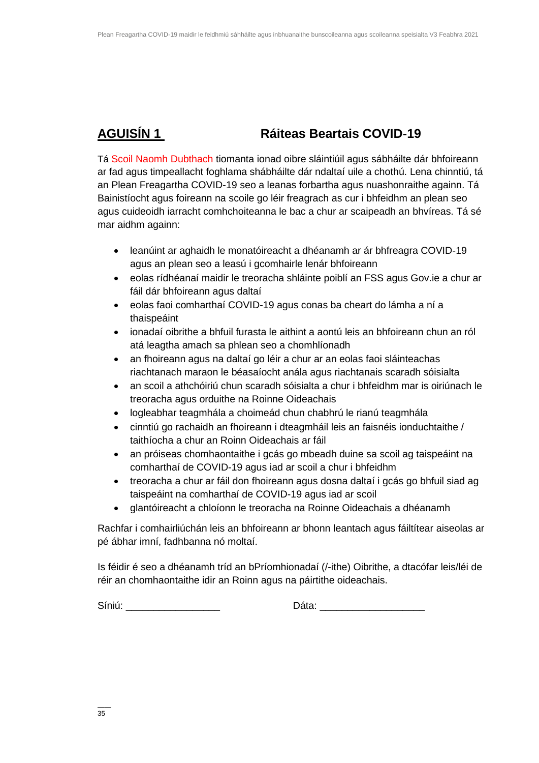## AGUISÍN 1 Ráiteas Beartais COVID-19

Tá Scoil Naomh Dubthach tiomanta ionad oibre sláintiúil agus sábháilte dár bhfoireann ar fad agus timpeallacht foghlama shábháilte dár ndaltaí uile a chothú. Lena chinntiú, tá an Plean Freagartha COVID-19 seo a leanas forbartha agus nuashonraithe againn. Tá Bainistíocht agus foireann na scoile go léir freagrach as cur i bhfeidhm an plean seo agus cuideoidh iarracht comhchoiteanna le bac a chur ar scaipeadh an bhvíreas. Tá sé mar aidhm againn:

- leanúint ar aghaidh le monatóireacht a dhéanamh ar ár bhfreagra COVID-19 agus an plean seo a leasú i gcomhairle lenár bhfoireann
- eolas rídhéanaí maidir le treoracha shláinte poiblí an FSS agus Gov.ie a chur ar fáil dár bhfoireann agus daltaí
- eolas faoi comharthaí COVID-19 agus conas ba cheart do lámha a ní a thaispeáint
- ionadaí oibrithe a bhfuil furasta le aithint a aontú leis an bhfoireann chun an ról atá leagtha amach sa phlean seo a chomhlíonadh
- an fhoireann agus na daltaí go léir a chur ar an eolas faoi sláinteachas riachtanach maraon le béasaíocht anála agus riachtanais scaradh sóisialta
- an scoil a athchóiriú chun scaradh sóisialta a chur i bhfeidhm mar is oiriúnach le treoracha agus orduithe na Roinne Oideachais
- logleabhar teagmhála a choimeád chun chabhrú le rianú teagmhála
- cinntiú go rachaidh an fhoireann i dteagmháil leis an faisnéis ionduchtaithe / taithíocha a chur an Roinn Oideachais ar fáil
- an próiseas chomhaontaithe i gcás go mbeadh duine sa scoil ag taispeáint na comharthaí de COVID-19 agus iad ar scoil a chur i bhfeidhm
- treoracha a chur ar fáil don fhoireann agus dosna daltaí i gcás go bhfuil siad ag taispeáint na comharthaí de COVID-19 agus iad ar scoil
- glantóireacht a chloíonn le treoracha na Roinne Oideachais a dhéanamh

Rachfar i comhairliúchán leis an bhfoireann ar bhonn leantach agus fáiltítear aiseolas ar pé ábhar imní, fadhbanna nó moltaí.

Is féidir é seo a dhéanamh tríd an bPríomhionadaí (/-ithe) Oibrithe, a dtacófar leis/léi de réir an chomhaontaithe idir an Roinn agus na páirtithe oideachais.

Síniú: _________________ Dáta: ___________________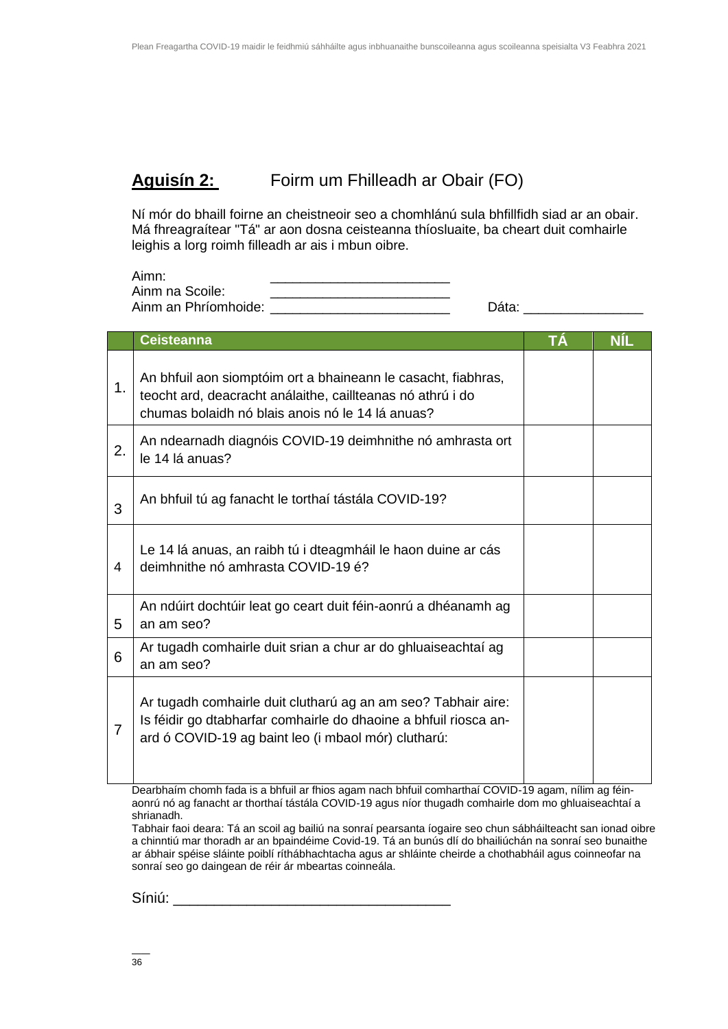## **Aguisín 2:** Foirm um Fhilleadh ar Obair (FO)

Ní mór do bhaill foirne an cheistneoir seo a chomhlánú sula bhfillfidh siad ar an obair. Má fhreagraítear "Tá" ar aon dosna ceisteanna thíosluaite, ba cheart duit comhairle leighis a lorg roimh filleadh ar ais i mbun oibre.

Aimn: ________________________

Ainm na Scoile: ________________________

Ainm an Phríomhoide: ________________________ Dáta: ________________

| | Ceisteanna | TÁ | NÍL |
|---|---|---|---|
| 1. | An bhfuil aon siomptóim ort a bhaineann le casacht, fiabhras, teocht ard, deacracht análaithe, caillteanas nó athrú i do chumas bolaidh nó blais anois nó le 14 lá anuas? | | |
| 2. | An ndearnadh diagnóis COVID-19 deimhnithe nó amhrasta ort le 14 lá anuas? | | |
| 3 | An bhfuil tú ag fanacht le torthaí tástála COVID-19? | | |
| 4 | Le 14 lá anuas, an raibh tú i dteagmháil le haon duine ar cás deimhnithe nó amhrasta COVID-19 é? | | |
| 5 | An ndúirt dochtúir leat go ceart duit féin-aonrú a dhéanamh ag an am seo? | | |
| 6 | Ar tugadh comhairle duit srian a chur ar do ghluaiseachtaí ag an am seo? | | |
| 7 | Ar tugadh comhairle duit clutharú ag an am seo? Tabhair aire: Is féidir go dtabharfar comhairle do dhaoine a bhfuil riosca an-ard ó COVID-19 ag baint leo (i mbaol mór) clutharú: | | |

Dearbhaím chomh fada is a bhfuil ar fhios agam nach bhfuil comharthaí COVID-19 agam, nílim ag féin-aonrú nó ag fanacht ar thorthaí tástála COVID-19 agus níor thugadh comhairle dom mo ghluaiseachtaí a shrianadh.

Tabhair faoi deara: Tá an scoil ag bailiú na sonraí pearsanta íogaire seo chun sábháilteacht san ionad oibre a chinntiú mar thoradh ar an bpaindéime Covid-19. Tá an bunús dlí do bhailiúchán na sonraí seo bunaithe ar ábhair spéise sláinte poiblí ríthábhachtacha agus ar shláinte cheirde a chothabháil agus coinneofar na sonraí seo go daingean de réir ár mbeartas coinneála.

Síniú: ___________________________________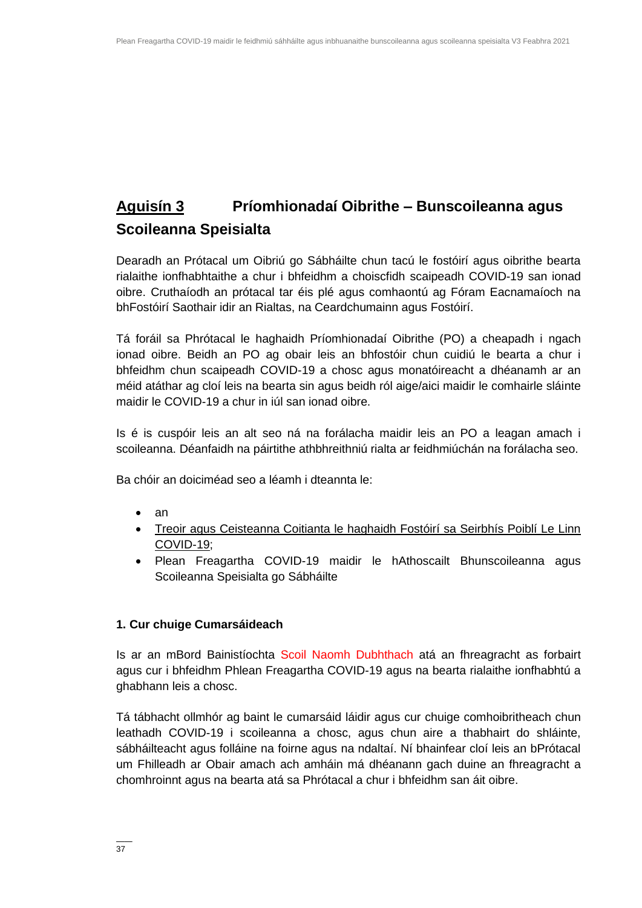## Aguisín 3 Príomhionadaí Oibrithe – Bunscoileanna agus Scoileanna Speisialta

Dearadh an Prótacal um Oibriú go Sábháilte chun tacú le fostóirí agus oibrithe bearta rialaithe ionfhabhtaithe a chur i bhfeidhm a choiscfidh scaipeadh COVID-19 san ionad oibre. Cruthaíodh an prótacal tar éis plé agus comhaontú ag Fóram Eacnamaíoch na bhFostóirí Saothair idir an Rialtas, na Ceardchumainn agus Fostóirí.

Tá foráil sa Phrótacal le haghaidh Príomhionadaí Oibrithe (PO) a cheapadh i ngach ionad oibre. Beidh an PO ag obair leis an bhfostóir chun cuidiú le bearta a chur i bhfeidhm chun scaipeadh COVID-19 a chosc agus monatóireacht a dhéanamh ar an méid atáthar ag cloí leis na bearta sin agus beidh ról aige/aici maidir le comhairle sláinte maidir le COVID-19 a chur in iúl san ionad oibre.

Is é is cuspóir leis an alt seo ná na forálacha maidir leis an PO a leagan amach i scoileanna. Déanfaidh na páirtithe athbhreithniú rialta ar feidhmiúchán na forálacha seo.

Ba chóir an doiciméad seo a léamh i dteannta le:

- an
- Treoir agus Ceisteanna Coitianta le haghaidh Fostóirí sa Seirbhís Poiblí Le Linn COVID-19;
- Plean Freagartha COVID-19 maidir le hAthoscailt Bhunscoileanna agus Scoileanna Speisialta go Sábháilte

### 1. Cur chuige Cumarsáideach

Is ar an mBord Bainistíochta Scoil Naomh Dubhthach atá an fhreagracht as forbairt agus cur i bhfeidhm Phlean Freagartha COVID-19 agus na bearta rialaithe ionfhabhtú a ghabhann leis a chosc.

Tá tábhacht ollmhór ag baint le cumarsáid láidir agus cur chuige comhoibritheach chun leathadh COVID-19 i scoileanna a chosc, agus chun aire a thabhairt do shláinte, sábháilteacht agus folláine na foirne agus na ndaltaí. Ní bhainfear cloí leis an bPrótacal um Fhilleadh ar Obair amach ach amháin má dhéanann gach duine an fhreagracht a chomhroinnt agus na bearta atá sa Phrótacal a chur i bhfeidhm san áit oibre.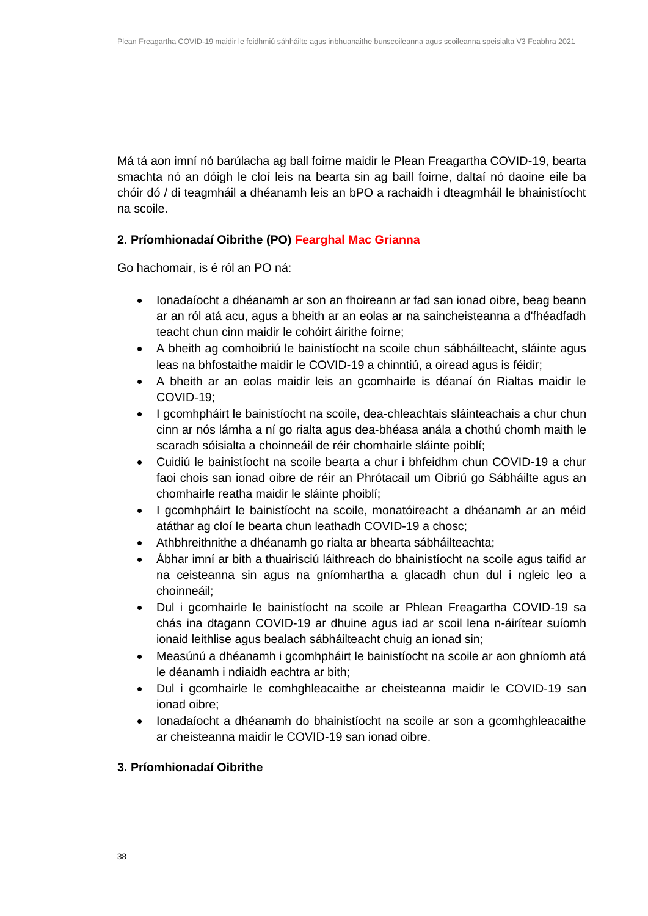Má tá aon imní nó barúlacha ag ball foirne maidir le Plean Freagartha COVID-19, bearta smachta nó an dóigh le cloí leis na bearta sin ag baill foirne, daltaí nó daoine eile ba chóir dó / di teagmháil a dhéanamh leis an bPO a rachaidh i dteagmháil le bhainistíocht na scoile.

**2. Príomhionadaí Oibrithe (PO) Fearghal Mac Grianna**

Go hachomair, is é ról an PO ná:

- Ionadaíocht a dhéanamh ar son an fhoireann ar fad san ionad oibre, beag beann ar an ról atá acu, agus a bheith ar an eolas ar na saincheisteanna a d'fhéadfadh teacht chun cinn maidir le cohóirt áirithe foirne;
- A bheith ag comhoibriú le bainistíocht na scoile chun sábháilteacht, sláinte agus leas na bhfostaithe maidir le COVID-19 a chinntiú, a oiread agus is féidir;
- A bheith ar an eolas maidir leis an gcomhairle is déanaí ón Rialtas maidir le COVID-19;
- I gcomhpháirt le bainistíocht na scoile, dea-chleachtais sláinteachais a chur chun cinn ar nós lámha a ní go rialta agus dea-bhéasa anála a chothú chomh maith le scaradh sóisialta a choinneáil de réir chomhairle sláinte poiblí;
- Cuidiú le bainistíocht na scoile bearta a chur i bhfeidhm chun COVID-19 a chur faoi chois san ionad oibre de réir an Phrótacail um Oibriú go Sábháilte agus an chomhairle reatha maidir le sláinte phoiblí;
- I gcomhpháirt le bainistíocht na scoile, monatóireacht a dhéanamh ar an méid atáthar ag cloí le bearta chun leathadh COVID-19 a chosc;
- Athbhreithnithe a dhéanamh go rialta ar bhearta sábháilteachta;
- Ábhar imní ar bith a thuairisciú láithreach do bhainistíocht na scoile agus taifid ar na ceisteanna sin agus na gníomhartha a glacadh chun dul i ngleic leo a choinneáil;
- Dul i gcomhairle le bainistíocht na scoile ar Phlean Freagartha COVID-19 sa chás ina dtagann COVID-19 ar dhuine agus iad ar scoil lena n-áirítear suíomh ionaid leithlise agus bealach sábháilteacht chuig an ionad sin;
- Measúnú a dhéanamh i gcomhpháirt le bainistíocht na scoile ar aon ghníomh atá le déanamh i ndiaidh eachtra ar bith;
- Dul i gcomhairle le comhghleacaithe ar cheisteanna maidir le COVID-19 san ionad oibre;
- Ionadaíocht a dhéanamh do bhainistíocht na scoile ar son a gcomhghleacaithe ar cheisteanna maidir le COVID-19 san ionad oibre.

**3. Príomhionadaí Oibrithe**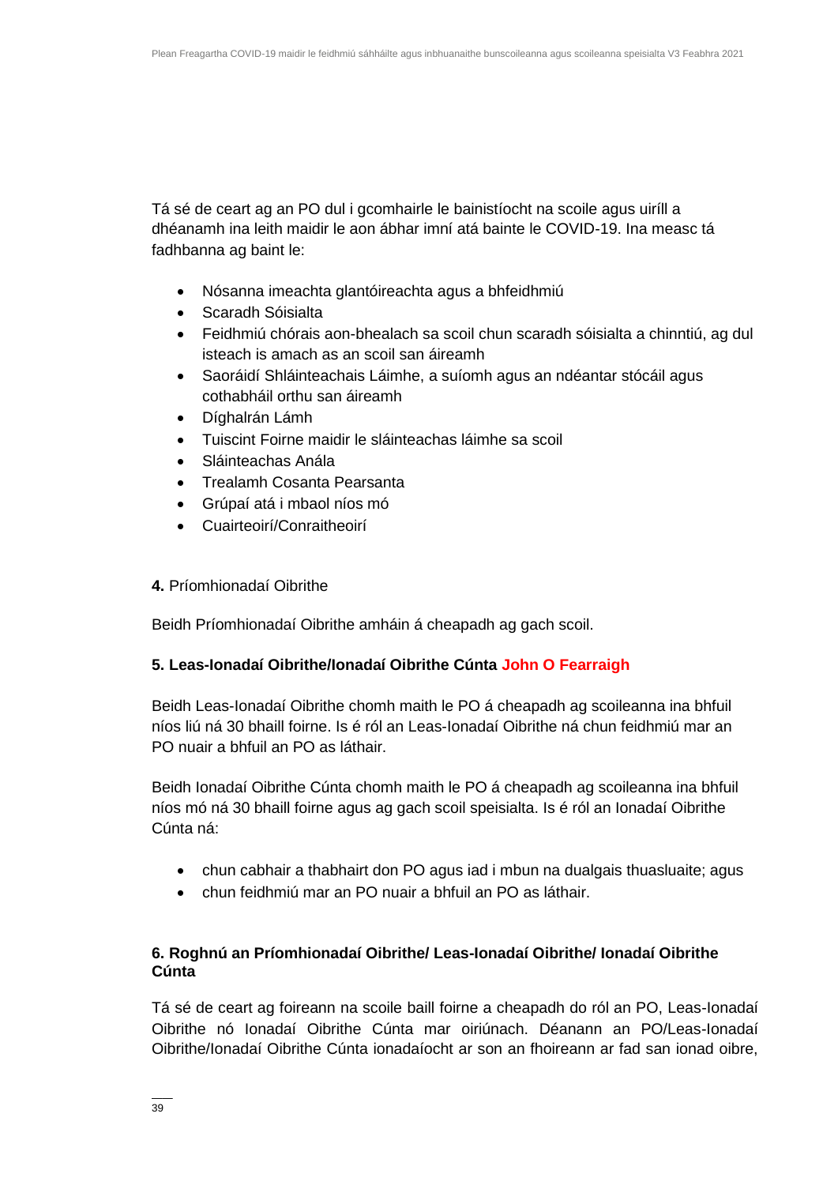Tá sé de ceart ag an PO dul i gcomhairle le bainistíocht na scoile agus uiríll a dhéanamh ina leith maidir le aon ábhar imní atá bainte le COVID-19. Ina measc tá fadhbanna ag baint le:

- Nósanna imeachta glantóireachta agus a bhfeidhmiú
- Scaradh Sóisialta
- Feidhmiú chórais aon-bhealach sa scoil chun scaradh sóisialta a chinntiú, ag dul isteach is amach as an scoil san áireamh
- Saoráidí Shláinteachais Láimhe, a suíomh agus an ndéantar stócáil agus cothabháil orthu san áireamh
- Díghalrán Lámh
- Tuiscint Foirne maidir le sláinteachas láimhe sa scoil
- Sláinteachas Anála
- Trealamh Cosanta Pearsanta
- Grúpaí atá i mbaol níos mó
- Cuairteoirí/Conraitheoirí

**4.** Príomhionadaí Oibrithe

Beidh Príomhionadaí Oibrithe amháin á cheapadh ag gach scoil.

**5. Leas-Ionadaí Oibrithe/Ionadaí Oibrithe Cúnta John O Fearraigh**

Beidh Leas-Ionadaí Oibrithe chomh maith le PO á cheapadh ag scoileanna ina bhfuil níos liú ná 30 bhaill foirne. Is é ról an Leas-Ionadaí Oibrithe ná chun feidhmiú mar an PO nuair a bhfuil an PO as láthair.

Beidh Ionadaí Oibrithe Cúnta chomh maith le PO á cheapadh ag scoileanna ina bhfuil níos mó ná 30 bhaill foirne agus ag gach scoil speisialta. Is é ról an Ionadaí Oibrithe Cúnta ná:

- chun cabhair a thabhairt don PO agus iad i mbun na dualgais thuasluaite; agus
- chun feidhmiú mar an PO nuair a bhfuil an PO as láthair.

**6. Roghnú an Príomhionadaí Oibrithe/ Leas-Ionadaí Oibrithe/ Ionadaí Oibrithe Cúnta**

Tá sé de ceart ag foireann na scoile baill foirne a cheapadh do ról an PO, Leas-Ionadaí Oibrithe nó Ionadaí Oibrithe Cúnta mar oiriúnach. Déanann an PO/Leas-Ionadaí Oibrithe/Ionadaí Oibrithe Cúnta ionadaíocht ar son an fhoireann ar fad san ionad oibre,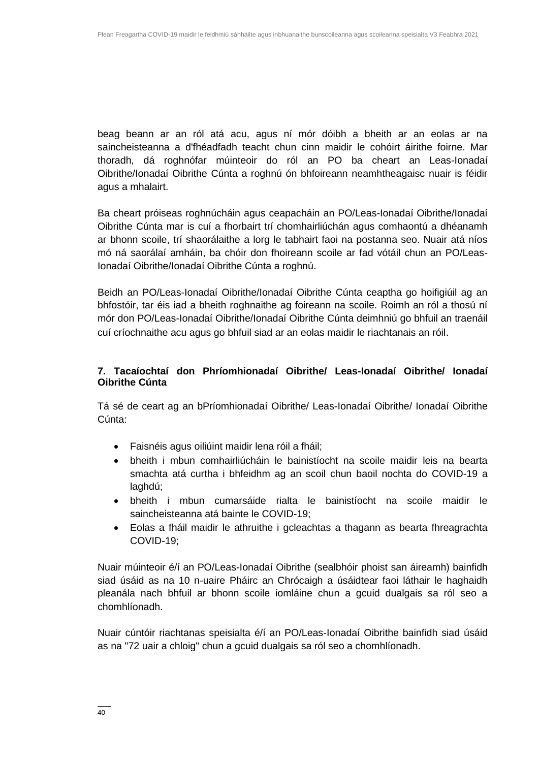beag beann ar an ról atá acu, agus ní mór dóibh a bheith ar an eolas ar na saincheisteanna a d'fhéadfadh teacht chun cinn maidir le cohóirt áirithe foirne. Mar thoradh, dá roghnófar múinteoir do ról an PO ba cheart an Leas-Ionadaí Oibrithe/Ionadaí Oibrithe Cúnta a roghnú ón bhfoireann neamhtheagaisc nuair is féidir agus a mhalairt.

Ba cheart próiseas roghnúcháin agus ceapacháin an PO/Leas-Ionadaí Oibrithe/Ionadaí Oibrithe Cúnta mar is cuí a fhorbairt trí chomhairliúchán agus comhaontú a dhéanamh ar bhonn scoile, trí shaorálaithe a lorg le tabhairt faoi na postanna seo. Nuair atá níos mó ná saorálaí amháin, ba chóir don fhoireann scoile ar fad vótáil chun an PO/Leas-Ionadaí Oibrithe/Ionadaí Oibrithe Cúnta a roghnú.

Beidh an PO/Leas-Ionadaí Oibrithe/Ionadaí Oibrithe Cúnta ceaptha go hoifigiúil ag an bhfostóir, tar éis iad a bheith roghnaithe ag foireann na scoile. Roimh an ról a thosú ní mór don PO/Leas-Ionadaí Oibrithe/Ionadaí Oibrithe Cúnta deimhniú go bhfuil an traenáil cuí críochnaithe acu agus go bhfuil siad ar an eolas maidir le riachtanais an róil.

### 7. Tacaíochtaí don Phríomhionadaí Oibrithe/ Leas-Ionadaí Oibrithe/ Ionadaí Oibrithe Cúnta

Tá sé de ceart ag an bPríomhionadaí Oibrithe/ Leas-Ionadaí Oibrithe/ Ionadaí Oibrithe Cúnta:

- Faisnéis agus oiliúint maidir lena róil a fháil;
- bheith i mbun comhairliúcháin le bainistíocht na scoile maidir leis na bearta smachta atá curtha i bhfeidhm ag an scoil chun baoil nochta do COVID-19 a laghdú;
- bheith i mbun cumarsáide rialta le bainistíocht na scoile maidir le saincheisteanna atá bainte le COVID-19;
- Eolas a fháil maidir le athruithe i gcleachtas a thagann as bearta fhreagrachta COVID-19;

Nuair múinteoir é/í an PO/Leas-Ionadaí Oibrithe (sealbhóir phoist san áireamh) bainfidh siad úsáid as na 10 n-uaire Pháirc an Chrócaigh a úsáidtear faoi láthair le haghaidh pleanála nach bhfuil ar bhonn scoile iomláine chun a gcuid dualgais sa ról seo a chomhlíonadh.

Nuair cúntóir riachtanas speisialta é/í an PO/Leas-Ionadaí Oibrithe bainfidh siad úsáid as na "72 uair a chloig" chun a gcuid dualgais sa ról seo a chomhlíonadh.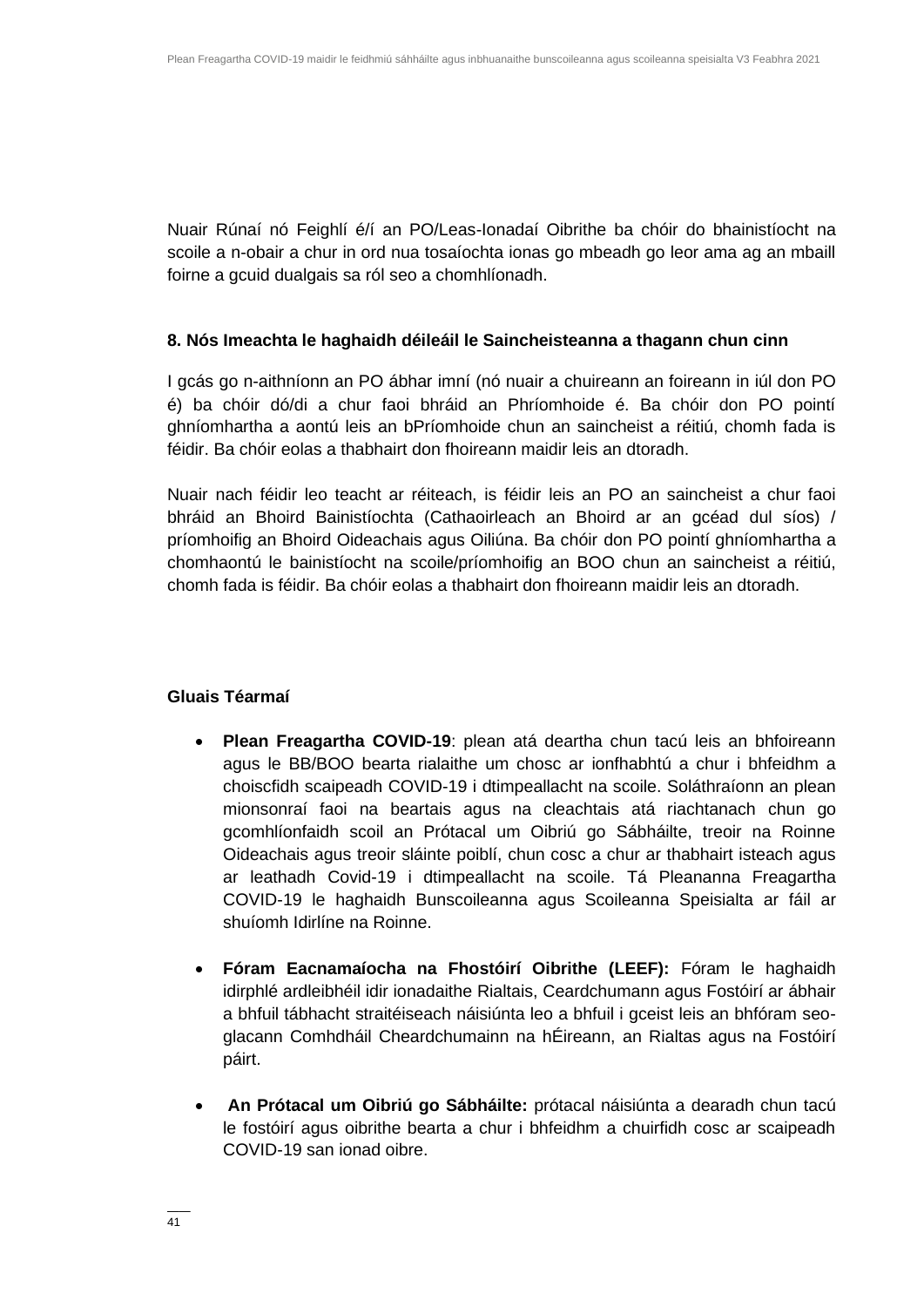Nuair Rúnaí nó Feighlí é/í an PO/Leas-Ionadaí Oibrithe ba chóir do bhainistíocht na scoile a n-obair a chur in ord nua tosaíochta ionas go mbeadh go leor ama ag an mbaill foirne a gcuid dualgais sa ról seo a chomhlíonadh.

## 8. Nós Imeachta le haghaidh déileáil le Saincheisteanna a thagann chun cinn

I gcás go n-aithníonn an PO ábhar imní (nó nuair a chuireann an foireann in iúl don PO é) ba chóir dó/di a chur faoi bhráid an Phríomhoide é. Ba chóir don PO pointí ghníomhartha a aontú leis an bPríomhoide chun an saincheist a réitiú, chomh fada is féidir. Ba chóir eolas a thabhairt don fhoireann maidir leis an dtoradh.

Nuair nach féidir leo teacht ar réiteach, is féidir leis an PO an saincheist a chur faoi bhráid an Bhoird Bainistíochta (Cathaoirleach an Bhoird ar an gcéad dul síos) / príomhoifig an Bhoird Oideachais agus Oiliúna. Ba chóir don PO pointí ghníomhartha a chomhaontú le bainistíocht na scoile/príomhoifig an BOO chun an saincheist a réitiú, chomh fada is féidir. Ba chóir eolas a thabhairt don fhoireann maidir leis an dtoradh.

## Gluais Téarmaí

- **Plean Freagartha COVID-19**: plean atá deartha chun tacú leis an bhfoireann agus le BB/BOO bearta rialaithe um chosc ar ionfhabhtú a chur i bhfeidhm a choiscfidh scaipeadh COVID-19 i dtimpeallacht na scoile. Soláthraíonn an plean mionsonraí faoi na beartais agus na cleachtais atá riachtanach chun go gcomhlíonfaidh scoil an Prótacal um Oibriú go Sábháilte, treoir na Roinne Oideachais agus treoir sláinte poiblí, chun cosc a chur ar thabhairt isteach agus ar leathadh Covid-19 i dtimpeallacht na scoile. Tá Pleananna Freagartha COVID-19 le haghaidh Bunscoileanna agus Scoileanna Speisialta ar fáil ar shuíomh Idirlíne na Roinne.

- **Fóram Eacnamaíocha na Fhostóirí Oibrithe (LEEF):** Fóram le haghaidh idirphlé ardleibhéil idir ionadaithe Rialtais, Ceardchumann agus Fostóirí ar ábhair a bhfuil tábhacht straitéiseach náisiúnta leo a bhfuil i gceist leis an bhfóram seo- glacann Comhdháil Cheardchumainn na hÉireann, an Rialtas agus na Fostóirí páirt.

- **An Prótacal um Oibriú go Sábháilte:** prótacal náisiúnta a dearadh chun tacú le fostóirí agus oibrithe bearta a chur i bhfeidhm a chuirfidh cosc ar scaipeadh COVID-19 san ionad oibre.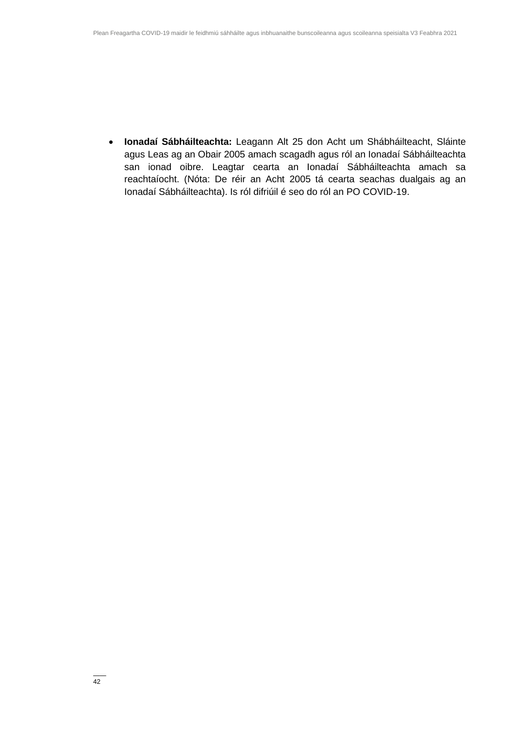- **Ionadaí Sábháilteachta:** Leagann Alt 25 don Acht um Shábháilteacht, Sláinte agus Leas ag an Obair 2005 amach scagadh agus ról an Ionadaí Sábháilteachta san ionad oibre. Leagtar cearta an Ionadaí Sábháilteachta amach sa reachtaíocht. (Nóta: De réir an Acht 2005 tá cearta seachas dualgais ag an Ionadaí Sábháilteachta). Is ról difriúil é seo do ról an PO COVID-19.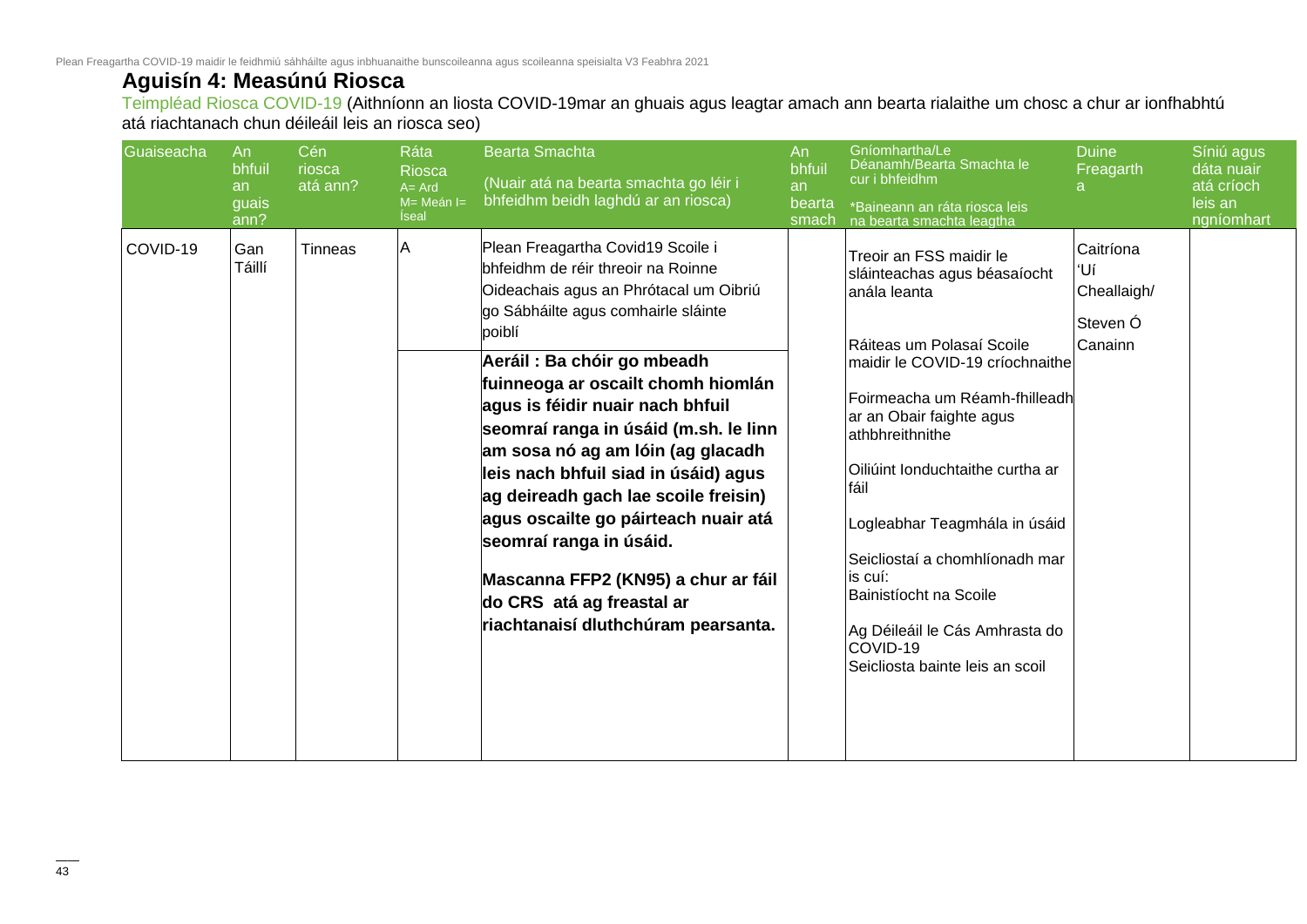## Aguisín 4: Measúnú Riosca

Teimpléad Riosca COVID-19 (Aithníonn an liosta COVID-19mar an ghuais agus leagtar amach ann bearta rialaithe um chosc a chur ar ionfhabhtú atá riachtanach chun déileáil leis an riosca seo)

| Guaiseacha | An bhfuil an guais ann? | Cén riosca atá ann? | Ráta Riosca A= Ard M= Meán I= Íseal | Bearta Smachta (Nuair atá na bearta smachta go léir i bhfeidhm beidh laghdú ar an riosca) | An bhfuil an bearta smach | Gníomhartha/Le Déanamh/Bearta Smachta le cur i bhfeidhm *Baineann an ráta riosca leis na bearta smachta leagtha | Duine Freagartha | Síniú agus dáta nuair atá críoch leis an ngníomhart |
|---|---|---|---|---|---|---|---|---|
| COVID-19 | Gan Táillí | Tinneas | A | Plean Freagartha Covid19 Scoile i bhfeidhm de réir threoir na Roinne Oideachais agus an Phrótacal um Oibriú go Sábháilte agus comhairle sláinte poiblí | | Treoir an FSS maidir le sláinteachas agus béasaíocht anála leanta<br><br>Ráiteas um Polasaí Scoile maidir le COVID-19 críochnaithe<br><br>Foirmeacha um Réamh-fhilleadh ar an Obair faighte agus athbhreithnithe<br><br>Oiliúint Ionduchtaithe curtha ar fáil<br><br>Logleabhar Teagmhála in úsáid<br><br>Seicliostaí a chomhlíonadh mar is cuí:<br>Bainistíocht na Scoile<br><br>Ag Déileáil le Cás Amhrasta do COVID-19<br>Seicliosta bainte leis an scoil | Caitríona 'Uí Cheallaigh/<br><br>Steven Ó Canainn | |
| | | | | **Aeráil : Ba chóir go mbeadh fuinneoga ar oscailt chomh hiomlán agus is féidir nuair nach bhfuil seomraí ranga in úsáid (m.sh. le linn am sosa nó ag am lóin (ag glacadh leis nach bhfuil siad in úsáid) agus ag deireadh gach lae scoile freisin) agus oscailte go páirteach nuair atá seomraí ranga in úsáid.**<br><br>**Mascanna FFP2 (KN95) a chur ar fáil do CRS atá ag freastal ar riachtanaisí dluthchúram pearsanta.** | | | | |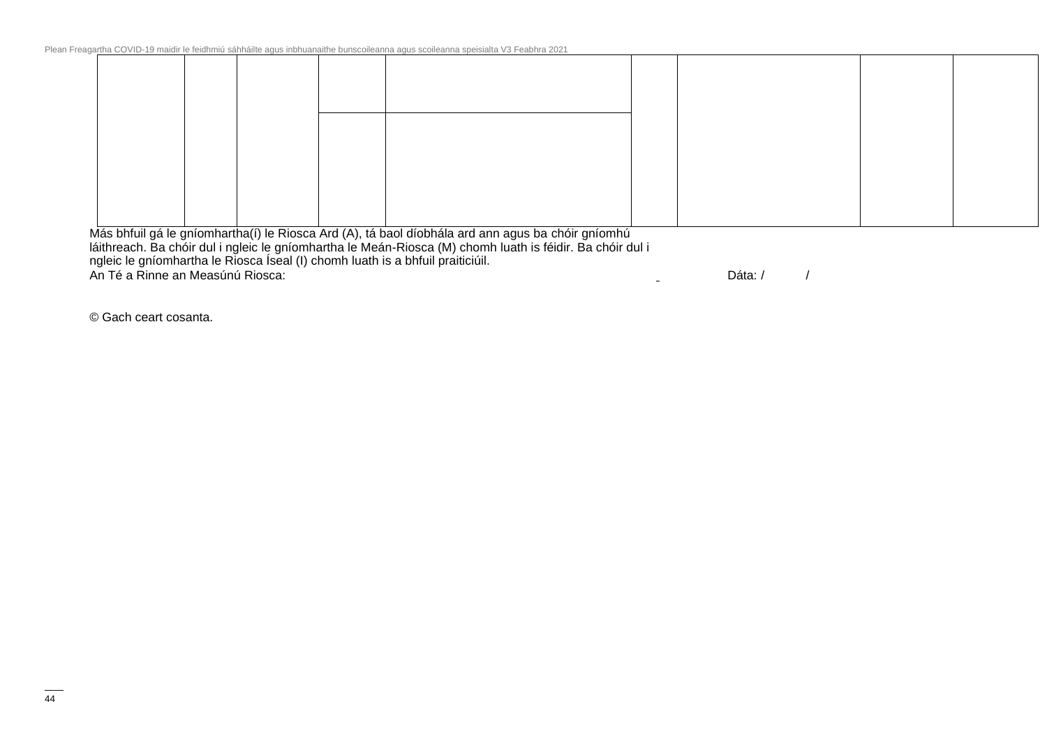| | | | | | | | | |
|---|---|---|---|---|---|---|---|---|
| | | | | | | | | |
| | | | | | | | | |

Más bhfuil gá le gníomhartha(í) le Riosca Ard (A), tá baol díobhála ard ann agus ba chóir gníomhú láithreach. Ba chóir dul i ngleic le gníomhartha le Meán-Riosca (M) chomh luath is féidir. Ba chóir dul i ngleic le gníomhartha le Riosca Íseal (I) chomh luath is a bhfuil praiticiúil.

An Té a Rinne an Measúnú Riosca: _ Dáta: / /

© Gach ceart cosanta.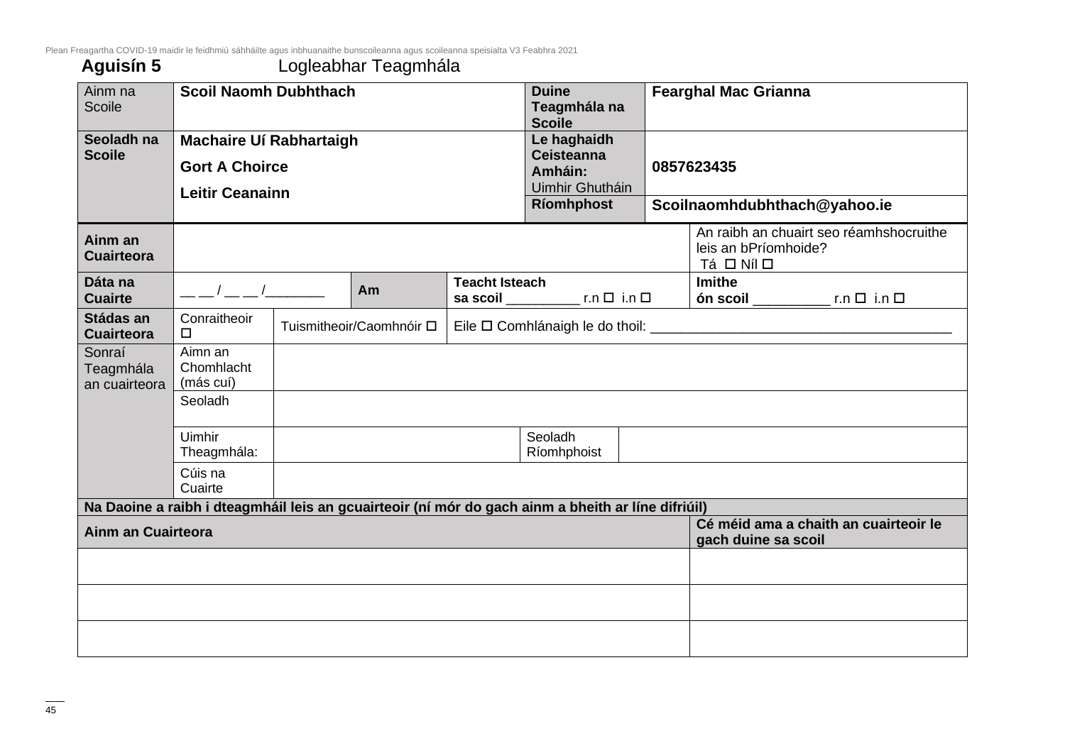## Aguisín 5 Logleabhar Teagmhála

| | | | | | | | |
|---|---|---|---|---|---|---|---|
| Ainm na Scoile | **Scoil Naomh Dubhthach** | | | **Duine Teagmhála na Scoile** | **Fearghal Mac Grianna** | | |
| **Seoladh na Scoile** | **Machaire Uí Rabhartaigh**<br>**Gort A Choirce**<br>**Leitir Ceanainn** | | | **Le haghaidh Ceisteanna Amháin:** Uimhir Ghutháin | **0857623435** | | |
| | | | | **Ríomhphost** | **Scoilnaomhdubhthach@yahoo.ie** | | |
| **Ainm an Cuairteora** | | | | | | An raibh an chuairt seo réamhshocruithe leis an bPríomhoide? Tá ☐ Níl ☐ | |
| **Dáta na Cuairte** | __ __ / __ __ /________ | **Am** | **Teacht Isteach sa scoil** __________ r.n ☐ i.n ☐ | | | **Imithe ón scoil** __________ r.n ☐ i.n ☐ | |
| **Stádas an Cuairteora** | Conraitheoir ☐ | Tuismitheoir/Caomhnóir ☐ | Eile ☐ Comhlánaigh le do thoil: ________________________________________ | | | | |
| Sonraí Teagmhála an cuairteora | Aimn an Chomhlacht (más cuí) | | | | | | |
| | Seoladh | | | | | | |
| | Uimhir Theagmhála: | | | Seoladh Ríomhphoist | | | |
| | Cúis na Cuairte | | | | | | |
| **Na Daoine a raibh i dteagmháil leis an gcuairteoir (ní mór do gach ainm a bheith ar líne difriúil)** | | | | | | | |
| **Ainm an Cuairteora** | | | | | | **Cé méid ama a chaith an cuairteoir le gach duine sa scoil** | |
| | | | | | | | |
| | | | | | | | |
| | | | | | | | |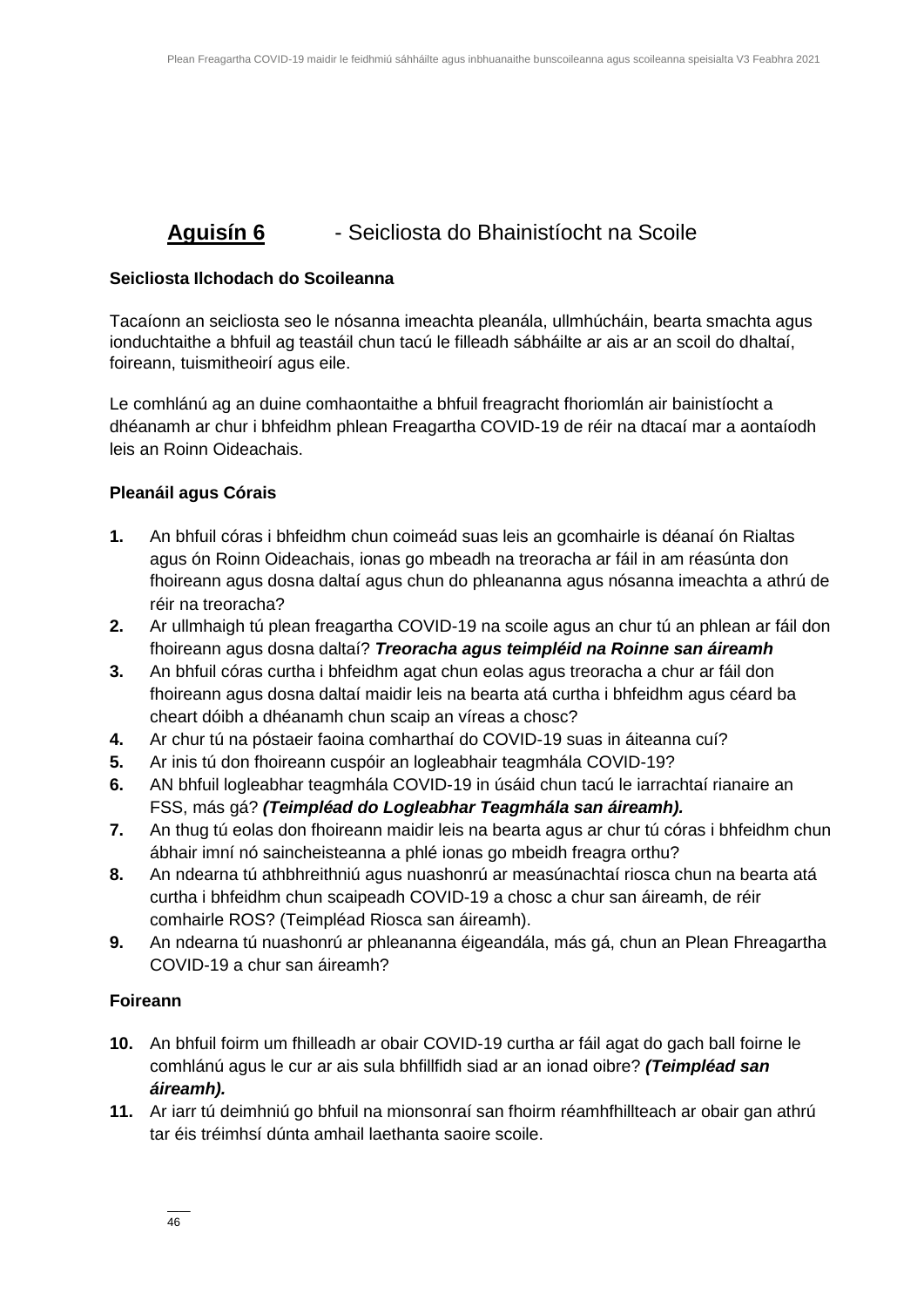## **Aguisín 6** - Seicliosta do Bhainistíocht na Scoile

**Seicliosta Ilchodach do Scoileanna**

Tacaíonn an seicliosta seo le nósanna imeachta pleanála, ullmhúcháin, bearta smachta agus ionduchtaithe a bhfuil ag teastáil chun tacú le filleadh sábháilte ar ais ar an scoil do dhaltaí, foireann, tuismitheoirí agus eile.

Le comhlánú ag an duine comhaontaithe a bhfuil freagracht fhoriomlán air bainistíocht a dhéanamh ar chur i bhfeidhm phlean Freagartha COVID-19 de réir na dtacaí mar a aontaíodh leis an Roinn Oideachais.

**Pleanáil agus Córais**

1. An bhfuil córas i bhfeidhm chun coimeád suas leis an gcomhairle is déanaí ón Rialtas agus ón Roinn Oideachais, ionas go mbeadh na treoracha ar fáil in am réasúnta don fhoireann agus dosna daltaí agus chun do phleananna agus nósanna imeachta a athrú de réir na treoracha?
2. Ar ullmhaigh tú plean freagartha COVID-19 na scoile agus an chur tú an phlean ar fáil don fhoireann agus dosna daltaí? ***Treoracha agus teimpléid na Roinne san áireamh***
3. An bhfuil córas curtha i bhfeidhm agat chun eolas agus treoracha a chur ar fáil don fhoireann agus dosna daltaí maidir leis na bearta atá curtha i bhfeidhm agus céard ba cheart dóibh a dhéanamh chun scaip an víreas a chosc?
4. Ar chur tú na póstaeir faoina comharthaí do COVID-19 suas in áiteanna cuí?
5. Ar inis tú don fhoireann cuspóir an logleabhair teagmhála COVID-19?
6. AN bhfuil logleabhar teagmhála COVID-19 in úsáid chun tacú le iarrachtaí rianaire an FSS, más gá? ***(Teimpléad do Logleabhar Teagmhála san áireamh).***
7. An thug tú eolas don fhoireann maidir leis na bearta agus ar chur tú córas i bhfeidhm chun ábhair imní nó saincheisteanna a phlé ionas go mbeidh freagra orthu?
8. An ndearna tú athbhreithniú agus nuashonrú ar measúnachtaí riosca chun na bearta atá curtha i bhfeidhm chun scaipeadh COVID-19 a chosc a chur san áireamh, de réir comhairle ROS? (Teimpléad Riosca san áireamh).
9. An ndearna tú nuashonrú ar phleananna éigeandála, más gá, chun an Plean Fhreagartha COVID-19 a chur san áireamh?

**Foireann**

10. An bhfuil foirm um fhilleadh ar obair COVID-19 curtha ar fáil agat do gach ball foirne le comhlánú agus le cur ar ais sula bhfillfidh siad ar an ionad oibre? ***(Teimpléad san áireamh).***
11. Ar iarr tú deimhniú go bhfuil na mionsonraí san fhoirm réamhfhillteach ar obair gan athrú tar éis tréimhsí dúnta amhail laethanta saoire scoile.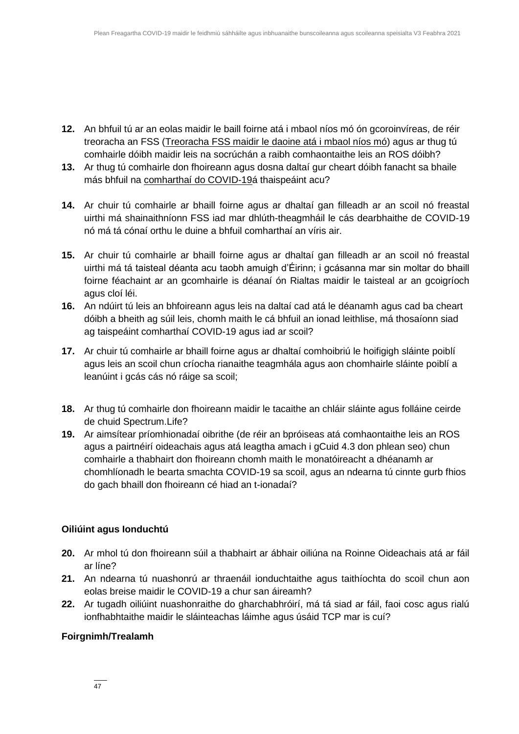12. An bhfuil tú ar an eolas maidir le baill foirne atá i mbaol níos mó ón gcoroinvíreas, de réir treoracha an FSS (Treoracha FSS maidir le daoine atá i mbaol níos mó) agus ar thug tú comhairle dóibh maidir leis na socrúchán a raibh comhaontaithe leis an ROS dóibh?
13. Ar thug tú comhairle don fhoireann agus dosna daltaí gur cheart dóibh fanacht sa bhaile más bhfuil na comharthaí do COVID-19á thaispeáint acu?
14. Ar chuir tú comhairle ar bhaill foirne agus ar dhaltaí gan filleadh ar an scoil nó freastal uirthi má shainaithníonn FSS iad mar dhlúth-theagmháil le cás dearbhaithe de COVID-19 nó má tá cónaí orthu le duine a bhfuil comharthaí an víris air.
15. Ar chuir tú comhairle ar bhaill foirne agus ar dhaltaí gan filleadh ar an scoil nó freastal uirthi má tá taisteal déanta acu taobh amuigh d'Éirinn; i gcásanna mar sin moltar do bhaill foirne féachaint ar an gcomhairle is déanaí ón Rialtas maidir le taisteal ar an gcoigríoch agus cloí léi.
16. An ndúirt tú leis an bhfoireann agus leis na daltaí cad atá le déanamh agus cad ba cheart dóibh a bheith ag súil leis, chomh maith le cá bhfuil an ionad leithlise, má thosaíonn siad ag taispeáint comharthaí COVID-19 agus iad ar scoil?
17. Ar chuir tú comhairle ar bhaill foirne agus ar dhaltaí comhoibriú le hoifigigh sláinte poiblí agus leis an scoil chun críocha rianaithe teagmhála agus aon chomhairle sláinte poiblí a leanúint i gcás cás nó ráige sa scoil;
18. Ar thug tú comhairle don fhoireann maidir le tacaithe an chláir sláinte agus folláine ceirde de chuid Spectrum.Life?
19. Ar aimsítear príomhionadaí oibrithe (de réir an bpróiseas atá comhaontaithe leis an ROS agus a pairtnéirí oideachais agus atá leagtha amach i gCuid 4.3 don phlean seo) chun comhairle a thabhairt don fhoireann chomh maith le monatóireacht a dhéanamh ar chomhlíonadh le bearta smachta COVID-19 sa scoil, agus an ndearna tú cinnte gurb fhios do gach bhaill don fhoireann cé hiad an t-ionadaí?

**Oiliúint agus Ionduchtú**

20. Ar mhol tú don fhoireann súil a thabhairt ar ábhair oiliúna na Roinne Oideachais atá ar fáil ar líne?
21. An ndearna tú nuashonrú ar thraenáil ionduchtaithe agus taithíochta do scoil chun aon eolas breise maidir le COVID-19 a chur san áireamh?
22. Ar tugadh oiliúint nuashonraithe do gharchabhróirí, má tá siad ar fáil, faoi cosc agus rialú ionfhabhtaithe maidir le sláinteachas láimhe agus úsáid TCP mar is cuí?

**Foirgnimh/Trealamh**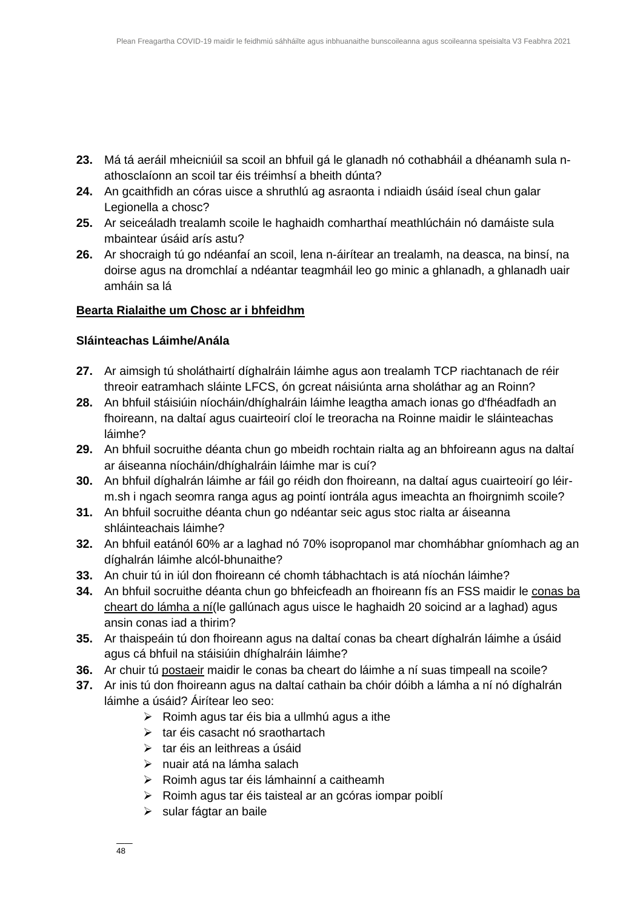23. Má tá aeráil mheicniúil sa scoil an bhfuil gá le glanadh nó cothabháil a dhéanamh sula n-athosclaíonn an scoil tar éis tréimhsí a bheith dúnta?
24. An gcaithfidh an córas uisce a shruthlú ag asraonta i ndiaidh úsáid íseal chun galar Legionella a chosc?
25. Ar seiceáladh trealamh scoile le haghaidh comharthaí meathlúcháin nó damáiste sula mbaintear úsáid arís astu?
26. Ar shocraigh tú go ndéanfaí an scoil, lena n-áirítear an trealamh, na deasca, na binsí, na doirse agus na dromchlaí a ndéantar teagmháil leo go minic a ghlanadh, a ghlanadh uair amháin sa lá

**Bearta Rialaithe um Chosc ar i bhfeidhm**

**Sláinteachas Láimhe/Anála**

27. Ar aimsigh tú sholáthairtí díghalráin láimhe agus aon trealamh TCP riachtanach de réir threoir eatramhach sláinte LFCS, ón gcreat náisiúnta arna sholáthar ag an Roinn?
28. An bhfuil stáisiúin níocháin/dhíghalráin láimhe leagtha amach ionas go d'fhéadfadh an fhoireann, na daltaí agus cuairteoirí cloí le treoracha na Roinne maidir le sláinteachas láimhe?
29. An bhfuil socruithe déanta chun go mbeidh rochtain rialta ag an bhfoireann agus na daltaí ar áiseanna níocháin/dhíghalráin láimhe mar is cuí?
30. An bhfuil díghalrán láimhe ar fáil go réidh don fhoireann, na daltaí agus cuairteoirí go léir- m.sh i ngach seomra ranga agus ag pointí iontrála agus imeachta an fhoirgnimh scoile?
31. An bhfuil socruithe déanta chun go ndéantar seic agus stoc rialta ar áiseanna shláinteachais láimhe?
32. An bhfuil eatánól 60% ar a laghad nó 70% isopropanol mar chomhábhar gníomhach ag an díghalrán láimhe alcól-bhunaithe?
33. An chuir tú in iúl don fhoireann cé chomh tábhachtach is atá níochán láimhe?
34. An bhfuil socruithe déanta chun go bhfeicfeadh an fhoireann fís an FSS maidir le conas ba cheart do lámha a ní(le gallúnach agus uisce le haghaidh 20 soicind ar a laghad) agus ansin conas iad a thirim?
35. Ar thaispeáin tú don fhoireann agus na daltaí conas ba cheart díghalrán láimhe a úsáid agus cá bhfuil na stáisiúin dhíghalráin láimhe?
36. Ar chuir tú postaeir maidir le conas ba cheart do láimhe a ní suas timpeall na scoile?
37. Ar inis tú don fhoireann agus na daltaí cathain ba chóir dóibh a lámha a ní nó díghalrán láimhe a úsáid? Áirítear leo seo:
    - Roimh agus tar éis bia a ullmhú agus a ithe
    - tar éis casacht nó sraothartach
    - tar éis an leithreas a úsáid
    - nuair atá na lámha salach
    - Roimh agus tar éis lámhainní a caitheamh
    - Roimh agus tar éis taisteal ar an gcóras iompar poiblí
    - sular fágtar an baile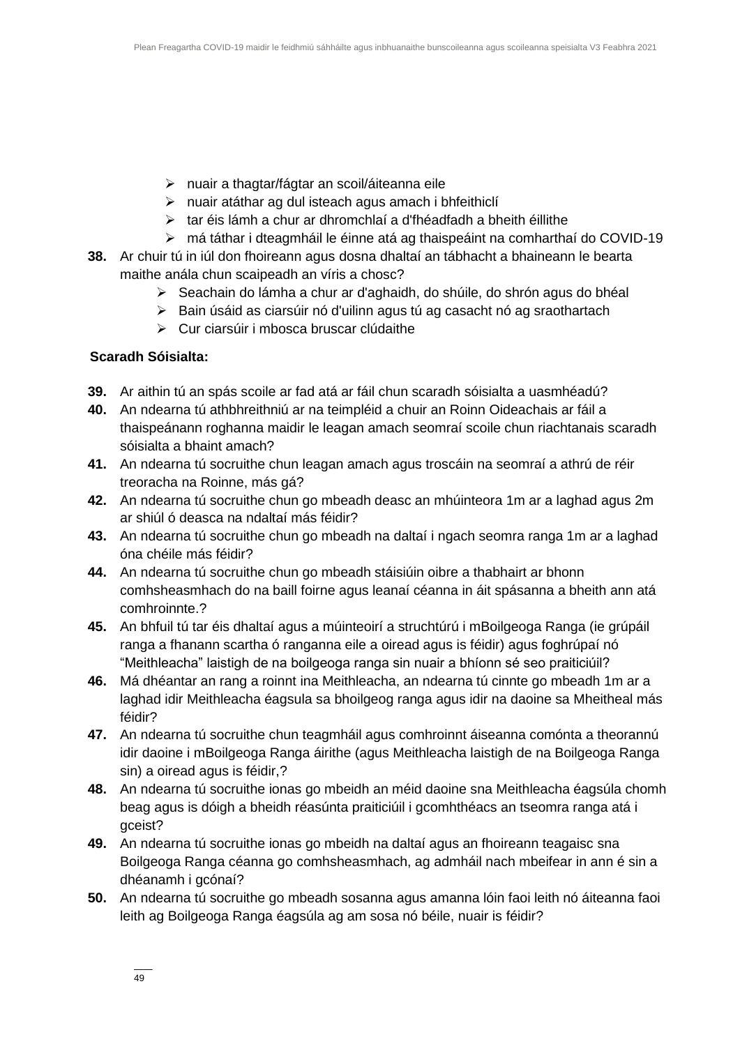- nuair a thagtar/fágtar an scoil/áiteanna eile
- nuair atáthar ag dul isteach agus amach i bhfeithiclí
- tar éis lámh a chur ar dhromchlaí a d'fhéadfadh a bheith éillithe
- má táthar i dteagmháil le éinne atá ag thaispeáint na comharthaí do COVID-19

**38.** Ar chuir tú in iúl don fhoireann agus dosna dhaltaí an tábhacht a bhaineann le bearta maithe anála chun scaipeadh an víris a chosc?

- Seachain do lámha a chur ar d'aghaidh, do shúile, do shrón agus do bhéal
- Bain úsáid as ciarsúir nó d'uilinn agus tú ag casacht nó ag sraothartach
- Cur ciarsúir i mbosca bruscar clúdaithe

**Scaradh Sóisialta:**

**39.** Ar aithin tú an spás scoile ar fad atá ar fáil chun scaradh sóisialta a uasmhéadú?

**40.** An ndearna tú athbhreithniú ar na teimpléid a chuir an Roinn Oideachais ar fáil a thaispeánann roghanna maidir le leagan amach seomraí scoile chun riachtanais scaradh sóisialta a bhaint amach?

**41.** An ndearna tú socruithe chun leagan amach agus troscáin na seomraí a athrú de réir treoracha na Roinne, más gá?

**42.** An ndearna tú socruithe chun go mbeadh deasc an mhúinteora 1m ar a laghad agus 2m ar shiúl ó deasca na ndaltaí más féidir?

**43.** An ndearna tú socruithe chun go mbeadh na daltaí i ngach seomra ranga 1m ar a laghad óna chéile más féidir?

**44.** An ndearna tú socruithe chun go mbeadh stáisiúin oibre a thabhairt ar bhonn comhsheasmhach do na baill foirne agus leanaí céanna in áit spásanna a bheith ann atá comhroinnte.?

**45.** An bhfuil tú tar éis dhaltaí agus a múinteoirí a struchtúrú i mBoilgeoga Ranga (ie grúpáil ranga a fhanann scartha ó ranganna eile a oiread agus is féidir) agus foghrúpaí nó "Meithleacha" laistigh de na boilgeoga ranga sin nuair a bhíonn sé seo praiticiúil?

**46.** Má dhéantar an rang a roinnt ina Meithleacha, an ndearna tú cinnte go mbeadh 1m ar a laghad idir Meithleacha éagsula sa bhoilgeog ranga agus idir na daoine sa Mheitheal más féidir?

**47.** An ndearna tú socruithe chun teagmháil agus comhroinnt áiseanna comónta a theorannú idir daoine i mBoilgeoga Ranga áirithe (agus Meithleacha laistigh de na Boilgeoga Ranga sin) a oiread agus is féidir,?

**48.** An ndearna tú socruithe ionas go mbeidh an méid daoine sna Meithleacha éagsúla chomh beag agus is dóigh a bheidh réasúnta praiticiúil i gcomhthéacs an tseomra ranga atá i gceist?

**49.** An ndearna tú socruithe ionas go mbeidh na daltaí agus an fhoireann teagaisc sna Boilgeoga Ranga céanna go comhsheasmhach, ag admháil nach mbeifear in ann é sin a dhéanamh i gcónaí?

**50.** An ndearna tú socruithe go mbeadh sosanna agus amanna lóin faoi leith nó áiteanna faoi leith ag Boilgeoga Ranga éagsúla ag am sosa nó béile, nuair is féidir?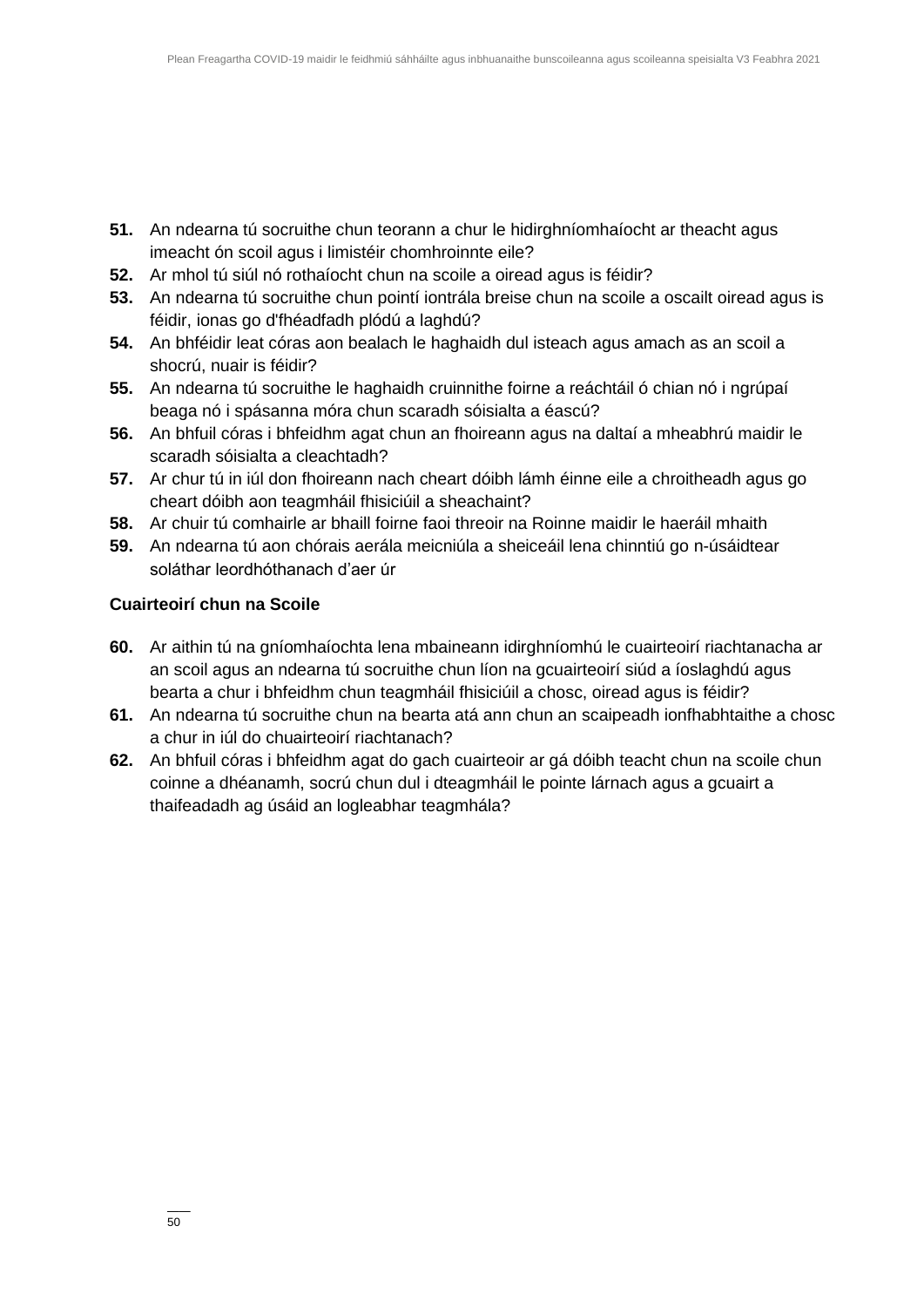51. An ndearna tú socruithe chun teorann a chur le hidirghníomhaíocht ar theacht agus imeacht ón scoil agus i limistéir chomhroinnte eile?
52. Ar mhol tú siúl nó rothaíocht chun na scoile a oiread agus is féidir?
53. An ndearna tú socruithe chun pointí iontrála breise chun na scoile a oscailt oiread agus is féidir, ionas go d'fhéadfadh plódú a laghdú?
54. An bhféidir leat córas aon bealach le haghaidh dul isteach agus amach as an scoil a shocrú, nuair is féidir?
55. An ndearna tú socruithe le haghaidh cruinnithe foirne a reáchtáil ó chian nó i ngrúpaí beaga nó i spásanna móra chun scaradh sóisialta a éascú?
56. An bhfuil córas i bhfeidhm agat chun an fhoireann agus na daltaí a mheabhrú maidir le scaradh sóisialta a cleachtadh?
57. Ar chur tú in iúl don fhoireann nach cheart dóibh lámh éinne eile a chroitheadh agus go cheart dóibh aon teagmháil fhisiciúil a sheachaint?
58. Ar chuir tú comhairle ar bhaill foirne faoi threoir na Roinne maidir le haeráil mhaith
59. An ndearna tú aon chórais aerála meicniúla a sheiceáil lena chinntiú go n-úsáidtear soláthar leordhóthanach d'aer úr

**Cuairteoirí chun na Scoile**

60. Ar aithin tú na gníomhaíochta lena mbaineann idirghníomhú le cuairteoirí riachtanacha ar an scoil agus an ndearna tú socruithe chun líon na gcuairteoirí siúd a íoslaghdú agus bearta a chur i bhfeidhm chun teagmháil fhisiciúil a chosc, oiread agus is féidir?
61. An ndearna tú socruithe chun na bearta atá ann chun an scaipeadh ionfhabhtaithe a chosc a chur in iúl do chuairteoirí riachtanach?
62. An bhfuil córas i bhfeidhm agat do gach cuairteoir ar gá dóibh teacht chun na scoile chun coinne a dhéanamh, socrú chun dul i dteagmháil le pointe lárnach agus a gcuairt a thaifeadadh ag úsáid an logleabhar teagmhála?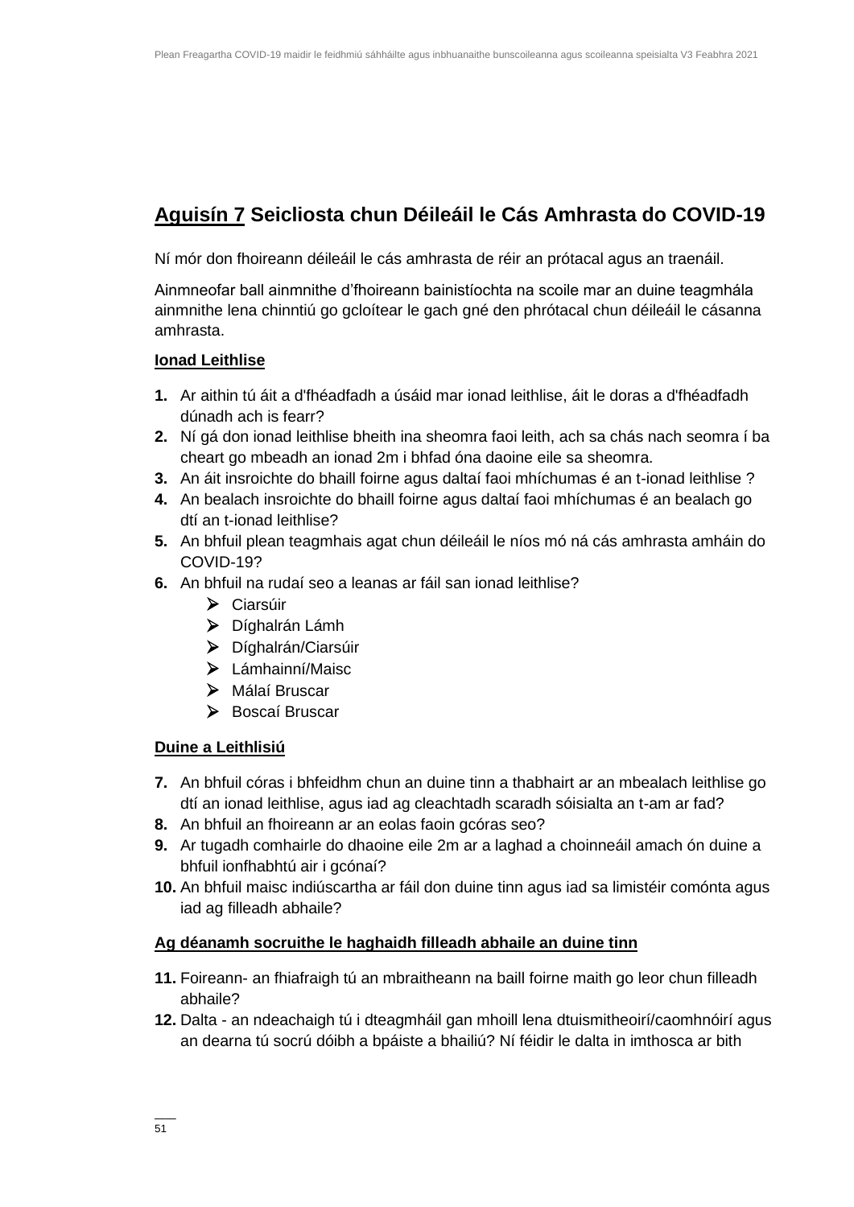## <u>Aguisín 7</u> Seicliosta chun Déileáil le Cás Amhrasta do COVID-19

Ní mór don fhoireann déileáil le cás amhrasta de réir an prótacal agus an traenáil.

Ainmneofar ball ainmnithe d'fhoireann bainistíochta na scoile mar an duine teagmhála ainmnithe lena chinntiú go gcloítear le gach gné den phrótacal chun déileáil le cásanna amhrasta.

**<u>Ionad Leithlise</u>**

1. Ar aithin tú áit a d'fhéadfadh a úsáid mar ionad leithlise, áit le doras a d'fhéadfadh dúnadh ach is fearr?
2. Ní gá don ionad leithlise bheith ina sheomra faoi leith, ach sa chás nach seomra í ba cheart go mbeadh an ionad 2m i bhfad óna daoine eile sa sheomra.
3. An áit insroichte do bhaill foirne agus daltaí faoi mhíchumas é an t-ionad leithlise ?
4. An bealach insroichte do bhaill foirne agus daltaí faoi mhíchumas é an bealach go dtí an t-ionad leithlise?
5. An bhfuil plean teagmhais agat chun déileáil le níos mó ná cás amhrasta amháin do COVID-19?
6. An bhfuil na rudaí seo a leanas ar fáil san ionad leithlise?
   - Ciarsúir
   - Díghalrán Lámh
   - Díghalrán/Ciarsúir
   - Lámhainní/Maisc
   - Málaí Bruscar
   - Boscaí Bruscar

**<u>Duine a Leithlisiú</u>**

7. An bhfuil córas i bhfeidhm chun an duine tinn a thabhairt ar an mbealach leithlise go dtí an ionad leithlise, agus iad ag cleachtadh scaradh sóisialta an t-am ar fad?
8. An bhfuil an fhoireann ar an eolas faoin gcóras seo?
9. Ar tugadh comhairle do dhaoine eile 2m ar a laghad a choinneáil amach ón duine a bhfuil ionfhabhtú air i gcónaí?
10. An bhfuil maisc indiúscartha ar fáil don duine tinn agus iad sa limistéir comónta agus iad ag filleadh abhaile?

**<u>Ag déanamh socruithe le haghaidh filleadh abhaile an duine tinn</u>**

11. Foireann- an fhiafraigh tú an mbraitheann na baill foirne maith go leor chun filleadh abhaile?
12. Dalta - an ndeachaigh tú i dteagmháil gan mhoill lena dtuismitheoirí/caomhnóirí agus an dearna tú socrú dóibh a bpáiste a bhailiú? Ní féidir le dalta in imthosca ar bith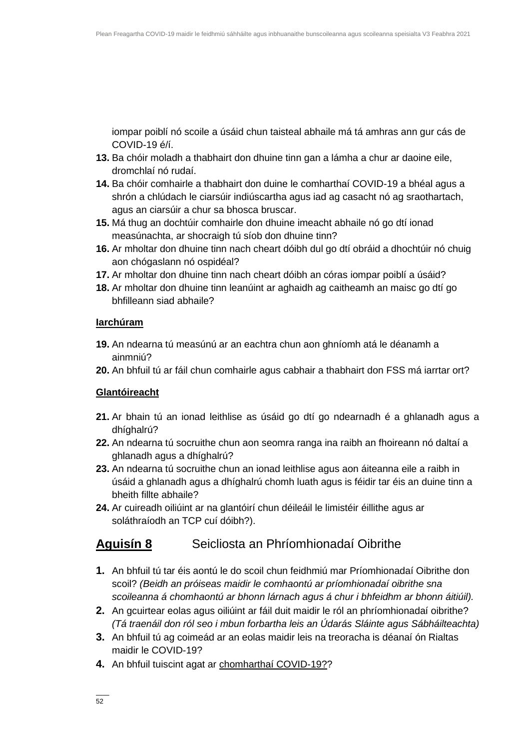iompar poiblí nó scoile a úsáid chun taisteal abhaile má tá amhras ann gur cás de COVID-19 é/í.

13. Ba chóir moladh a thabhairt don dhuine tinn gan a lámha a chur ar daoine eile, dromchlaí nó rudaí.
14. Ba chóir comhairle a thabhairt don duine le comharthaí COVID-19 a bhéal agus a shrón a chlúdach le ciarsúir indiúscartha agus iad ag casacht nó ag sraothartach, agus an ciarsúir a chur sa bhosca bruscar.
15. Má thug an dochtúir comhairle don dhuine imeacht abhaile nó go dtí ionad measúnachta, ar shocraigh tú síob don dhuine tinn?
16. Ar mholtar don dhuine tinn nach cheart dóibh dul go dtí obráid a dhochtúir nó chuig aon chógaslann nó ospidéal?
17. Ar mholtar don dhuine tinn nach cheart dóibh an córas iompar poiblí a úsáid?
18. Ar mholtar don dhuine tinn leanúint ar aghaidh ag caitheamh an maisc go dtí go bhfilleann siad abhaile?

**Iarchúram**

19. An ndearna tú measúnú ar an eachtra chun aon ghníomh atá le déanamh a ainmniú?
20. An bhfuil tú ar fáil chun comhairle agus cabhair a thabhairt don FSS má iarrtar ort?

**Glantóireacht**

21. Ar bhain tú an ionad leithlise as úsáid go dtí go ndearnadh é a ghlanadh agus a dhíghalrú?
22. An ndearna tú socruithe chun aon seomra ranga ina raibh an fhoireann nó daltaí a ghlanadh agus a dhíghalrú?
23. An ndearna tú socruithe chun an ionad leithlise agus aon áiteanna eile a raibh in úsáid a ghlanadh agus a dhíghalrú chomh luath agus is féidir tar éis an duine tinn a bheith fillte abhaile?
24. Ar cuireadh oiliúint ar na glantóirí chun déileáil le limistéir éillithe agus ar soláthraíodh an TCP cuí dóibh?).

## Aguisín 8 Seicliosta an Phríomhionadaí Oibrithe

1. An bhfuil tú tar éis aontú le do scoil chun feidhmiú mar Príomhionadaí Oibrithe don scoil? *(Beidh an próiseas maidir le comhaontú ar príomhionadaí oibrithe sna scoileanna á chomhaontú ar bhonn lárnach agus á chur i bhfeidhm ar bhonn áitiúil).*
2. An gcuirtear eolas agus oiliúint ar fáil duit maidir le ról an phríomhionadaí oibrithe? *(Tá traenáil don ról seo i mbun forbartha leis an Údarás Sláinte agus Sábháilteachta)*
3. An bhfuil tú ag coimeád ar an eolas maidir leis na treoracha is déanaí ón Rialtas maidir le COVID-19?
4. An bhfuil tuiscint agat ar chomharthaí COVID-19??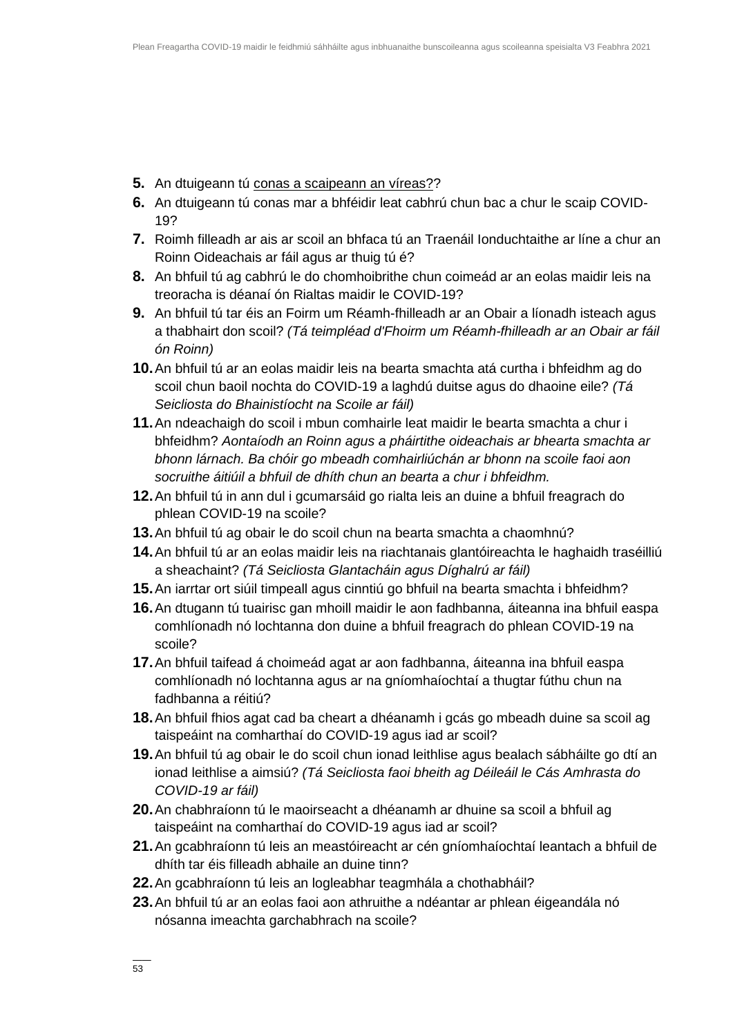5. An dtuigeann tú conas a scaipeann an víreas??
6. An dtuigeann tú conas mar a bhféidir leat cabhrú chun bac a chur le scaip COVID-19?
7. Roimh filleadh ar ais ar scoil an bhfaca tú an Traenáil Ionduchtaithe ar líne a chur an Roinn Oideachais ar fáil agus ar thuig tú é?
8. An bhfuil tú ag cabhrú le do chomhoibrithe chun coimeád ar an eolas maidir leis na treoracha is déanaí ón Rialtas maidir le COVID-19?
9. An bhfuil tú tar éis an Foirm um Réamh-fhilleadh ar an Obair a líonadh isteach agus a thabhairt don scoil? *(Tá teimpléad d'Fhoirm um Réamh-fhilleadh ar an Obair ar fáil ón Roinn)*
10. An bhfuil tú ar an eolas maidir leis na bearta smachta atá curtha i bhfeidhm ag do scoil chun baoil nochta do COVID-19 a laghdú duitse agus do dhaoine eile? *(Tá Seicliosta do Bhainistíocht na Scoile ar fáil)*
11. An ndeachaigh do scoil i mbun comhairle leat maidir le bearta smachta a chur i bhfeidhm? *Aontaíodh an Roinn agus a pháirtithe oideachais ar bhearta smachta ar bhonn lárnach. Ba chóir go mbeadh comhairliúchán ar bhonn na scoile faoi aon socruithe áitiúil a bhfuil de dhíth chun an bearta a chur i bhfeidhm.*
12. An bhfuil tú in ann dul i gcumarsáid go rialta leis an duine a bhfuil freagrach do phlean COVID-19 na scoile?
13. An bhfuil tú ag obair le do scoil chun na bearta smachta a chaomhnú?
14. An bhfuil tú ar an eolas maidir leis na riachtanais glantóireachta le haghaidh traséilliú a sheachaint? *(Tá Seicliosta Glantacháin agus Díghalrú ar fáil)*
15. An iarrtar ort siúil timpeall agus cinntiú go bhfuil na bearta smachta i bhfeidhm?
16. An dtugann tú tuairisc gan mhoill maidir le aon fadhbanna, áiteanna ina bhfuil easpa comhlíonadh nó lochtanna don duine a bhfuil freagrach do phlean COVID-19 na scoile?
17. An bhfuil taifead á choimeád agat ar aon fadhbanna, áiteanna ina bhfuil easpa comhlíonadh nó lochtanna agus ar na gníomhaíochtaí a thugtar fúthu chun na fadhbanna a réitiú?
18. An bhfuil fhios agat cad ba cheart a dhéanamh i gcás go mbeadh duine sa scoil ag taispeáint na comharthaí do COVID-19 agus iad ar scoil?
19. An bhfuil tú ag obair le do scoil chun ionad leithlise agus bealach sábháilte go dtí an ionad leithlise a aimsiú? *(Tá Seicliosta faoi bheith ag Déileáil le Cás Amhrasta do COVID-19 ar fáil)*
20. An chabhraíonn tú le maoirseacht a dhéanamh ar dhuine sa scoil a bhfuil ag taispeáint na comharthaí do COVID-19 agus iad ar scoil?
21. An gcabhraíonn tú leis an meastóireacht ar cén gníomhaíochtaí leantach a bhfuil de dhíth tar éis filleadh abhaile an duine tinn?
22. An gcabhraíonn tú leis an logleabhar teagmhála a chothabháil?
23. An bhfuil tú ar an eolas faoi aon athruithe a ndéantar ar phlean éigeandála nó nósanna imeachta garchabhrach na scoile?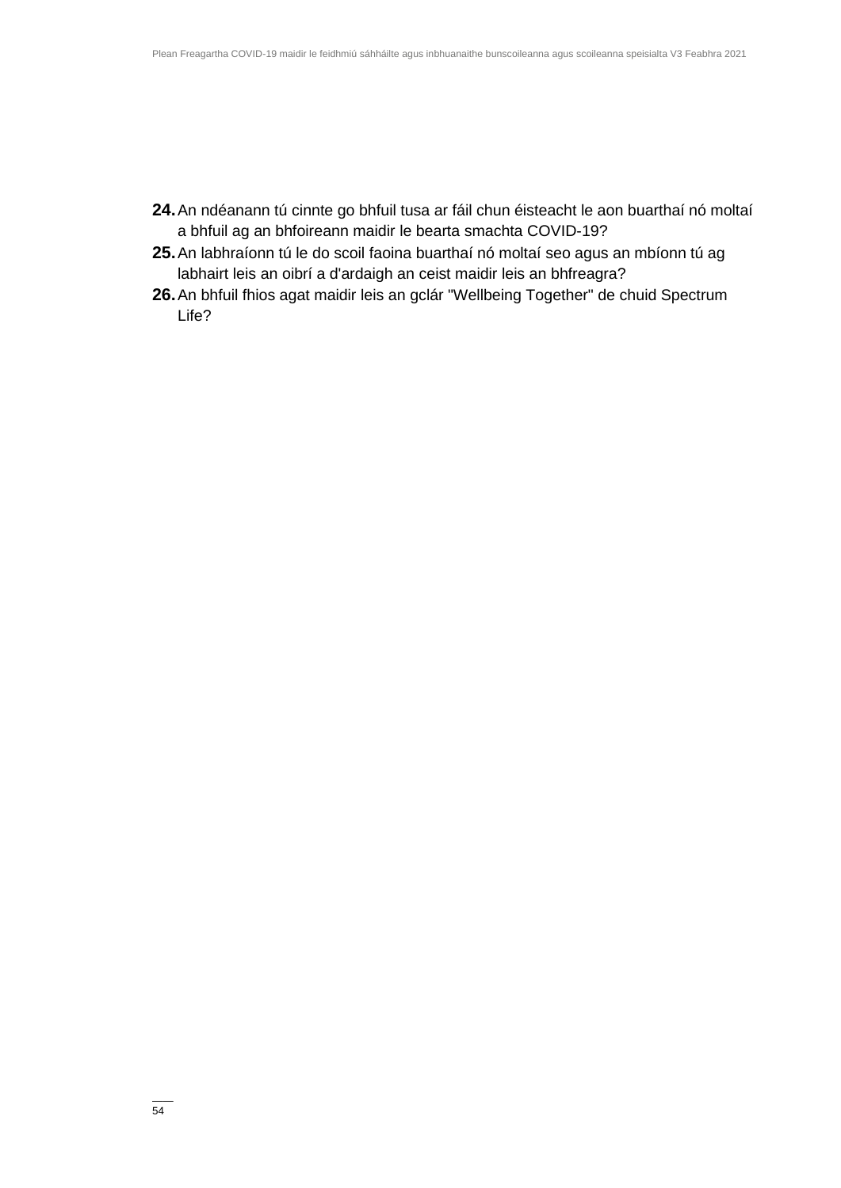**24.** An ndéanann tú cinnte go bhfuil tusa ar fáil chun éisteacht le aon buarthaí nó moltaí a bhfuil ag an bhfoireann maidir le bearta smachta COVID-19?

**25.** An labhraíonn tú le do scoil faoina buarthaí nó moltaí seo agus an mbíonn tú ag labhairt leis an oibrí a d'ardaigh an ceist maidir leis an bhfreagra?

**26.** An bhfuil fhios agat maidir leis an gclár "Wellbeing Together" de chuid Spectrum Life?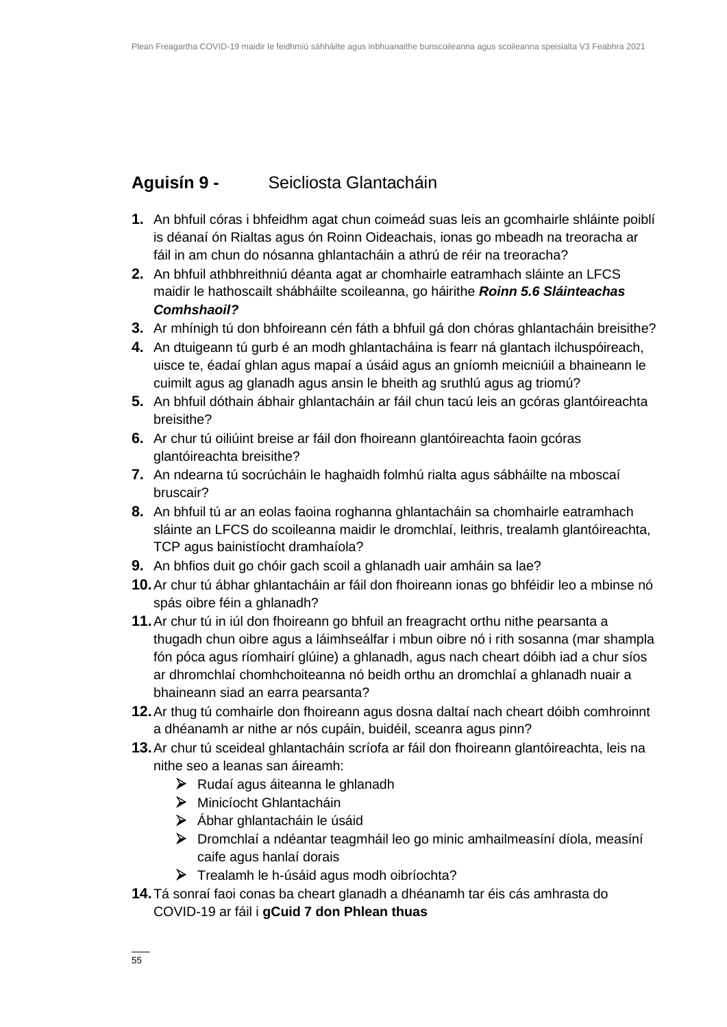## Aguisín 9 - Seicliosta Glantacháin

1. An bhfuil córas i bhfeidhm agat chun coimeád suas leis an gcomhairle shláinte poiblí is déanaí ón Rialtas agus ón Roinn Oideachais, ionas go mbeadh na treoracha ar fáil in am chun do nósanna ghlantacháin a athrú de réir na treoracha?
2. An bhfuil athbhreithniú déanta agat ar chomhairle eatramhach sláinte an LFCS maidir le hathoscailt shábháilte scoileanna, go háirithe ***Roinn 5.6 Sláinteachas Comhshaoil?***
3. Ar mhínigh tú don bhfoireann cén fáth a bhfuil gá don chóras ghlantacháin breisithe?
4. An dtuigeann tú gurb é an modh ghlantacháina is fearr ná glantach ilchuspóireach, uisce te, éadaí ghlan agus mapaí a úsáid agus an gníomh meicniúil a bhaineann le cuimilt agus ag glanadh agus ansin le bheith ag sruthlú agus ag triomú?
5. An bhfuil dóthain ábhair ghlantacháin ar fáil chun tacú leis an gcóras glantóireachta breisithe?
6. Ar chur tú oiliúint breise ar fáil don fhoireann glantóireachta faoin gcóras glantóireachta breisithe?
7. An ndearna tú socrúcháin le haghaidh folmhú rialta agus sábháilte na mboscaí bruscair?
8. An bhfuil tú ar an eolas faoina roghanna ghlantacháin sa chomhairle eatramhach sláinte an LFCS do scoileanna maidir le dromchlaí, leithris, trealamh glantóireachta, TCP agus bainistíocht dramhaíola?
9. An bhfios duit go chóir gach scoil a ghlanadh uair amháin sa lae?
10. Ar chur tú ábhar ghlantacháin ar fáil don fhoireann ionas go bhféidir leo a mbinse nó spás oibre féin a ghlanadh?
11. Ar chur tú in iúl don fhoireann go bhfuil an freagracht orthu nithe pearsanta a thugadh chun oibre agus a láimhseálfar i mbun oibre nó i rith sosanna (mar shampla fón póca agus ríomhairí glúine) a ghlanadh, agus nach cheart dóibh iad a chur síos ar dhromchlaí chomhchoiteanna nó beidh orthu an dromchlaí a ghlanadh nuair a bhaineann siad an earra pearsanta?
12. Ar thug tú comhairle don fhoireann agus dosna daltaí nach cheart dóibh comhroinnt a dhéanamh ar nithe ar nós cupáin, buidéil, sceanra agus pinn?
13. Ar chur tú sceideal ghlantacháin scríofa ar fáil don fhoireann glantóireachta, leis na nithe seo a leanas san áireamh:
    - Rudaí agus áiteanna le ghlanadh
    - Minicíocht Ghlantacháin
    - Ábhar ghlantacháin le úsáid
    - Dromchlaí a ndéantar teagmháil leo go minic amhailmeasíní díola, measíní caife agus hanlaí dorais
    - Trealamh le h-úsáid agus modh oibríochta?
14. Tá sonraí faoi conas ba cheart glanadh a dhéanamh tar éis cás amhrasta do COVID-19 ar fáil i **gCuid 7 don Phlean thuas**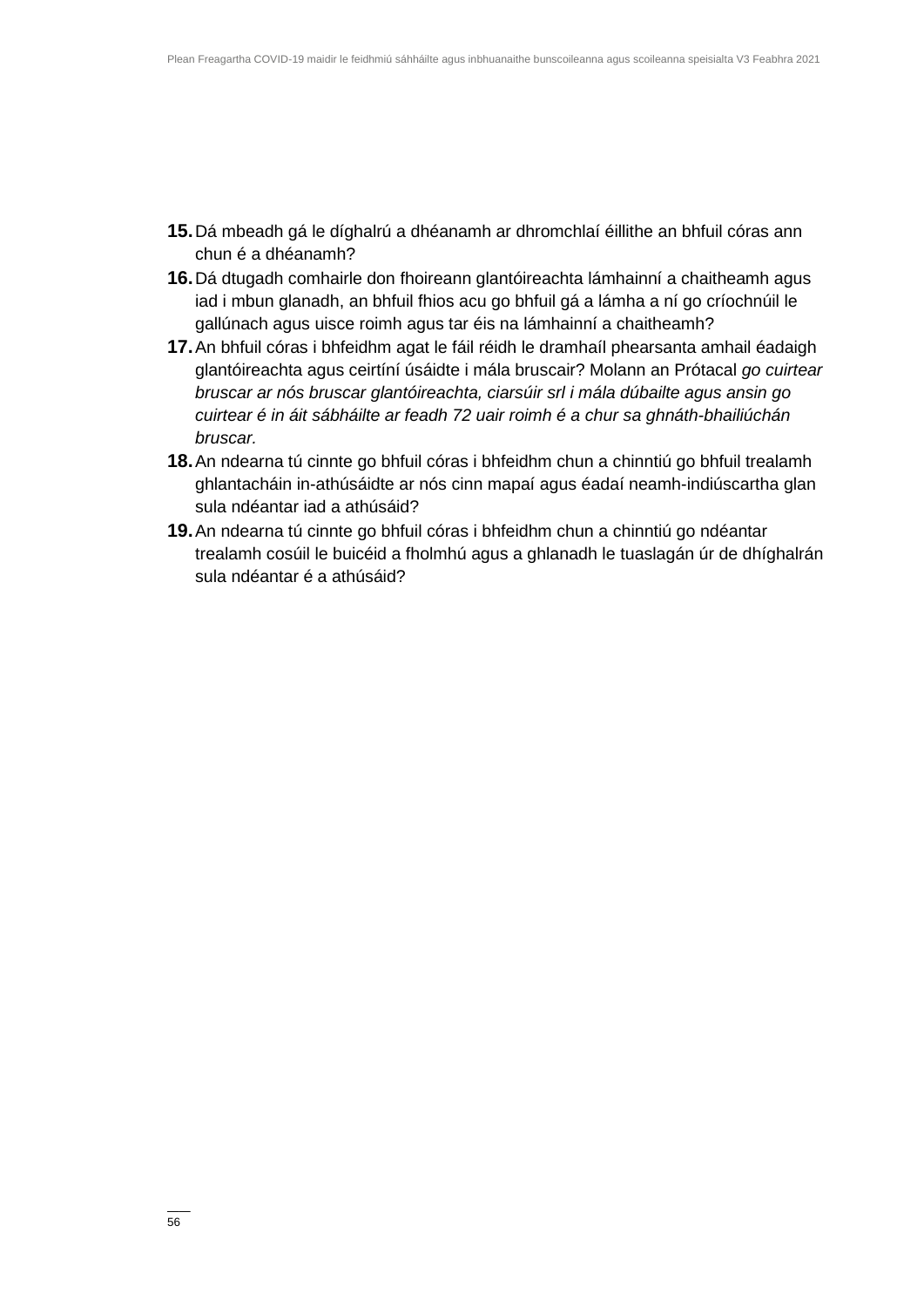15. Dá mbeadh gá le díghalrú a dhéanamh ar dhromchlaí éillithe an bhfuil córas ann chun é a dhéanamh?
16. Dá dtugadh comhairle don fhoireann glantóireachta lámhainní a chaitheamh agus iad i mbun glanadh, an bhfuil fhios acu go bhfuil gá a lámha a ní go críochnúil le gallúnach agus uisce roimh agus tar éis na lámhainní a chaitheamh?
17. An bhfuil córas i bhfeidhm agat le fáil réidh le dramhaíl phearsanta amhail éadaigh glantóireachta agus ceirtíní úsáidte i mála bruscair? Molann an Prótacal *go cuirtear bruscar ar nós bruscar glantóireachta, ciarsúir srl i mála dúbailte agus ansin go cuirtear é in áit sábháilte ar feadh 72 uair roimh é a chur sa ghnáth-bhailiúchán bruscar.*
18. An ndearna tú cinnte go bhfuil córas i bhfeidhm chun a chinntiú go bhfuil trealamh ghlantacháin in-athúsáidte ar nós cinn mapaí agus éadaí neamh-indiúscartha glan sula ndéantar iad a athúsáid?
19. An ndearna tú cinnte go bhfuil córas i bhfeidhm chun a chinntiú go ndéantar trealamh cosúil le buicéid a fholmhú agus a ghlanadh le tuaslagán úr de dhíghalrán sula ndéantar é a athúsáid?